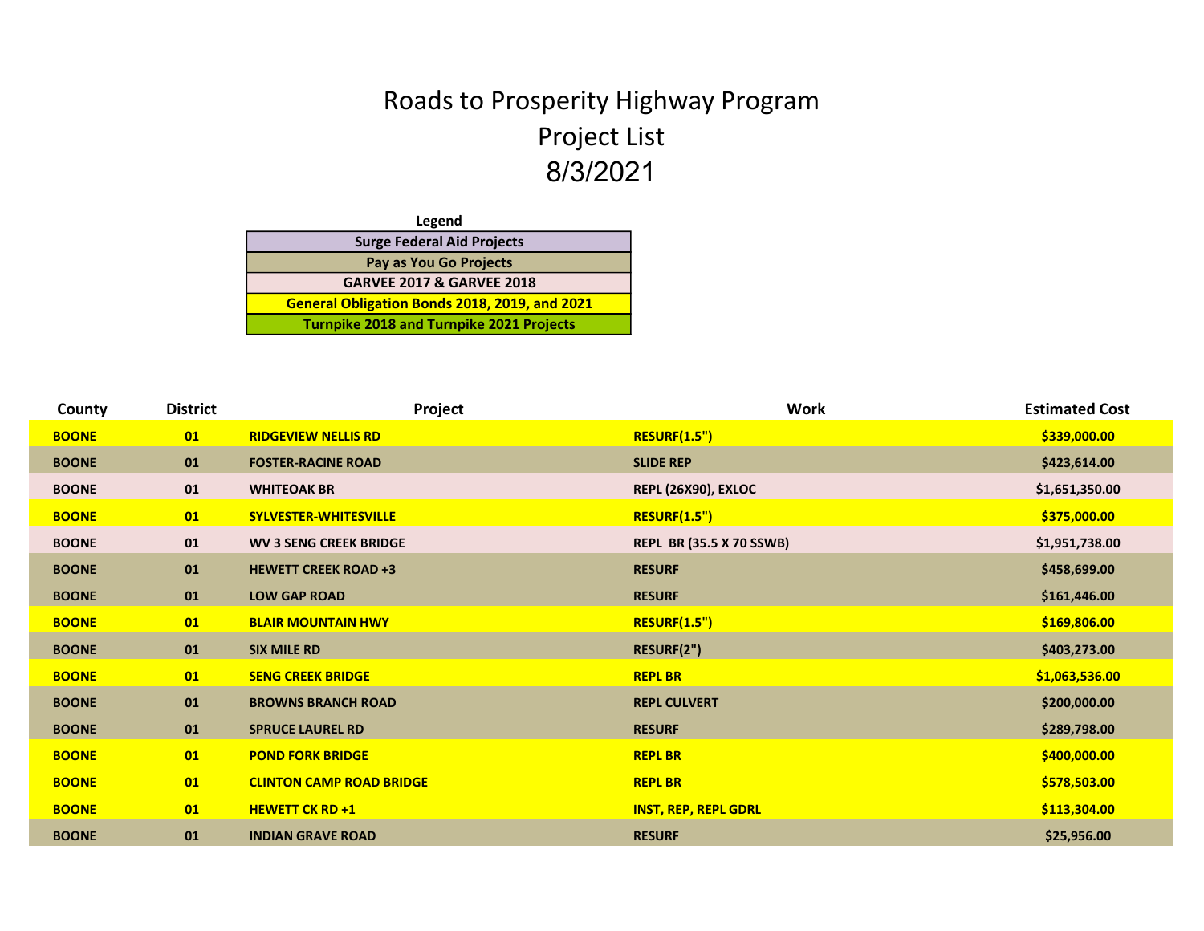# Roads to Prosperity Highway Program

## Project List

## 8/3/2021

**Legend**

| Legend |
|---|
| Surge Federal Aid Projects |
| Pay as You Go Projects |
| GARVEE 2017 & GARVEE 2018 |
| General Obligation Bonds 2018, 2019, and 2021 |
| Turnpike 2018 and Turnpike 2021 Projects |

| County | District | Project | Work | Estimated Cost |
|---|---|---|---|---|
| BOONE | 01 | RIDGEVIEW NELLIS RD | RESURF(1.5") | $339,000.00 |
| BOONE | 01 | FOSTER-RACINE ROAD | SLIDE REP | $423,614.00 |
| BOONE | 01 | WHITEOAK BR | REPL (26X90), EXLOC | $1,651,350.00 |
| BOONE | 01 | SYLVESTER-WHITESVILLE | RESURF(1.5") | $375,000.00 |
| BOONE | 01 | WV 3 SENG CREEK BRIDGE | REPL BR (35.5 X 70 SSWB) | $1,951,738.00 |
| BOONE | 01 | HEWETT CREEK ROAD +3 | RESURF | $458,699.00 |
| BOONE | 01 | LOW GAP ROAD | RESURF | $161,446.00 |
| BOONE | 01 | BLAIR MOUNTAIN HWY | RESURF(1.5") | $169,806.00 |
| BOONE | 01 | SIX MILE RD | RESURF(2") | $403,273.00 |
| BOONE | 01 | SENG CREEK BRIDGE | REPL BR | $1,063,536.00 |
| BOONE | 01 | BROWNS BRANCH ROAD | REPL CULVERT | $200,000.00 |
| BOONE | 01 | SPRUCE LAUREL RD | RESURF | $289,798.00 |
| BOONE | 01 | POND FORK BRIDGE | REPL BR | $400,000.00 |
| BOONE | 01 | CLINTON CAMP ROAD BRIDGE | REPL BR | $578,503.00 |
| BOONE | 01 | HEWETT CK RD +1 | INST, REP, REPL GDRL | $113,304.00 |
| BOONE | 01 | INDIAN GRAVE ROAD | RESURF | $25,956.00 |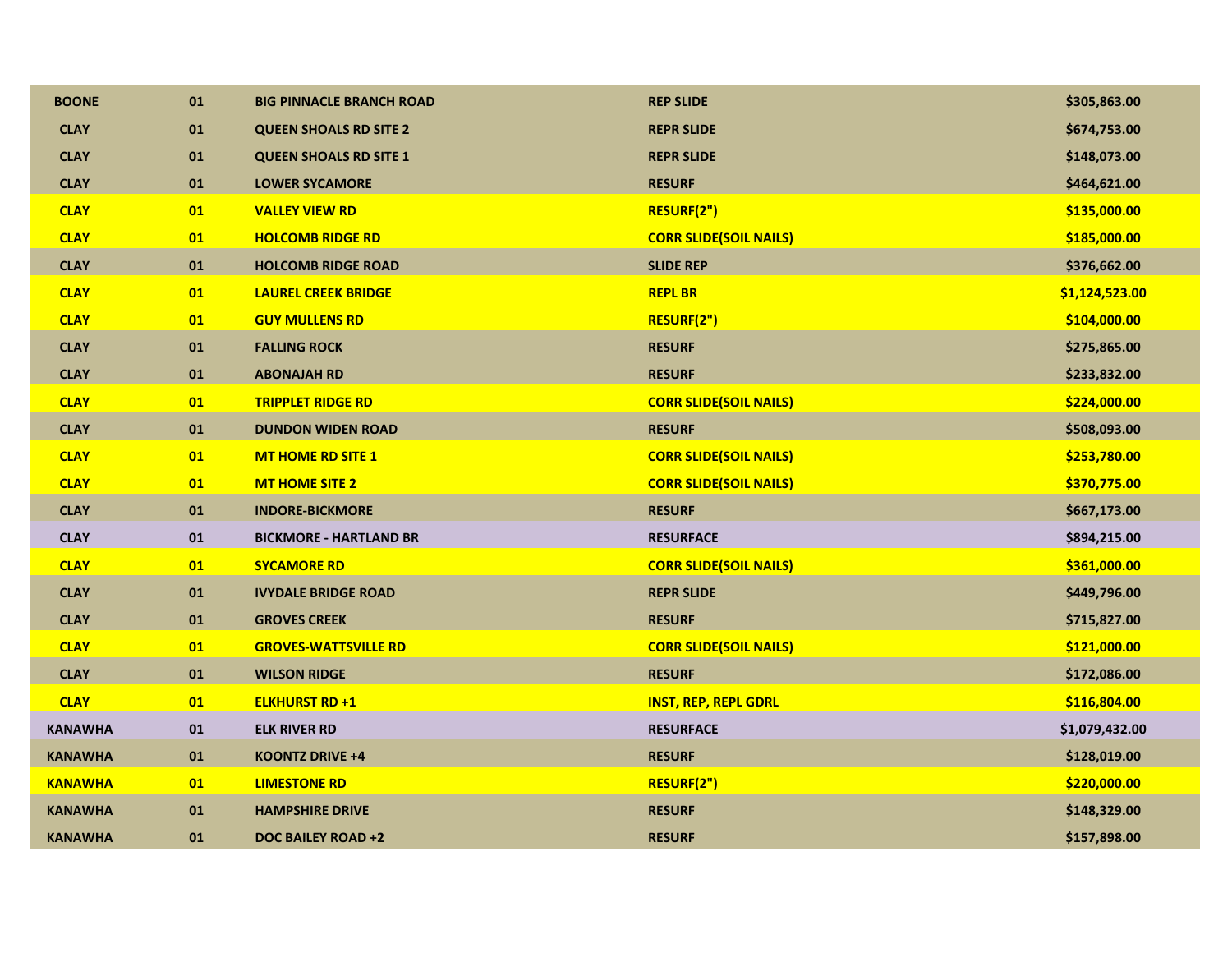| | | | | |
|---|---|---|---|---|
| **BOONE** | **01** | **BIG PINNACLE BRANCH ROAD** | **REP SLIDE** | **$305,863.00** |
| **CLAY** | **01** | **QUEEN SHOALS RD SITE 2** | **REPR SLIDE** | **$674,753.00** |
| **CLAY** | **01** | **QUEEN SHOALS RD SITE 1** | **REPR SLIDE** | **$148,073.00** |
| **CLAY** | **01** | **LOWER SYCAMORE** | **RESURF** | **$464,621.00** |
| **CLAY** | **01** | **VALLEY VIEW RD** | **RESURF(2")** | **$135,000.00** |
| **CLAY** | **01** | **HOLCOMB RIDGE RD** | **CORR SLIDE(SOIL NAILS)** | **$185,000.00** |
| **CLAY** | **01** | **HOLCOMB RIDGE ROAD** | **SLIDE REP** | **$376,662.00** |
| **CLAY** | **01** | **LAUREL CREEK BRIDGE** | **REPL BR** | **$1,124,523.00** |
| **CLAY** | **01** | **GUY MULLENS RD** | **RESURF(2")** | **$104,000.00** |
| **CLAY** | **01** | **FALLING ROCK** | **RESURF** | **$275,865.00** |
| **CLAY** | **01** | **ABONAJAH RD** | **RESURF** | **$233,832.00** |
| **CLAY** | **01** | **TRIPPLET RIDGE RD** | **CORR SLIDE(SOIL NAILS)** | **$224,000.00** |
| **CLAY** | **01** | **DUNDON WIDEN ROAD** | **RESURF** | **$508,093.00** |
| **CLAY** | **01** | **MT HOME RD SITE 1** | **CORR SLIDE(SOIL NAILS)** | **$253,780.00** |
| **CLAY** | **01** | **MT HOME SITE 2** | **CORR SLIDE(SOIL NAILS)** | **$370,775.00** |
| **CLAY** | **01** | **INDORE-BICKMORE** | **RESURF** | **$667,173.00** |
| **CLAY** | **01** | **BICKMORE - HARTLAND BR** | **RESURFACE** | **$894,215.00** |
| **CLAY** | **01** | **SYCAMORE RD** | **CORR SLIDE(SOIL NAILS)** | **$361,000.00** |
| **CLAY** | **01** | **IVYDALE BRIDGE ROAD** | **REPR SLIDE** | **$449,796.00** |
| **CLAY** | **01** | **GROVES CREEK** | **RESURF** | **$715,827.00** |
| **CLAY** | **01** | **GROVES-WATTSVILLE RD** | **CORR SLIDE(SOIL NAILS)** | **$121,000.00** |
| **CLAY** | **01** | **WILSON RIDGE** | **RESURF** | **$172,086.00** |
| **CLAY** | **01** | **ELKHURST RD +1** | **INST, REP, REPL GDRL** | **$116,804.00** |
| **KANAWHA** | **01** | **ELK RIVER RD** | **RESURFACE** | **$1,079,432.00** |
| **KANAWHA** | **01** | **KOONTZ DRIVE +4** | **RESURF** | **$128,019.00** |
| **KANAWHA** | **01** | **LIMESTONE RD** | **RESURF(2")** | **$220,000.00** |
| **KANAWHA** | **01** | **HAMPSHIRE DRIVE** | **RESURF** | **$148,329.00** |
| **KANAWHA** | **01** | **DOC BAILEY ROAD +2** | **RESURF** | **$157,898.00** |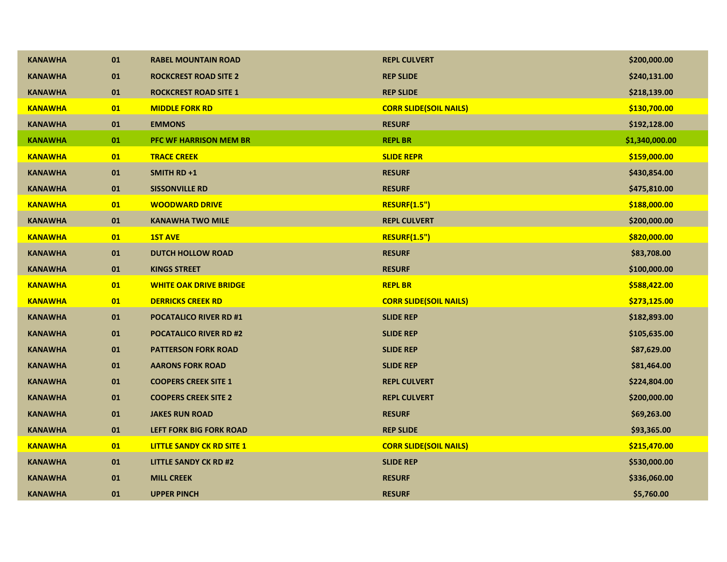| | | | | |
|---|---|---|---|---|
| **KANAWHA** | **01** | **RABEL MOUNTAIN ROAD** | **REPL CULVERT** | **$200,000.00** |
| **KANAWHA** | **01** | **ROCKCREST ROAD SITE 2** | **REP SLIDE** | **$240,131.00** |
| **KANAWHA** | **01** | **ROCKCREST ROAD SITE 1** | **REP SLIDE** | **$218,139.00** |
| **KANAWHA** | **01** | **MIDDLE FORK RD** | **CORR SLIDE(SOIL NAILS)** | **$130,700.00** |
| **KANAWHA** | **01** | **EMMONS** | **RESURF** | **$192,128.00** |
| **KANAWHA** | **01** | **PFC WF HARRISON MEM BR** | **REPL BR** | **$1,340,000.00** |
| **KANAWHA** | **01** | **TRACE CREEK** | **SLIDE REPR** | **$159,000.00** |
| **KANAWHA** | **01** | **SMITH RD +1** | **RESURF** | **$430,854.00** |
| **KANAWHA** | **01** | **SISSONVILLE RD** | **RESURF** | **$475,810.00** |
| **KANAWHA** | **01** | **WOODWARD DRIVE** | **RESURF(1.5")** | **$188,000.00** |
| **KANAWHA** | **01** | **KANAWHA TWO MILE** | **REPL CULVERT** | **$200,000.00** |
| **KANAWHA** | **01** | **1ST AVE** | **RESURF(1.5")** | **$820,000.00** |
| **KANAWHA** | **01** | **DUTCH HOLLOW ROAD** | **RESURF** | **$83,708.00** |
| **KANAWHA** | **01** | **KINGS STREET** | **RESURF** | **$100,000.00** |
| **KANAWHA** | **01** | **WHITE OAK DRIVE BRIDGE** | **REPL BR** | **$588,422.00** |
| **KANAWHA** | **01** | **DERRICKS CREEK RD** | **CORR SLIDE(SOIL NAILS)** | **$273,125.00** |
| **KANAWHA** | **01** | **POCATALICO RIVER RD #1** | **SLIDE REP** | **$182,893.00** |
| **KANAWHA** | **01** | **POCATALICO RIVER RD #2** | **SLIDE REP** | **$105,635.00** |
| **KANAWHA** | **01** | **PATTERSON FORK ROAD** | **SLIDE REP** | **$87,629.00** |
| **KANAWHA** | **01** | **AARONS FORK ROAD** | **SLIDE REP** | **$81,464.00** |
| **KANAWHA** | **01** | **COOPERS CREEK SITE 1** | **REPL CULVERT** | **$224,804.00** |
| **KANAWHA** | **01** | **COOPERS CREEK SITE 2** | **REPL CULVERT** | **$200,000.00** |
| **KANAWHA** | **01** | **JAKES RUN ROAD** | **RESURF** | **$69,263.00** |
| **KANAWHA** | **01** | **LEFT FORK BIG FORK ROAD** | **REP SLIDE** | **$93,365.00** |
| **KANAWHA** | **01** | **LITTLE SANDY CK RD SITE 1** | **CORR SLIDE(SOIL NAILS)** | **$215,470.00** |
| **KANAWHA** | **01** | **LITTLE SANDY CK RD #2** | **SLIDE REP** | **$530,000.00** |
| **KANAWHA** | **01** | **MILL CREEK** | **RESURF** | **$336,060.00** |
| **KANAWHA** | **01** | **UPPER PINCH** | **RESURF** | **$5,760.00** |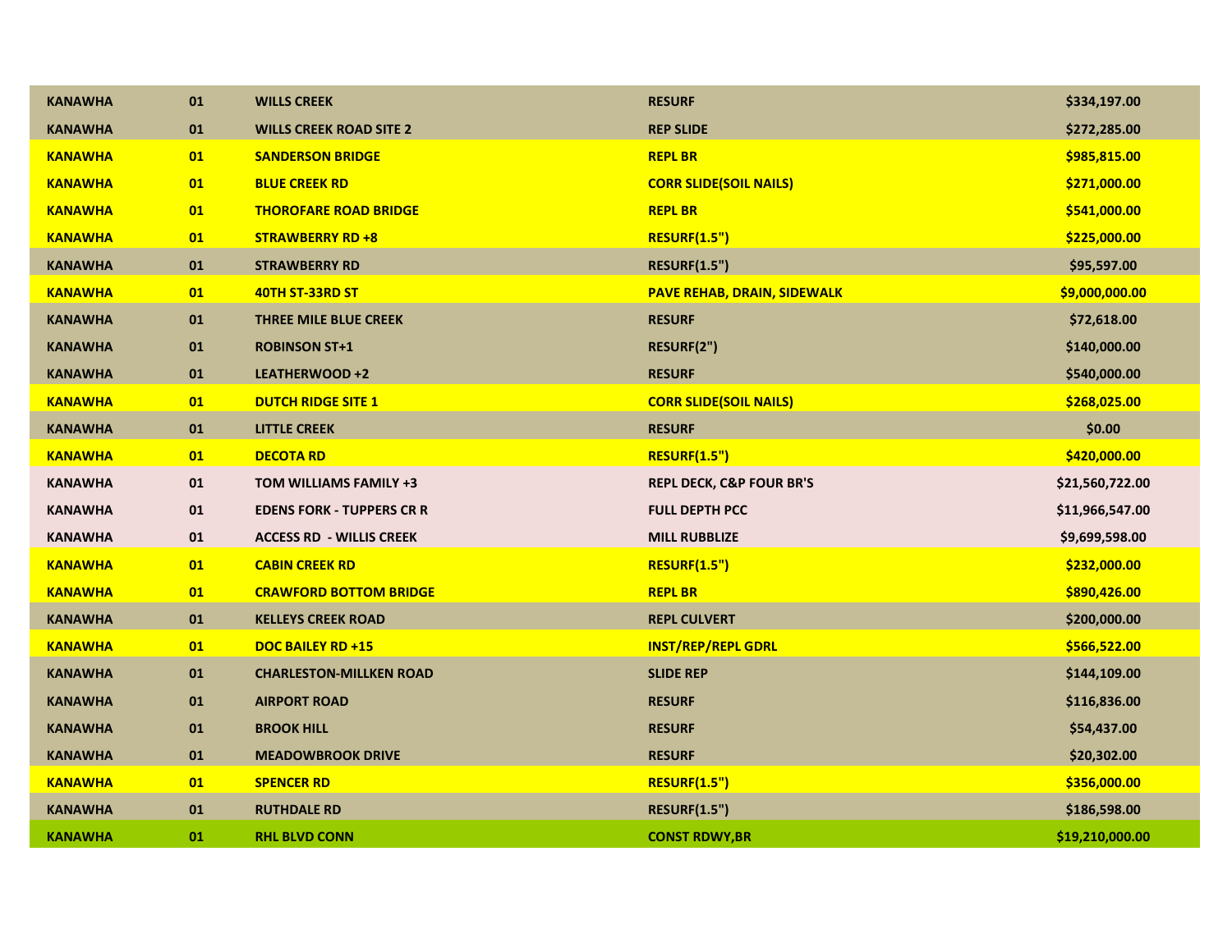| | | | | |
|---|---|---|---|---|
| **KANAWHA** | **01** | **WILLS CREEK** | **RESURF** | **$334,197.00** |
| **KANAWHA** | **01** | **WILLS CREEK ROAD SITE 2** | **REP SLIDE** | **$272,285.00** |
| **KANAWHA** | **01** | **SANDERSON BRIDGE** | **REPL BR** | **$985,815.00** |
| **KANAWHA** | **01** | **BLUE CREEK RD** | **CORR SLIDE(SOIL NAILS)** | **$271,000.00** |
| **KANAWHA** | **01** | **THOROFARE ROAD BRIDGE** | **REPL BR** | **$541,000.00** |
| **KANAWHA** | **01** | **STRAWBERRY RD +8** | **RESURF(1.5")** | **$225,000.00** |
| **KANAWHA** | **01** | **STRAWBERRY RD** | **RESURF(1.5")** | **$95,597.00** |
| **KANAWHA** | **01** | **40TH ST-33RD ST** | **PAVE REHAB, DRAIN, SIDEWALK** | **$9,000,000.00** |
| **KANAWHA** | **01** | **THREE MILE BLUE CREEK** | **RESURF** | **$72,618.00** |
| **KANAWHA** | **01** | **ROBINSON ST+1** | **RESURF(2")** | **$140,000.00** |
| **KANAWHA** | **01** | **LEATHERWOOD +2** | **RESURF** | **$540,000.00** |
| **KANAWHA** | **01** | **DUTCH RIDGE SITE 1** | **CORR SLIDE(SOIL NAILS)** | **$268,025.00** |
| **KANAWHA** | **01** | **LITTLE CREEK** | **RESURF** | **$0.00** |
| **KANAWHA** | **01** | **DECOTA RD** | **RESURF(1.5")** | **$420,000.00** |
| **KANAWHA** | **01** | **TOM WILLIAMS FAMILY +3** | **REPL DECK, C&P FOUR BR'S** | **$21,560,722.00** |
| **KANAWHA** | **01** | **EDENS FORK - TUPPERS CR R** | **FULL DEPTH PCC** | **$11,966,547.00** |
| **KANAWHA** | **01** | **ACCESS RD - WILLIS CREEK** | **MILL RUBBLIZE** | **$9,699,598.00** |
| **KANAWHA** | **01** | **CABIN CREEK RD** | **RESURF(1.5")** | **$232,000.00** |
| **KANAWHA** | **01** | **CRAWFORD BOTTOM BRIDGE** | **REPL BR** | **$890,426.00** |
| **KANAWHA** | **01** | **KELLEYS CREEK ROAD** | **REPL CULVERT** | **$200,000.00** |
| **KANAWHA** | **01** | **DOC BAILEY RD +15** | **INST/REP/REPL GDRL** | **$566,522.00** |
| **KANAWHA** | **01** | **CHARLESTON-MILLKEN ROAD** | **SLIDE REP** | **$144,109.00** |
| **KANAWHA** | **01** | **AIRPORT ROAD** | **RESURF** | **$116,836.00** |
| **KANAWHA** | **01** | **BROOK HILL** | **RESURF** | **$54,437.00** |
| **KANAWHA** | **01** | **MEADOWBROOK DRIVE** | **RESURF** | **$20,302.00** |
| **KANAWHA** | **01** | **SPENCER RD** | **RESURF(1.5")** | **$356,000.00** |
| **KANAWHA** | **01** | **RUTHDALE RD** | **RESURF(1.5")** | **$186,598.00** |
| **KANAWHA** | **01** | **RHL BLVD CONN** | **CONST RDWY,BR** | **$19,210,000.00** |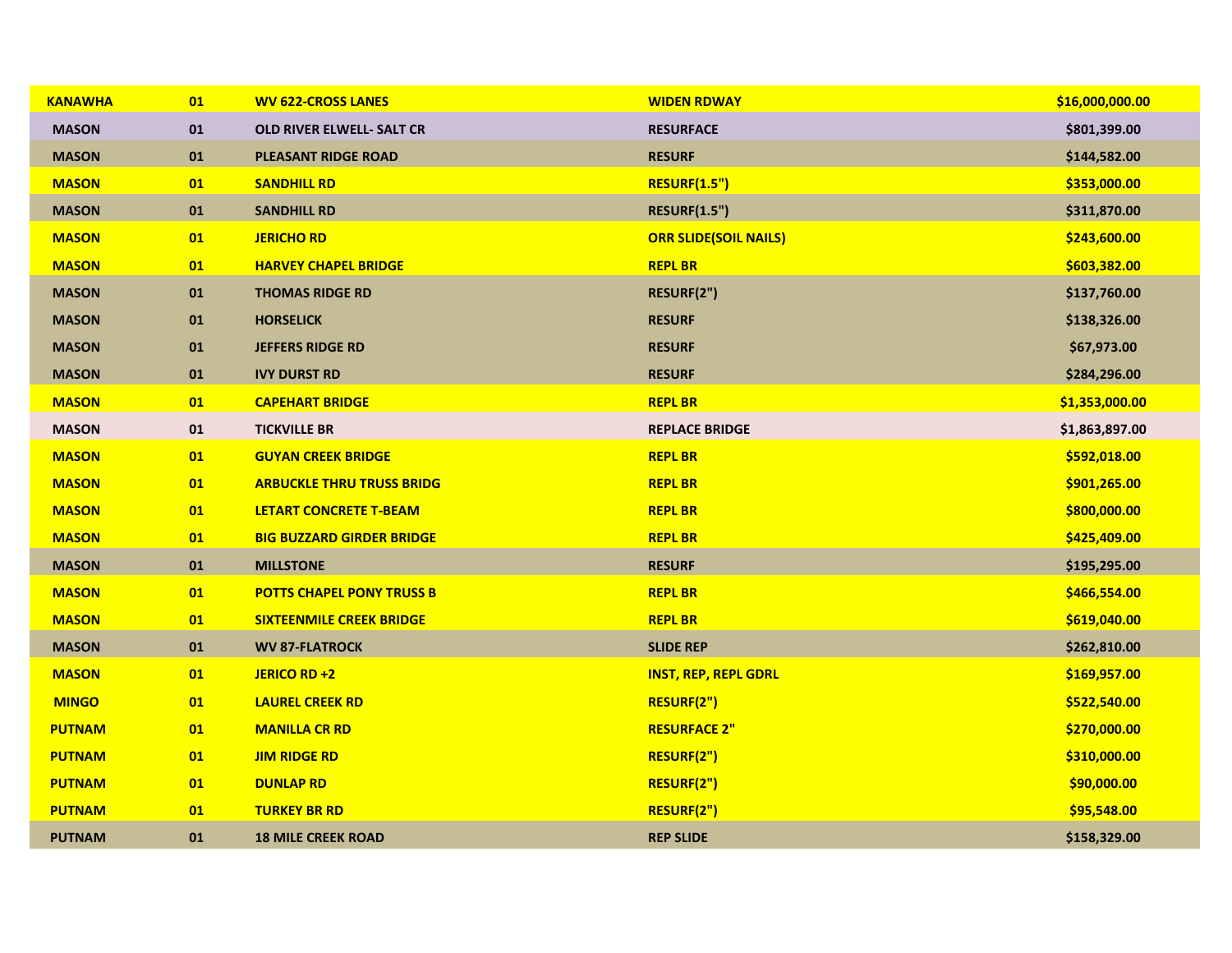| | | | | |
|---|---|---|---|---|
| KANAWHA | 01 | WV 622-CROSS LANES | WIDEN RDWAY | $16,000,000.00 |
| MASON | 01 | OLD RIVER ELWELL- SALT CR | RESURFACE | $801,399.00 |
| MASON | 01 | PLEASANT RIDGE ROAD | RESURF | $144,582.00 |
| MASON | 01 | SANDHILL RD | RESURF(1.5") | $353,000.00 |
| MASON | 01 | SANDHILL RD | RESURF(1.5") | $311,870.00 |
| MASON | 01 | JERICHO RD | ORR SLIDE(SOIL NAILS) | $243,600.00 |
| MASON | 01 | HARVEY CHAPEL BRIDGE | REPL BR | $603,382.00 |
| MASON | 01 | THOMAS RIDGE RD | RESURF(2") | $137,760.00 |
| MASON | 01 | HORSELICK | RESURF | $138,326.00 |
| MASON | 01 | JEFFERS RIDGE RD | RESURF | $67,973.00 |
| MASON | 01 | IVY DURST RD | RESURF | $284,296.00 |
| MASON | 01 | CAPEHART BRIDGE | REPL BR | $1,353,000.00 |
| MASON | 01 | TICKVILLE BR | REPLACE BRIDGE | $1,863,897.00 |
| MASON | 01 | GUYAN CREEK BRIDGE | REPL BR | $592,018.00 |
| MASON | 01 | ARBUCKLE THRU TRUSS BRIDG | REPL BR | $901,265.00 |
| MASON | 01 | LETART CONCRETE T-BEAM | REPL BR | $800,000.00 |
| MASON | 01 | BIG BUZZARD GIRDER BRIDGE | REPL BR | $425,409.00 |
| MASON | 01 | MILLSTONE | RESURF | $195,295.00 |
| MASON | 01 | POTTS CHAPEL PONY TRUSS B | REPL BR | $466,554.00 |
| MASON | 01 | SIXTEENMILE CREEK BRIDGE | REPL BR | $619,040.00 |
| MASON | 01 | WV 87-FLATROCK | SLIDE REP | $262,810.00 |
| MASON | 01 | JERICO RD +2 | INST, REP, REPL GDRL | $169,957.00 |
| MINGO | 01 | LAUREL CREEK RD | RESURF(2") | $522,540.00 |
| PUTNAM | 01 | MANILLA CR RD | RESURFACE 2" | $270,000.00 |
| PUTNAM | 01 | JIM RIDGE RD | RESURF(2") | $310,000.00 |
| PUTNAM | 01 | DUNLAP RD | RESURF(2") | $90,000.00 |
| PUTNAM | 01 | TURKEY BR RD | RESURF(2") | $95,548.00 |
| PUTNAM | 01 | 18 MILE CREEK ROAD | REP SLIDE | $158,329.00 |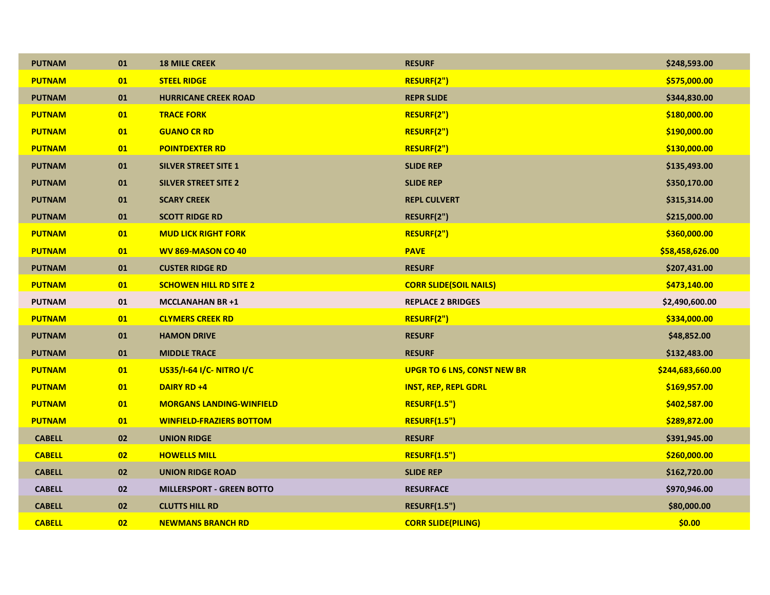| | | | | |
|---|---|---|---|---|
| PUTNAM | 01 | 18 MILE CREEK | RESURF | $248,593.00 |
| PUTNAM | 01 | STEEL RIDGE | RESURF(2") | $575,000.00 |
| PUTNAM | 01 | HURRICANE CREEK ROAD | REPR SLIDE | $344,830.00 |
| PUTNAM | 01 | TRACE FORK | RESURF(2") | $180,000.00 |
| PUTNAM | 01 | GUANO CR RD | RESURF(2") | $190,000.00 |
| PUTNAM | 01 | POINTDEXTER RD | RESURF(2") | $130,000.00 |
| PUTNAM | 01 | SILVER STREET SITE 1 | SLIDE REP | $135,493.00 |
| PUTNAM | 01 | SILVER STREET SITE 2 | SLIDE REP | $350,170.00 |
| PUTNAM | 01 | SCARY CREEK | REPL CULVERT | $315,314.00 |
| PUTNAM | 01 | SCOTT RIDGE RD | RESURF(2") | $215,000.00 |
| PUTNAM | 01 | MUD LICK RIGHT FORK | RESURF(2") | $360,000.00 |
| PUTNAM | 01 | WV 869-MASON CO 40 | PAVE | $58,458,626.00 |
| PUTNAM | 01 | CUSTER RIDGE RD | RESURF | $207,431.00 |
| PUTNAM | 01 | SCHOWEN HILL RD SITE 2 | CORR SLIDE(SOIL NAILS) | $473,140.00 |
| PUTNAM | 01 | MCCLANAHAN BR +1 | REPLACE 2 BRIDGES | $2,490,600.00 |
| PUTNAM | 01 | CLYMERS CREEK RD | RESURF(2") | $334,000.00 |
| PUTNAM | 01 | HAMON DRIVE | RESURF | $48,852.00 |
| PUTNAM | 01 | MIDDLE TRACE | RESURF | $132,483.00 |
| PUTNAM | 01 | US35/I-64 I/C- NITRO I/C | UPGR TO 6 LNS, CONST NEW BR | $244,683,660.00 |
| PUTNAM | 01 | DAIRY RD +4 | INST, REP, REPL GDRL | $169,957.00 |
| PUTNAM | 01 | MORGANS LANDING-WINFIELD | RESURF(1.5") | $402,587.00 |
| PUTNAM | 01 | WINFIELD-FRAZIERS BOTTOM | RESURF(1.5") | $289,872.00 |
| CABELL | 02 | UNION RIDGE | RESURF | $391,945.00 |
| CABELL | 02 | HOWELLS MILL | RESURF(1.5") | $260,000.00 |
| CABELL | 02 | UNION RIDGE ROAD | SLIDE REP | $162,720.00 |
| CABELL | 02 | MILLERSPORT - GREEN BOTTO | RESURFACE | $970,946.00 |
| CABELL | 02 | CLUTTS HILL RD | RESURF(1.5") | $80,000.00 |
| CABELL | 02 | NEWMANS BRANCH RD | CORR SLIDE(PILING) | $0.00 |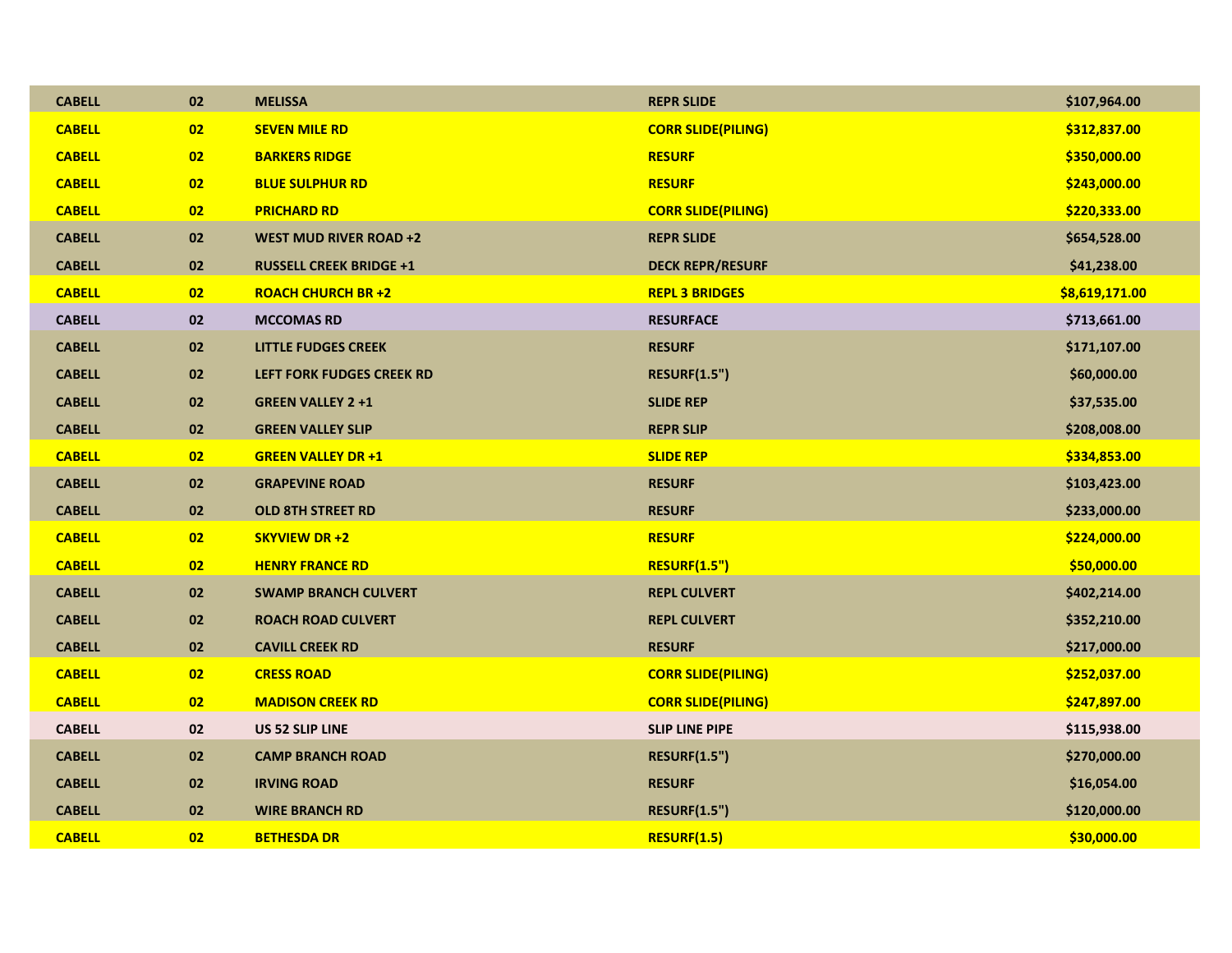| | | | | |
|---|---|---|---|---|
| CABELL | 02 | MELISSA | REPR SLIDE | $107,964.00 |
| CABELL | 02 | SEVEN MILE RD | CORR SLIDE(PILING) | $312,837.00 |
| CABELL | 02 | BARKERS RIDGE | RESURF | $350,000.00 |
| CABELL | 02 | BLUE SULPHUR RD | RESURF | $243,000.00 |
| CABELL | 02 | PRICHARD RD | CORR SLIDE(PILING) | $220,333.00 |
| CABELL | 02 | WEST MUD RIVER ROAD +2 | REPR SLIDE | $654,528.00 |
| CABELL | 02 | RUSSELL CREEK BRIDGE +1 | DECK REPR/RESURF | $41,238.00 |
| CABELL | 02 | ROACH CHURCH BR +2 | REPL 3 BRIDGES | $8,619,171.00 |
| CABELL | 02 | MCCOMAS RD | RESURFACE | $713,661.00 |
| CABELL | 02 | LITTLE FUDGES CREEK | RESURF | $171,107.00 |
| CABELL | 02 | LEFT FORK FUDGES CREEK RD | RESURF(1.5") | $60,000.00 |
| CABELL | 02 | GREEN VALLEY 2 +1 | SLIDE REP | $37,535.00 |
| CABELL | 02 | GREEN VALLEY SLIP | REPR SLIP | $208,008.00 |
| CABELL | 02 | GREEN VALLEY DR +1 | SLIDE REP | $334,853.00 |
| CABELL | 02 | GRAPEVINE ROAD | RESURF | $103,423.00 |
| CABELL | 02 | OLD 8TH STREET RD | RESURF | $233,000.00 |
| CABELL | 02 | SKYVIEW DR +2 | RESURF | $224,000.00 |
| CABELL | 02 | HENRY FRANCE RD | RESURF(1.5") | $50,000.00 |
| CABELL | 02 | SWAMP BRANCH CULVERT | REPL CULVERT | $402,214.00 |
| CABELL | 02 | ROACH ROAD CULVERT | REPL CULVERT | $352,210.00 |
| CABELL | 02 | CAVILL CREEK RD | RESURF | $217,000.00 |
| CABELL | 02 | CRESS ROAD | CORR SLIDE(PILING) | $252,037.00 |
| CABELL | 02 | MADISON CREEK RD | CORR SLIDE(PILING) | $247,897.00 |
| CABELL | 02 | US 52 SLIP LINE | SLIP LINE PIPE | $115,938.00 |
| CABELL | 02 | CAMP BRANCH ROAD | RESURF(1.5") | $270,000.00 |
| CABELL | 02 | IRVING ROAD | RESURF | $16,054.00 |
| CABELL | 02 | WIRE BRANCH RD | RESURF(1.5") | $120,000.00 |
| CABELL | 02 | BETHESDA DR | RESURF(1.5) | $30,000.00 |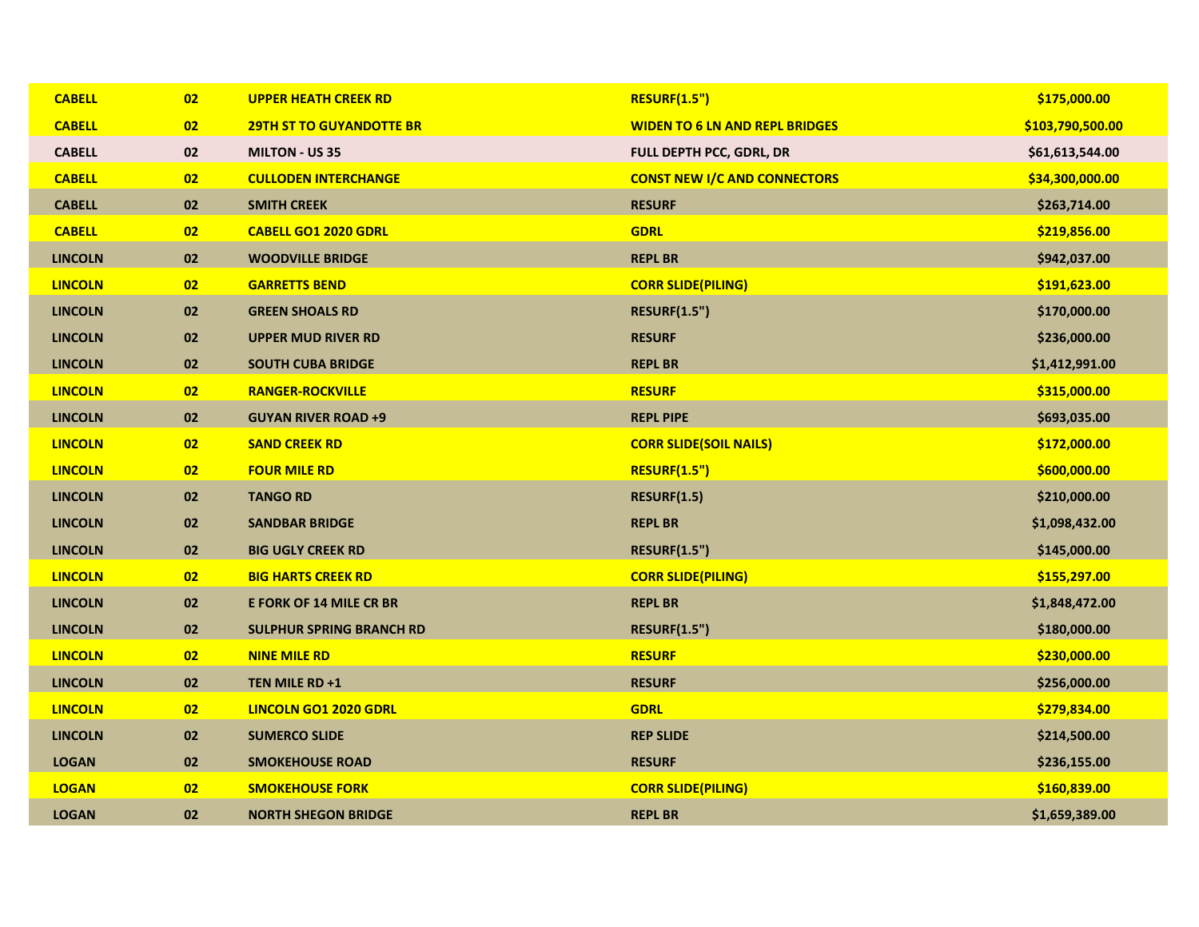| CABELL | 02 | UPPER HEATH CREEK RD | RESURF(1.5") | $175,000.00 |
|---|---|---|---|---|
| CABELL | 02 | 29TH ST TO GUYANDOTTE BR | WIDEN TO 6 LN AND REPL BRIDGES | $103,790,500.00 |
| CABELL | 02 | MILTON - US 35 | FULL DEPTH PCC, GDRL, DR | $61,613,544.00 |
| CABELL | 02 | CULLODEN INTERCHANGE | CONST NEW I/C AND CONNECTORS | $34,300,000.00 |
| CABELL | 02 | SMITH CREEK | RESURF | $263,714.00 |
| CABELL | 02 | CABELL GO1 2020 GDRL | GDRL | $219,856.00 |
| LINCOLN | 02 | WOODVILLE BRIDGE | REPL BR | $942,037.00 |
| LINCOLN | 02 | GARRETTS BEND | CORR SLIDE(PILING) | $191,623.00 |
| LINCOLN | 02 | GREEN SHOALS RD | RESURF(1.5") | $170,000.00 |
| LINCOLN | 02 | UPPER MUD RIVER RD | RESURF | $236,000.00 |
| LINCOLN | 02 | SOUTH CUBA BRIDGE | REPL BR | $1,412,991.00 |
| LINCOLN | 02 | RANGER-ROCKVILLE | RESURF | $315,000.00 |
| LINCOLN | 02 | GUYAN RIVER ROAD +9 | REPL PIPE | $693,035.00 |
| LINCOLN | 02 | SAND CREEK RD | CORR SLIDE(SOIL NAILS) | $172,000.00 |
| LINCOLN | 02 | FOUR MILE RD | RESURF(1.5") | $600,000.00 |
| LINCOLN | 02 | TANGO RD | RESURF(1.5) | $210,000.00 |
| LINCOLN | 02 | SANDBAR BRIDGE | REPL BR | $1,098,432.00 |
| LINCOLN | 02 | BIG UGLY CREEK RD | RESURF(1.5") | $145,000.00 |
| LINCOLN | 02 | BIG HARTS CREEK RD | CORR SLIDE(PILING) | $155,297.00 |
| LINCOLN | 02 | E FORK OF 14 MILE CR BR | REPL BR | $1,848,472.00 |
| LINCOLN | 02 | SULPHUR SPRING BRANCH RD | RESURF(1.5") | $180,000.00 |
| LINCOLN | 02 | NINE MILE RD | RESURF | $230,000.00 |
| LINCOLN | 02 | TEN MILE RD +1 | RESURF | $256,000.00 |
| LINCOLN | 02 | LINCOLN GO1 2020 GDRL | GDRL | $279,834.00 |
| LINCOLN | 02 | SUMERCO SLIDE | REP SLIDE | $214,500.00 |
| LOGAN | 02 | SMOKEHOUSE ROAD | RESURF | $236,155.00 |
| LOGAN | 02 | SMOKEHOUSE FORK | CORR SLIDE(PILING) | $160,839.00 |
| LOGAN | 02 | NORTH SHEGON BRIDGE | REPL BR | $1,659,389.00 |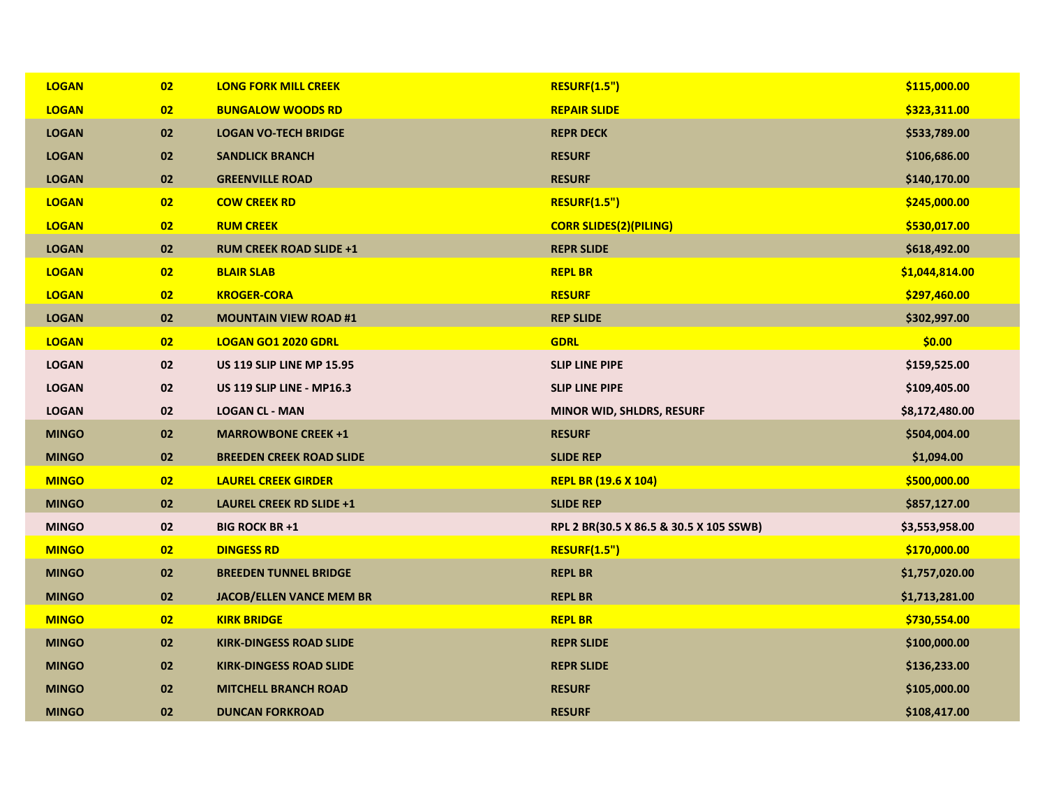| | | | | |
|---|---|---|---|---|
| **LOGAN** | **02** | **LONG FORK MILL CREEK** | **RESURF(1.5")** | **$115,000.00** |
| **LOGAN** | **02** | **BUNGALOW WOODS RD** | **REPAIR SLIDE** | **$323,311.00** |
| **LOGAN** | **02** | **LOGAN VO-TECH BRIDGE** | **REPR DECK** | **$533,789.00** |
| **LOGAN** | **02** | **SANDLICK BRANCH** | **RESURF** | **$106,686.00** |
| **LOGAN** | **02** | **GREENVILLE ROAD** | **RESURF** | **$140,170.00** |
| **LOGAN** | **02** | **COW CREEK RD** | **RESURF(1.5")** | **$245,000.00** |
| **LOGAN** | **02** | **RUM CREEK** | **CORR SLIDES(2)(PILING)** | **$530,017.00** |
| **LOGAN** | **02** | **RUM CREEK ROAD SLIDE +1** | **REPR SLIDE** | **$618,492.00** |
| **LOGAN** | **02** | **BLAIR SLAB** | **REPL BR** | **$1,044,814.00** |
| **LOGAN** | **02** | **KROGER-CORA** | **RESURF** | **$297,460.00** |
| **LOGAN** | **02** | **MOUNTAIN VIEW ROAD #1** | **REP SLIDE** | **$302,997.00** |
| **LOGAN** | **02** | **LOGAN GO1 2020 GDRL** | **GDRL** | **$0.00** |
| **LOGAN** | **02** | **US 119 SLIP LINE MP 15.95** | **SLIP LINE PIPE** | **$159,525.00** |
| **LOGAN** | **02** | **US 119 SLIP LINE - MP16.3** | **SLIP LINE PIPE** | **$109,405.00** |
| **LOGAN** | **02** | **LOGAN CL - MAN** | **MINOR WID, SHLDRS, RESURF** | **$8,172,480.00** |
| **MINGO** | **02** | **MARROWBONE CREEK +1** | **RESURF** | **$504,004.00** |
| **MINGO** | **02** | **BREEDEN CREEK ROAD SLIDE** | **SLIDE REP** | **$1,094.00** |
| **MINGO** | **02** | **LAUREL CREEK GIRDER** | **REPL BR (19.6 X 104)** | **$500,000.00** |
| **MINGO** | **02** | **LAUREL CREEK RD SLIDE +1** | **SLIDE REP** | **$857,127.00** |
| **MINGO** | **02** | **BIG ROCK BR +1** | **RPL 2 BR(30.5 X 86.5 & 30.5 X 105 SSWB)** | **$3,553,958.00** |
| **MINGO** | **02** | **DINGESS RD** | **RESURF(1.5")** | **$170,000.00** |
| **MINGO** | **02** | **BREEDEN TUNNEL BRIDGE** | **REPL BR** | **$1,757,020.00** |
| **MINGO** | **02** | **JACOB/ELLEN VANCE MEM BR** | **REPL BR** | **$1,713,281.00** |
| **MINGO** | **02** | **KIRK BRIDGE** | **REPL BR** | **$730,554.00** |
| **MINGO** | **02** | **KIRK-DINGESS ROAD SLIDE** | **REPR SLIDE** | **$100,000.00** |
| **MINGO** | **02** | **KIRK-DINGESS ROAD SLIDE** | **REPR SLIDE** | **$136,233.00** |
| **MINGO** | **02** | **MITCHELL BRANCH ROAD** | **RESURF** | **$105,000.00** |
| **MINGO** | **02** | **DUNCAN FORKROAD** | **RESURF** | **$108,417.00** |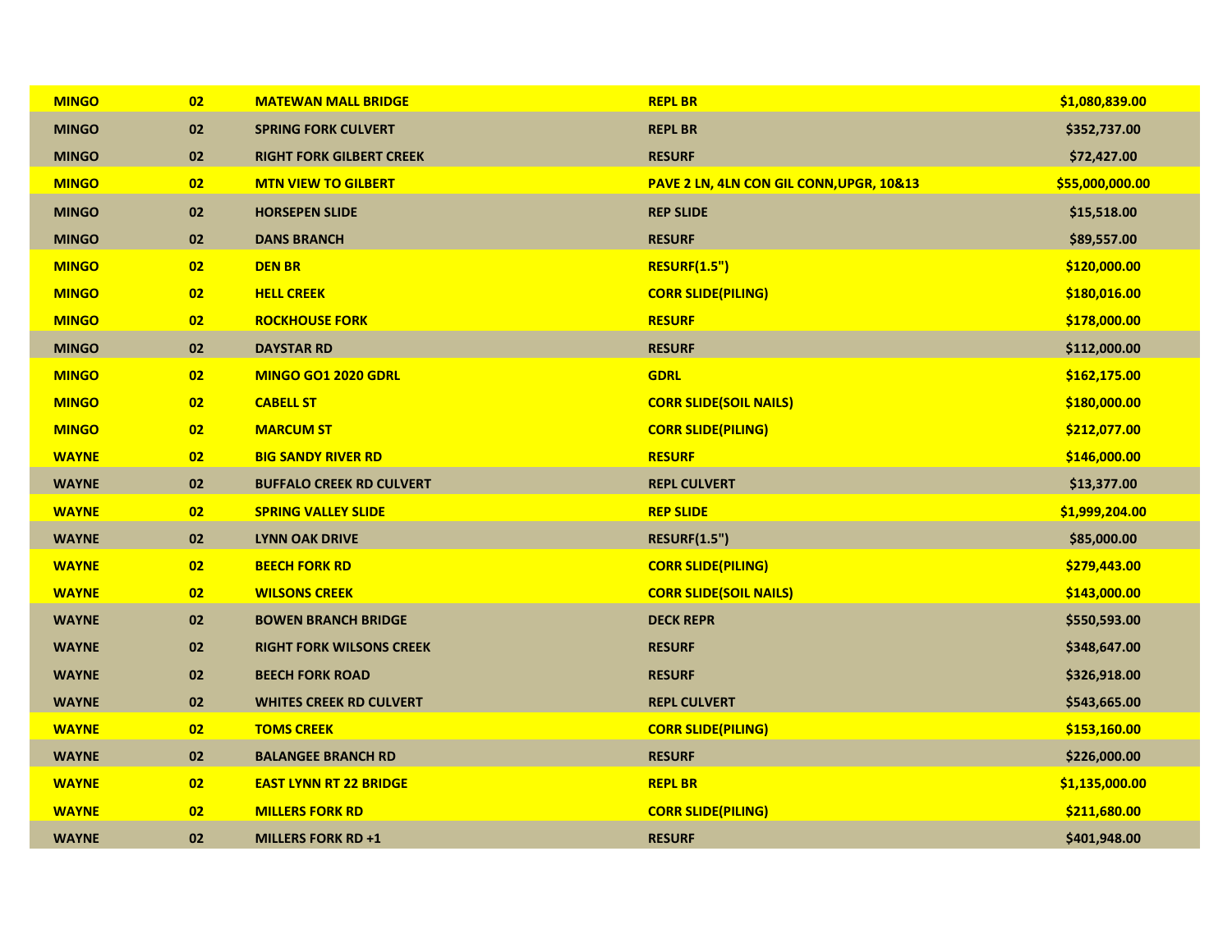| | | | | |
|---|---|---|---|---|
| **MINGO** | **02** | **MATEWAN MALL BRIDGE** | **REPL BR** | **$1,080,839.00** |
| **MINGO** | **02** | **SPRING FORK CULVERT** | **REPL BR** | **$352,737.00** |
| **MINGO** | **02** | **RIGHT FORK GILBERT CREEK** | **RESURF** | **$72,427.00** |
| **MINGO** | **02** | **MTN VIEW TO GILBERT** | **PAVE 2 LN, 4LN CON GIL CONN,UPGR, 10&13** | **$55,000,000.00** |
| **MINGO** | **02** | **HORSEPEN SLIDE** | **REP SLIDE** | **$15,518.00** |
| **MINGO** | **02** | **DANS BRANCH** | **RESURF** | **$89,557.00** |
| **MINGO** | **02** | **DEN BR** | **RESURF(1.5")** | **$120,000.00** |
| **MINGO** | **02** | **HELL CREEK** | **CORR SLIDE(PILING)** | **$180,016.00** |
| **MINGO** | **02** | **ROCKHOUSE FORK** | **RESURF** | **$178,000.00** |
| **MINGO** | **02** | **DAYSTAR RD** | **RESURF** | **$112,000.00** |
| **MINGO** | **02** | **MINGO GO1 2020 GDRL** | **GDRL** | **$162,175.00** |
| **MINGO** | **02** | **CABELL ST** | **CORR SLIDE(SOIL NAILS)** | **$180,000.00** |
| **MINGO** | **02** | **MARCUM ST** | **CORR SLIDE(PILING)** | **$212,077.00** |
| **WAYNE** | **02** | **BIG SANDY RIVER RD** | **RESURF** | **$146,000.00** |
| **WAYNE** | **02** | **BUFFALO CREEK RD CULVERT** | **REPL CULVERT** | **$13,377.00** |
| **WAYNE** | **02** | **SPRING VALLEY SLIDE** | **REP SLIDE** | **$1,999,204.00** |
| **WAYNE** | **02** | **LYNN OAK DRIVE** | **RESURF(1.5")** | **$85,000.00** |
| **WAYNE** | **02** | **BEECH FORK RD** | **CORR SLIDE(PILING)** | **$279,443.00** |
| **WAYNE** | **02** | **WILSONS CREEK** | **CORR SLIDE(SOIL NAILS)** | **$143,000.00** |
| **WAYNE** | **02** | **BOWEN BRANCH BRIDGE** | **DECK REPR** | **$550,593.00** |
| **WAYNE** | **02** | **RIGHT FORK WILSONS CREEK** | **RESURF** | **$348,647.00** |
| **WAYNE** | **02** | **BEECH FORK ROAD** | **RESURF** | **$326,918.00** |
| **WAYNE** | **02** | **WHITES CREEK RD CULVERT** | **REPL CULVERT** | **$543,665.00** |
| **WAYNE** | **02** | **TOMS CREEK** | **CORR SLIDE(PILING)** | **$153,160.00** |
| **WAYNE** | **02** | **BALANGEE BRANCH RD** | **RESURF** | **$226,000.00** |
| **WAYNE** | **02** | **EAST LYNN RT 22 BRIDGE** | **REPL BR** | **$1,135,000.00** |
| **WAYNE** | **02** | **MILLERS FORK RD** | **CORR SLIDE(PILING)** | **$211,680.00** |
| **WAYNE** | **02** | **MILLERS FORK RD +1** | **RESURF** | **$401,948.00** |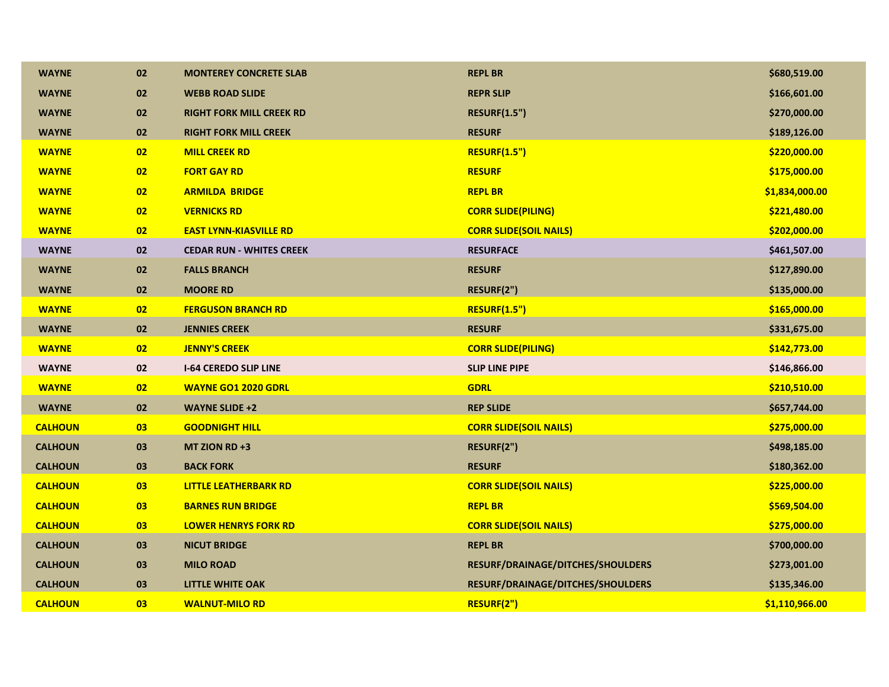| | | | | |
|---|---|---|---|---|
| **WAYNE** | **02** | **MONTEREY CONCRETE SLAB** | **REPL BR** | **$680,519.00** |
| **WAYNE** | **02** | **WEBB ROAD SLIDE** | **REPR SLIP** | **$166,601.00** |
| **WAYNE** | **02** | **RIGHT FORK MILL CREEK RD** | **RESURF(1.5")** | **$270,000.00** |
| **WAYNE** | **02** | **RIGHT FORK MILL CREEK** | **RESURF** | **$189,126.00** |
| **WAYNE** | **02** | **MILL CREEK RD** | **RESURF(1.5")** | **$220,000.00** |
| **WAYNE** | **02** | **FORT GAY RD** | **RESURF** | **$175,000.00** |
| **WAYNE** | **02** | **ARMILDA BRIDGE** | **REPL BR** | **$1,834,000.00** |
| **WAYNE** | **02** | **VERNICKS RD** | **CORR SLIDE(PILING)** | **$221,480.00** |
| **WAYNE** | **02** | **EAST LYNN-KIASVILLE RD** | **CORR SLIDE(SOIL NAILS)** | **$202,000.00** |
| **WAYNE** | **02** | **CEDAR RUN - WHITES CREEK** | **RESURFACE** | **$461,507.00** |
| **WAYNE** | **02** | **FALLS BRANCH** | **RESURF** | **$127,890.00** |
| **WAYNE** | **02** | **MOORE RD** | **RESURF(2")** | **$135,000.00** |
| **WAYNE** | **02** | **FERGUSON BRANCH RD** | **RESURF(1.5")** | **$165,000.00** |
| **WAYNE** | **02** | **JENNIES CREEK** | **RESURF** | **$331,675.00** |
| **WAYNE** | **02** | **JENNY'S CREEK** | **CORR SLIDE(PILING)** | **$142,773.00** |
| **WAYNE** | **02** | **I-64 CEREDO SLIP LINE** | **SLIP LINE PIPE** | **$146,866.00** |
| **WAYNE** | **02** | **WAYNE GO1 2020 GDRL** | **GDRL** | **$210,510.00** |
| **WAYNE** | **02** | **WAYNE SLIDE +2** | **REP SLIDE** | **$657,744.00** |
| **CALHOUN** | **03** | **GOODNIGHT HILL** | **CORR SLIDE(SOIL NAILS)** | **$275,000.00** |
| **CALHOUN** | **03** | **MT ZION RD +3** | **RESURF(2")** | **$498,185.00** |
| **CALHOUN** | **03** | **BACK FORK** | **RESURF** | **$180,362.00** |
| **CALHOUN** | **03** | **LITTLE LEATHERBARK RD** | **CORR SLIDE(SOIL NAILS)** | **$225,000.00** |
| **CALHOUN** | **03** | **BARNES RUN BRIDGE** | **REPL BR** | **$569,504.00** |
| **CALHOUN** | **03** | **LOWER HENRYS FORK RD** | **CORR SLIDE(SOIL NAILS)** | **$275,000.00** |
| **CALHOUN** | **03** | **NICUT BRIDGE** | **REPL BR** | **$700,000.00** |
| **CALHOUN** | **03** | **MILO ROAD** | **RESURF/DRAINAGE/DITCHES/SHOULDERS** | **$273,001.00** |
| **CALHOUN** | **03** | **LITTLE WHITE OAK** | **RESURF/DRAINAGE/DITCHES/SHOULDERS** | **$135,346.00** |
| **CALHOUN** | **03** | **WALNUT-MILO RD** | **RESURF(2")** | **$1,110,966.00** |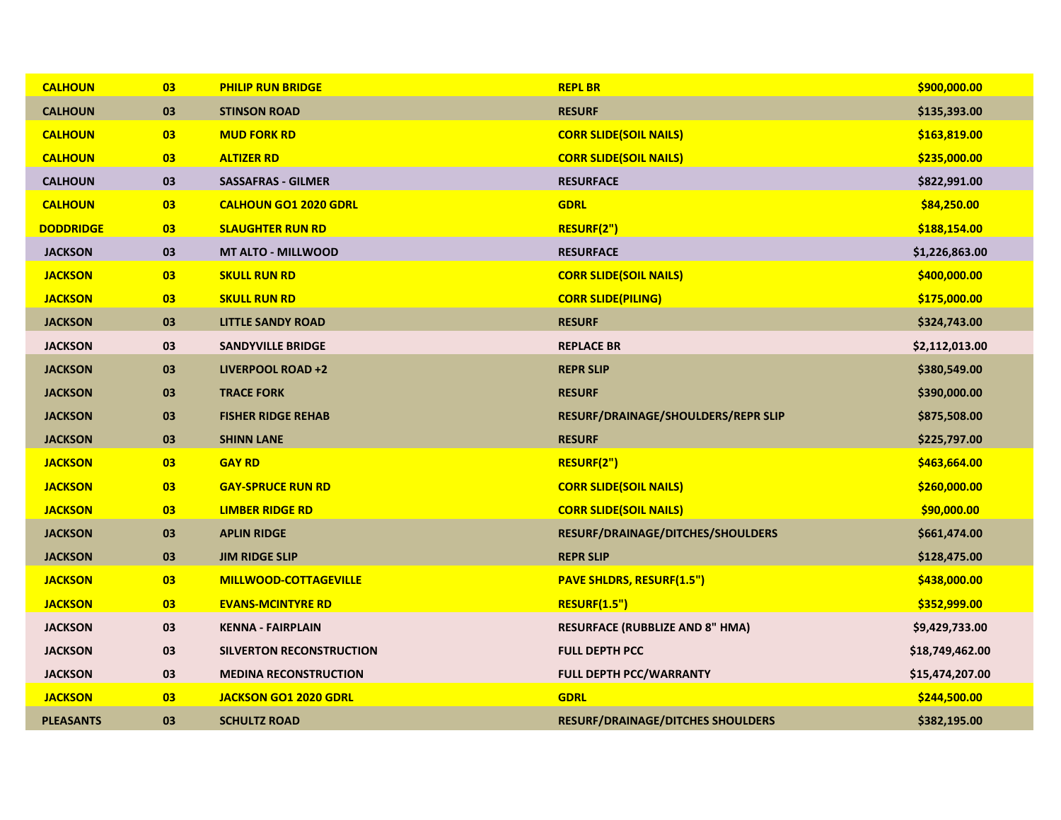| | | | | |
|---|---|---|---|---|
| CALHOUN | 03 | PHILIP RUN BRIDGE | REPL BR | $900,000.00 |
| CALHOUN | 03 | STINSON ROAD | RESURF | $135,393.00 |
| CALHOUN | 03 | MUD FORK RD | CORR SLIDE(SOIL NAILS) | $163,819.00 |
| CALHOUN | 03 | ALTIZER RD | CORR SLIDE(SOIL NAILS) | $235,000.00 |
| CALHOUN | 03 | SASSAFRAS - GILMER | RESURFACE | $822,991.00 |
| CALHOUN | 03 | CALHOUN GO1 2020 GDRL | GDRL | $84,250.00 |
| DODDRIDGE | 03 | SLAUGHTER RUN RD | RESURF(2") | $188,154.00 |
| JACKSON | 03 | MT ALTO - MILLWOOD | RESURFACE | $1,226,863.00 |
| JACKSON | 03 | SKULL RUN RD | CORR SLIDE(SOIL NAILS) | $400,000.00 |
| JACKSON | 03 | SKULL RUN RD | CORR SLIDE(PILING) | $175,000.00 |
| JACKSON | 03 | LITTLE SANDY ROAD | RESURF | $324,743.00 |
| JACKSON | 03 | SANDYVILLE BRIDGE | REPLACE BR | $2,112,013.00 |
| JACKSON | 03 | LIVERPOOL ROAD +2 | REPR SLIP | $380,549.00 |
| JACKSON | 03 | TRACE FORK | RESURF | $390,000.00 |
| JACKSON | 03 | FISHER RIDGE REHAB | RESURF/DRAINAGE/SHOULDERS/REPR SLIP | $875,508.00 |
| JACKSON | 03 | SHINN LANE | RESURF | $225,797.00 |
| JACKSON | 03 | GAY RD | RESURF(2") | $463,664.00 |
| JACKSON | 03 | GAY-SPRUCE RUN RD | CORR SLIDE(SOIL NAILS) | $260,000.00 |
| JACKSON | 03 | LIMBER RIDGE RD | CORR SLIDE(SOIL NAILS) | $90,000.00 |
| JACKSON | 03 | APLIN RIDGE | RESURF/DRAINAGE/DITCHES/SHOULDERS | $661,474.00 |
| JACKSON | 03 | JIM RIDGE SLIP | REPR SLIP | $128,475.00 |
| JACKSON | 03 | MILLWOOD-COTTAGEVILLE | PAVE SHLDRS, RESURF(1.5") | $438,000.00 |
| JACKSON | 03 | EVANS-MCINTYRE RD | RESURF(1.5") | $352,999.00 |
| JACKSON | 03 | KENNA - FAIRPLAIN | RESURFACE (RUBBLIZE AND 8" HMA) | $9,429,733.00 |
| JACKSON | 03 | SILVERTON RECONSTRUCTION | FULL DEPTH PCC | $18,749,462.00 |
| JACKSON | 03 | MEDINA RECONSTRUCTION | FULL DEPTH PCC/WARRANTY | $15,474,207.00 |
| JACKSON | 03 | JACKSON GO1 2020 GDRL | GDRL | $244,500.00 |
| PLEASANTS | 03 | SCHULTZ ROAD | RESURF/DRAINAGE/DITCHES SHOULDERS | $382,195.00 |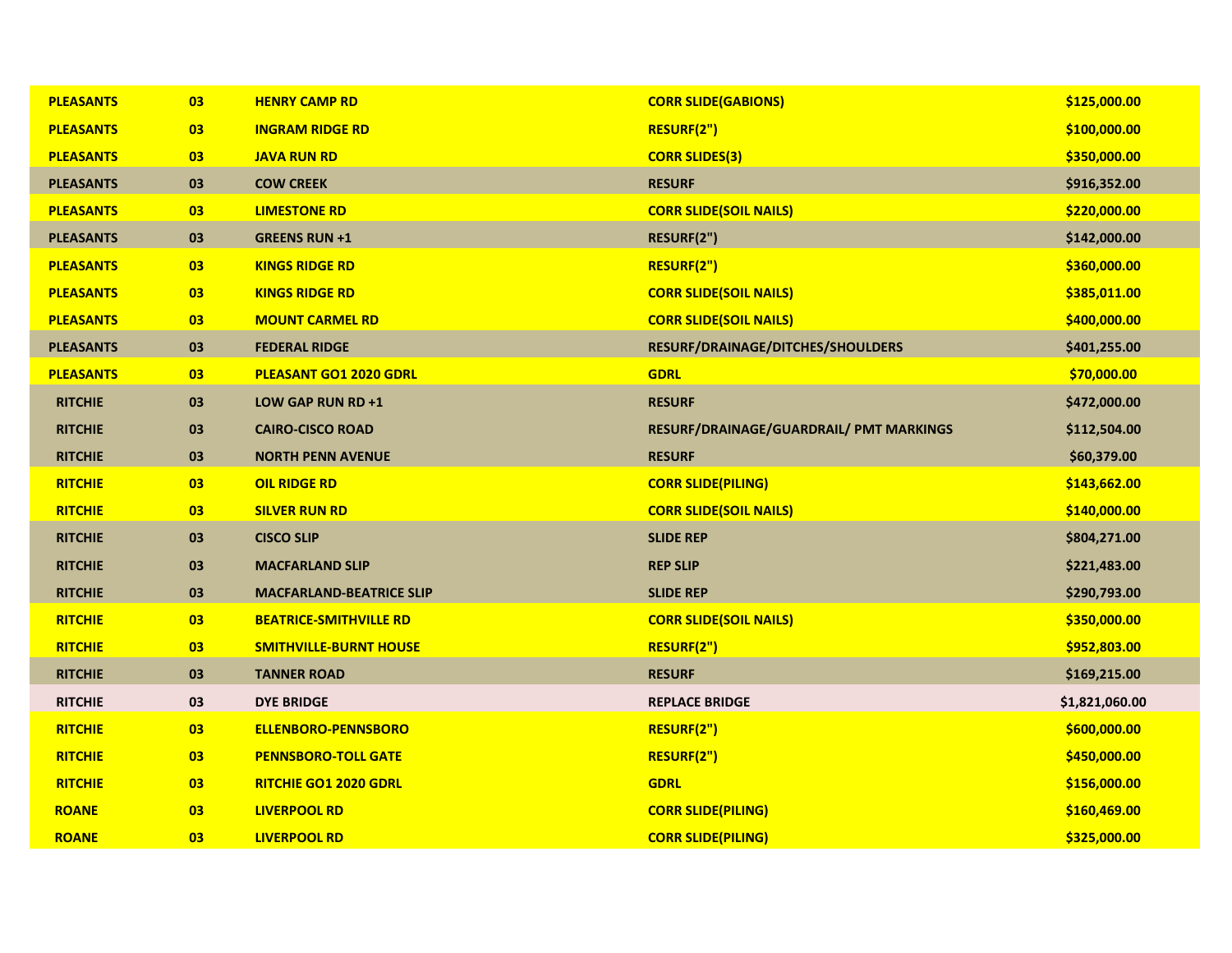| | | | | |
|---|---|---|---|---|
| PLEASANTS | 03 | HENRY CAMP RD | CORR SLIDE(GABIONS) | $125,000.00 |
| PLEASANTS | 03 | INGRAM RIDGE RD | RESURF(2") | $100,000.00 |
| PLEASANTS | 03 | JAVA RUN RD | CORR SLIDES(3) | $350,000.00 |
| PLEASANTS | 03 | COW CREEK | RESURF | $916,352.00 |
| PLEASANTS | 03 | LIMESTONE RD | CORR SLIDE(SOIL NAILS) | $220,000.00 |
| PLEASANTS | 03 | GREENS RUN +1 | RESURF(2") | $142,000.00 |
| PLEASANTS | 03 | KINGS RIDGE RD | RESURF(2") | $360,000.00 |
| PLEASANTS | 03 | KINGS RIDGE RD | CORR SLIDE(SOIL NAILS) | $385,011.00 |
| PLEASANTS | 03 | MOUNT CARMEL RD | CORR SLIDE(SOIL NAILS) | $400,000.00 |
| PLEASANTS | 03 | FEDERAL RIDGE | RESURF/DRAINAGE/DITCHES/SHOULDERS | $401,255.00 |
| PLEASANTS | 03 | PLEASANT GO1 2020 GDRL | GDRL | $70,000.00 |
| RITCHIE | 03 | LOW GAP RUN RD +1 | RESURF | $472,000.00 |
| RITCHIE | 03 | CAIRO-CISCO ROAD | RESURF/DRAINAGE/GUARDRAIL/ PMT MARKINGS | $112,504.00 |
| RITCHIE | 03 | NORTH PENN AVENUE | RESURF | $60,379.00 |
| RITCHIE | 03 | OIL RIDGE RD | CORR SLIDE(PILING) | $143,662.00 |
| RITCHIE | 03 | SILVER RUN RD | CORR SLIDE(SOIL NAILS) | $140,000.00 |
| RITCHIE | 03 | CISCO SLIP | SLIDE REP | $804,271.00 |
| RITCHIE | 03 | MACFARLAND SLIP | REP SLIP | $221,483.00 |
| RITCHIE | 03 | MACFARLAND-BEATRICE SLIP | SLIDE REP | $290,793.00 |
| RITCHIE | 03 | BEATRICE-SMITHVILLE RD | CORR SLIDE(SOIL NAILS) | $350,000.00 |
| RITCHIE | 03 | SMITHVILLE-BURNT HOUSE | RESURF(2") | $952,803.00 |
| RITCHIE | 03 | TANNER ROAD | RESURF | $169,215.00 |
| RITCHIE | 03 | DYE BRIDGE | REPLACE BRIDGE | $1,821,060.00 |
| RITCHIE | 03 | ELLENBORO-PENNSBORO | RESURF(2") | $600,000.00 |
| RITCHIE | 03 | PENNSBORO-TOLL GATE | RESURF(2") | $450,000.00 |
| RITCHIE | 03 | RITCHIE GO1 2020 GDRL | GDRL | $156,000.00 |
| ROANE | 03 | LIVERPOOL RD | CORR SLIDE(PILING) | $160,469.00 |
| ROANE | 03 | LIVERPOOL RD | CORR SLIDE(PILING) | $325,000.00 |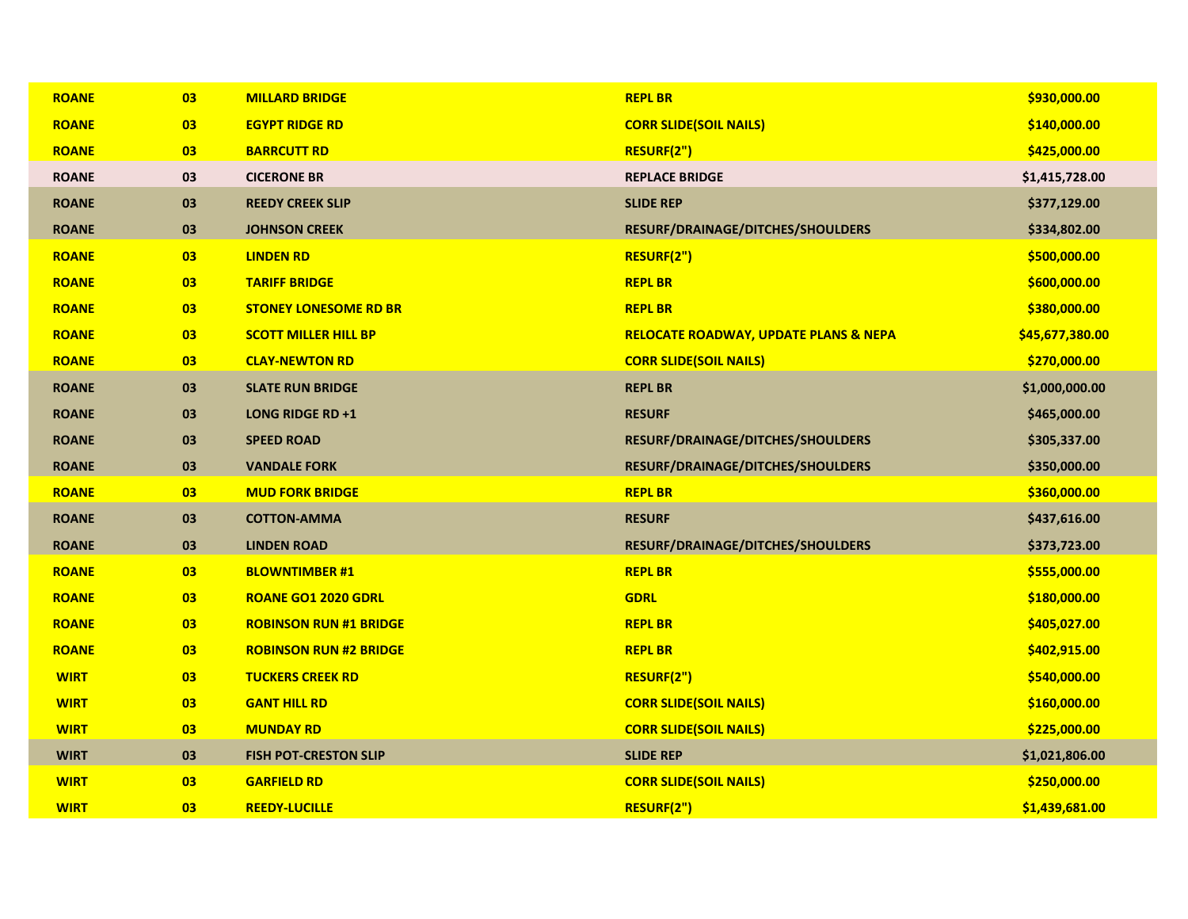| ROANE | 03 | MILLARD BRIDGE | REPL BR | $930,000.00 |
|---|---|---|---|---|
| ROANE | 03 | EGYPT RIDGE RD | CORR SLIDE(SOIL NAILS) | $140,000.00 |
| ROANE | 03 | BARRCUTT RD | RESURF(2") | $425,000.00 |
| ROANE | 03 | CICERONE BR | REPLACE BRIDGE | $1,415,728.00 |
| ROANE | 03 | REEDY CREEK SLIP | SLIDE REP | $377,129.00 |
| ROANE | 03 | JOHNSON CREEK | RESURF/DRAINAGE/DITCHES/SHOULDERS | $334,802.00 |
| ROANE | 03 | LINDEN RD | RESURF(2") | $500,000.00 |
| ROANE | 03 | TARIFF BRIDGE | REPL BR | $600,000.00 |
| ROANE | 03 | STONEY LONESOME RD BR | REPL BR | $380,000.00 |
| ROANE | 03 | SCOTT MILLER HILL BP | RELOCATE ROADWAY, UPDATE PLANS & NEPA | $45,677,380.00 |
| ROANE | 03 | CLAY-NEWTON RD | CORR SLIDE(SOIL NAILS) | $270,000.00 |
| ROANE | 03 | SLATE RUN BRIDGE | REPL BR | $1,000,000.00 |
| ROANE | 03 | LONG RIDGE RD +1 | RESURF | $465,000.00 |
| ROANE | 03 | SPEED ROAD | RESURF/DRAINAGE/DITCHES/SHOULDERS | $305,337.00 |
| ROANE | 03 | VANDALE FORK | RESURF/DRAINAGE/DITCHES/SHOULDERS | $350,000.00 |
| ROANE | 03 | MUD FORK BRIDGE | REPL BR | $360,000.00 |
| ROANE | 03 | COTTON-AMMA | RESURF | $437,616.00 |
| ROANE | 03 | LINDEN ROAD | RESURF/DRAINAGE/DITCHES/SHOULDERS | $373,723.00 |
| ROANE | 03 | BLOWNTIMBER #1 | REPL BR | $555,000.00 |
| ROANE | 03 | ROANE GO1 2020 GDRL | GDRL | $180,000.00 |
| ROANE | 03 | ROBINSON RUN #1 BRIDGE | REPL BR | $405,027.00 |
| ROANE | 03 | ROBINSON RUN #2 BRIDGE | REPL BR | $402,915.00 |
| WIRT | 03 | TUCKERS CREEK RD | RESURF(2") | $540,000.00 |
| WIRT | 03 | GANT HILL RD | CORR SLIDE(SOIL NAILS) | $160,000.00 |
| WIRT | 03 | MUNDAY RD | CORR SLIDE(SOIL NAILS) | $225,000.00 |
| WIRT | 03 | FISH POT-CRESTON SLIP | SLIDE REP | $1,021,806.00 |
| WIRT | 03 | GARFIELD RD | CORR SLIDE(SOIL NAILS) | $250,000.00 |
| WIRT | 03 | REEDY-LUCILLE | RESURF(2") | $1,439,681.00 |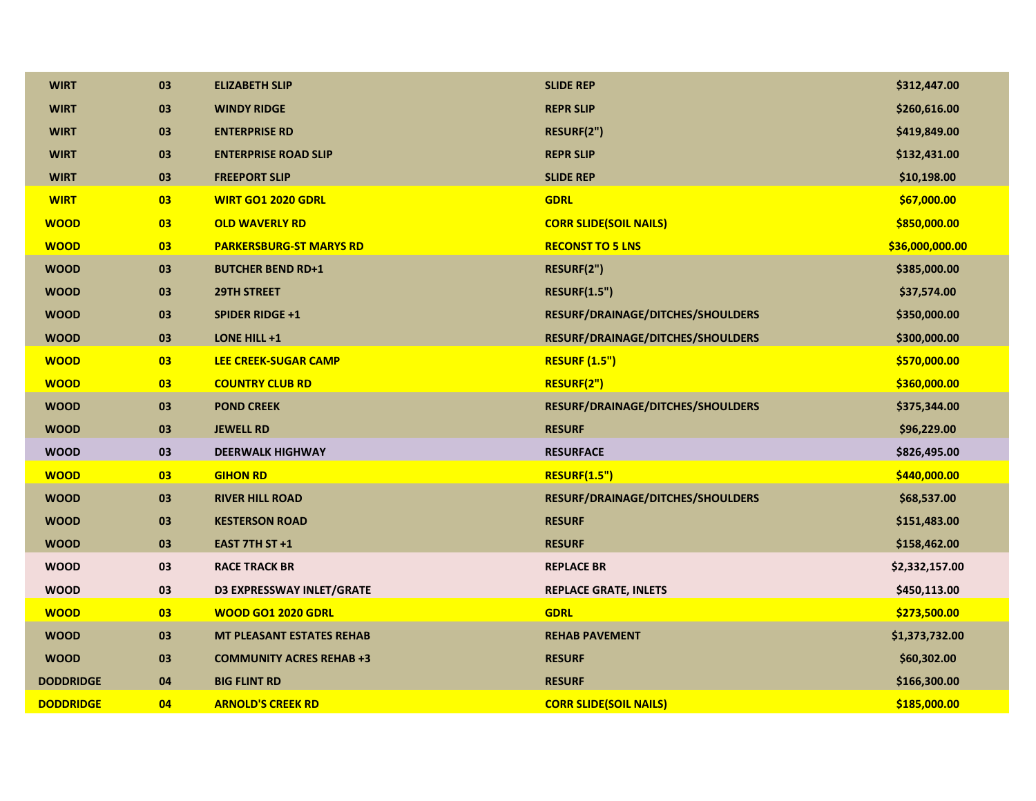| | | | | |
|---|---|---|---|---|
| **WIRT** | **03** | **ELIZABETH SLIP** | **SLIDE REP** | **$312,447.00** |
| **WIRT** | **03** | **WINDY RIDGE** | **REPR SLIP** | **$260,616.00** |
| **WIRT** | **03** | **ENTERPRISE RD** | **RESURF(2")** | **$419,849.00** |
| **WIRT** | **03** | **ENTERPRISE ROAD SLIP** | **REPR SLIP** | **$132,431.00** |
| **WIRT** | **03** | **FREEPORT SLIP** | **SLIDE REP** | **$10,198.00** |
| **WIRT** | **03** | **WIRT GO1 2020 GDRL** | **GDRL** | **$67,000.00** |
| **WOOD** | **03** | **OLD WAVERLY RD** | **CORR SLIDE(SOIL NAILS)** | **$850,000.00** |
| **WOOD** | **03** | **PARKERSBURG-ST MARYS RD** | **RECONST TO 5 LNS** | **$36,000,000.00** |
| **WOOD** | **03** | **BUTCHER BEND RD+1** | **RESURF(2")** | **$385,000.00** |
| **WOOD** | **03** | **29TH STREET** | **RESURF(1.5")** | **$37,574.00** |
| **WOOD** | **03** | **SPIDER RIDGE +1** | **RESURF/DRAINAGE/DITCHES/SHOULDERS** | **$350,000.00** |
| **WOOD** | **03** | **LONE HILL +1** | **RESURF/DRAINAGE/DITCHES/SHOULDERS** | **$300,000.00** |
| **WOOD** | **03** | **LEE CREEK-SUGAR CAMP** | **RESURF (1.5")** | **$570,000.00** |
| **WOOD** | **03** | **COUNTRY CLUB RD** | **RESURF(2")** | **$360,000.00** |
| **WOOD** | **03** | **POND CREEK** | **RESURF/DRAINAGE/DITCHES/SHOULDERS** | **$375,344.00** |
| **WOOD** | **03** | **JEWELL RD** | **RESURF** | **$96,229.00** |
| **WOOD** | **03** | **DEERWALK HIGHWAY** | **RESURFACE** | **$826,495.00** |
| **WOOD** | **03** | **GIHON RD** | **RESURF(1.5")** | **$440,000.00** |
| **WOOD** | **03** | **RIVER HILL ROAD** | **RESURF/DRAINAGE/DITCHES/SHOULDERS** | **$68,537.00** |
| **WOOD** | **03** | **KESTERSON ROAD** | **RESURF** | **$151,483.00** |
| **WOOD** | **03** | **EAST 7TH ST +1** | **RESURF** | **$158,462.00** |
| **WOOD** | **03** | **RACE TRACK BR** | **REPLACE BR** | **$2,332,157.00** |
| **WOOD** | **03** | **D3 EXPRESSWAY INLET/GRATE** | **REPLACE GRATE, INLETS** | **$450,113.00** |
| **WOOD** | **03** | **WOOD GO1 2020 GDRL** | **GDRL** | **$273,500.00** |
| **WOOD** | **03** | **MT PLEASANT ESTATES REHAB** | **REHAB PAVEMENT** | **$1,373,732.00** |
| **WOOD** | **03** | **COMMUNITY ACRES REHAB +3** | **RESURF** | **$60,302.00** |
| **DODDRIDGE** | **04** | **BIG FLINT RD** | **RESURF** | **$166,300.00** |
| **DODDRIDGE** | **04** | **ARNOLD'S CREEK RD** | **CORR SLIDE(SOIL NAILS)** | **$185,000.00** |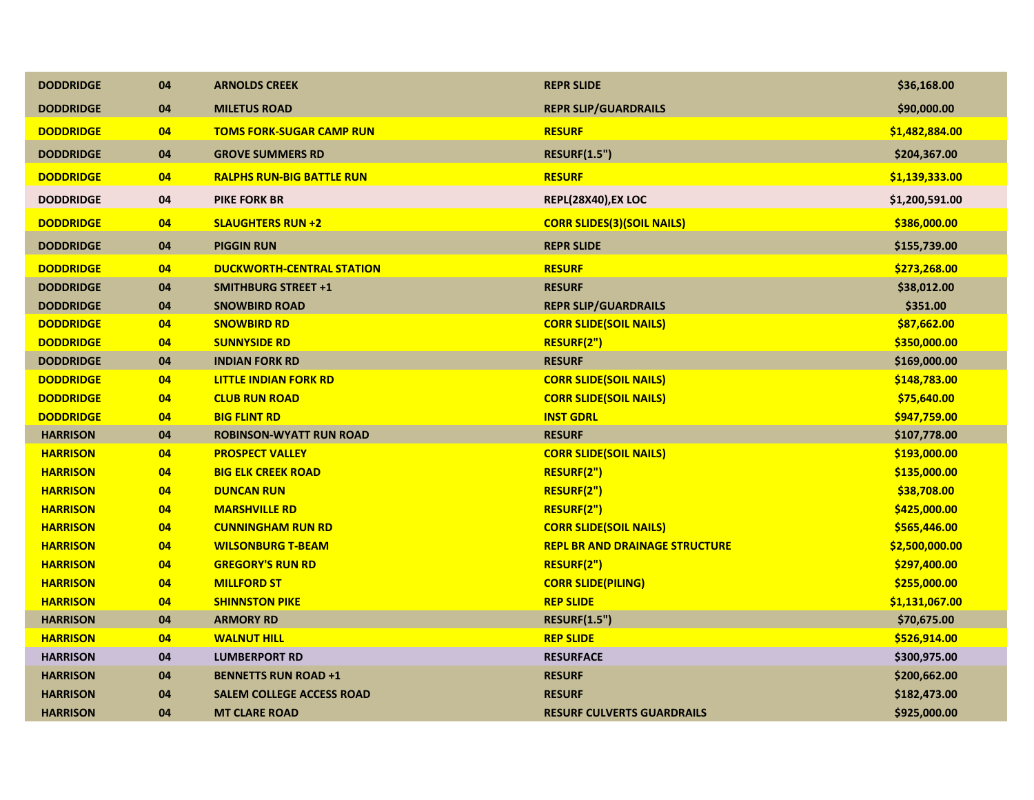| | | | | |
|---|---|---|---|---|
| DODDRIDGE | 04 | ARNOLDS CREEK | REPR SLIDE | $36,168.00 |
| DODDRIDGE | 04 | MILETUS ROAD | REPR SLIP/GUARDRAILS | $90,000.00 |
| DODDRIDGE | 04 | TOMS FORK-SUGAR CAMP RUN | RESURF | $1,482,884.00 |
| DODDRIDGE | 04 | GROVE SUMMERS RD | RESURF(1.5") | $204,367.00 |
| DODDRIDGE | 04 | RALPHS RUN-BIG BATTLE RUN | RESURF | $1,139,333.00 |
| DODDRIDGE | 04 | PIKE FORK BR | REPL(28X40),EX LOC | $1,200,591.00 |
| DODDRIDGE | 04 | SLAUGHTERS RUN +2 | CORR SLIDES(3)(SOIL NAILS) | $386,000.00 |
| DODDRIDGE | 04 | PIGGIN RUN | REPR SLIDE | $155,739.00 |
| DODDRIDGE | 04 | DUCKWORTH-CENTRAL STATION | RESURF | $273,268.00 |
| DODDRIDGE | 04 | SMITHBURG STREET +1 | RESURF | $38,012.00 |
| DODDRIDGE | 04 | SNOWBIRD ROAD | REPR SLIP/GUARDRAILS | $351.00 |
| DODDRIDGE | 04 | SNOWBIRD RD | CORR SLIDE(SOIL NAILS) | $87,662.00 |
| DODDRIDGE | 04 | SUNNYSIDE RD | RESURF(2") | $350,000.00 |
| DODDRIDGE | 04 | INDIAN FORK RD | RESURF | $169,000.00 |
| DODDRIDGE | 04 | LITTLE INDIAN FORK RD | CORR SLIDE(SOIL NAILS) | $148,783.00 |
| DODDRIDGE | 04 | CLUB RUN ROAD | CORR SLIDE(SOIL NAILS) | $75,640.00 |
| DODDRIDGE | 04 | BIG FLINT RD | INST GDRL | $947,759.00 |
| HARRISON | 04 | ROBINSON-WYATT RUN ROAD | RESURF | $107,778.00 |
| HARRISON | 04 | PROSPECT VALLEY | CORR SLIDE(SOIL NAILS) | $193,000.00 |
| HARRISON | 04 | BIG ELK CREEK ROAD | RESURF(2") | $135,000.00 |
| HARRISON | 04 | DUNCAN RUN | RESURF(2") | $38,708.00 |
| HARRISON | 04 | MARSHVILLE RD | RESURF(2") | $425,000.00 |
| HARRISON | 04 | CUNNINGHAM RUN RD | CORR SLIDE(SOIL NAILS) | $565,446.00 |
| HARRISON | 04 | WILSONBURG T-BEAM | REPL BR AND DRAINAGE STRUCTURE | $2,500,000.00 |
| HARRISON | 04 | GREGORY'S RUN RD | RESURF(2") | $297,400.00 |
| HARRISON | 04 | MILLFORD ST | CORR SLIDE(PILING) | $255,000.00 |
| HARRISON | 04 | SHINNSTON PIKE | REP SLIDE | $1,131,067.00 |
| HARRISON | 04 | ARMORY RD | RESURF(1.5") | $70,675.00 |
| HARRISON | 04 | WALNUT HILL | REP SLIDE | $526,914.00 |
| HARRISON | 04 | LUMBERPORT RD | RESURFACE | $300,975.00 |
| HARRISON | 04 | BENNETTS RUN ROAD +1 | RESURF | $200,662.00 |
| HARRISON | 04 | SALEM COLLEGE ACCESS ROAD | RESURF | $182,473.00 |
| HARRISON | 04 | MT CLARE ROAD | RESURF CULVERTS GUARDRAILS | $925,000.00 |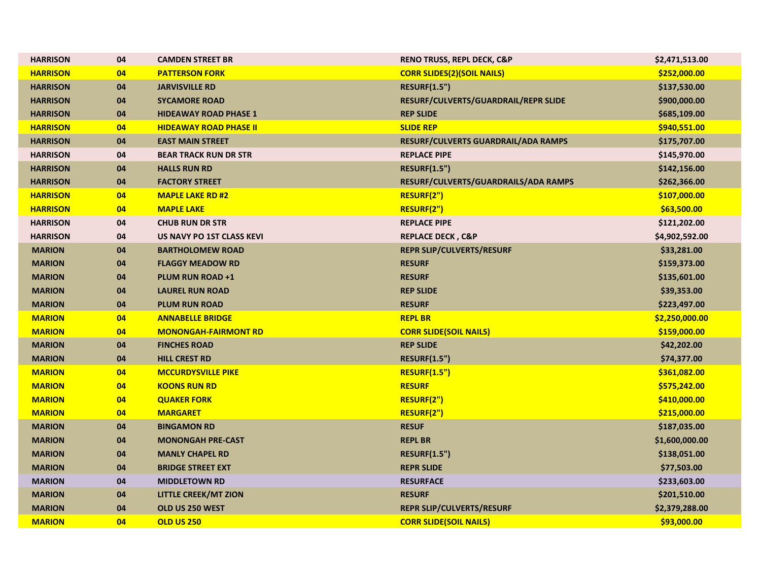| | | | | |
|---|---|---|---|---|
| HARRISON | 04 | CAMDEN STREET BR | RENO TRUSS, REPL DECK, C&P | $2,471,513.00 |
| HARRISON | 04 | PATTERSON FORK | CORR SLIDES(2)(SOIL NAILS) | $252,000.00 |
| HARRISON | 04 | JARVISVILLE RD | RESURF(1.5") | $137,530.00 |
| HARRISON | 04 | SYCAMORE ROAD | RESURF/CULVERTS/GUARDRAIL/REPR SLIDE | $900,000.00 |
| HARRISON | 04 | HIDEAWAY ROAD PHASE 1 | REP SLIDE | $685,109.00 |
| HARRISON | 04 | HIDEAWAY ROAD PHASE II | SLIDE REP | $940,551.00 |
| HARRISON | 04 | EAST MAIN STREET | RESURF/CULVERTS GUARDRAIL/ADA RAMPS | $175,707.00 |
| HARRISON | 04 | BEAR TRACK RUN DR STR | REPLACE PIPE | $145,970.00 |
| HARRISON | 04 | HALLS RUN RD | RESURF(1.5") | $142,156.00 |
| HARRISON | 04 | FACTORY STREET | RESURF/CULVERTS/GUARDRAILS/ADA RAMPS | $262,366.00 |
| HARRISON | 04 | MAPLE LAKE RD #2 | RESURF(2") | $107,000.00 |
| HARRISON | 04 | MAPLE LAKE | RESURF(2") | $63,500.00 |
| HARRISON | 04 | CHUB RUN DR STR | REPLACE PIPE | $121,202.00 |
| HARRISON | 04 | US NAVY PO 1ST CLASS KEVI | REPLACE DECK , C&P | $4,902,592.00 |
| MARION | 04 | BARTHOLOMEW ROAD | REPR SLIP/CULVERTS/RESURF | $33,281.00 |
| MARION | 04 | FLAGGY MEADOW RD | RESURF | $159,373.00 |
| MARION | 04 | PLUM RUN ROAD +1 | RESURF | $135,601.00 |
| MARION | 04 | LAUREL RUN ROAD | REP SLIDE | $39,353.00 |
| MARION | 04 | PLUM RUN ROAD | RESURF | $223,497.00 |
| MARION | 04 | ANNABELLE BRIDGE | REPL BR | $2,250,000.00 |
| MARION | 04 | MONONGAH-FAIRMONT RD | CORR SLIDE(SOIL NAILS) | $159,000.00 |
| MARION | 04 | FINCHES ROAD | REP SLIDE | $42,202.00 |
| MARION | 04 | HILL CREST RD | RESURF(1.5") | $74,377.00 |
| MARION | 04 | MCCURDYSVILLE PIKE | RESURF(1.5") | $361,082.00 |
| MARION | 04 | KOONS RUN RD | RESURF | $575,242.00 |
| MARION | 04 | QUAKER FORK | RESURF(2") | $410,000.00 |
| MARION | 04 | MARGARET | RESURF(2") | $215,000.00 |
| MARION | 04 | BINGAMON RD | RESUF | $187,035.00 |
| MARION | 04 | MONONGAH PRE-CAST | REPL BR | $1,600,000.00 |
| MARION | 04 | MANLY CHAPEL RD | RESURF(1.5") | $138,051.00 |
| MARION | 04 | BRIDGE STREET EXT | REPR SLIDE | $77,503.00 |
| MARION | 04 | MIDDLETOWN RD | RESURFACE | $233,603.00 |
| MARION | 04 | LITTLE CREEK/MT ZION | RESURF | $201,510.00 |
| MARION | 04 | OLD US 250 WEST | REPR SLIP/CULVERTS/RESURF | $2,379,288.00 |
| MARION | 04 | OLD US 250 | CORR SLIDE(SOIL NAILS) | $93,000.00 |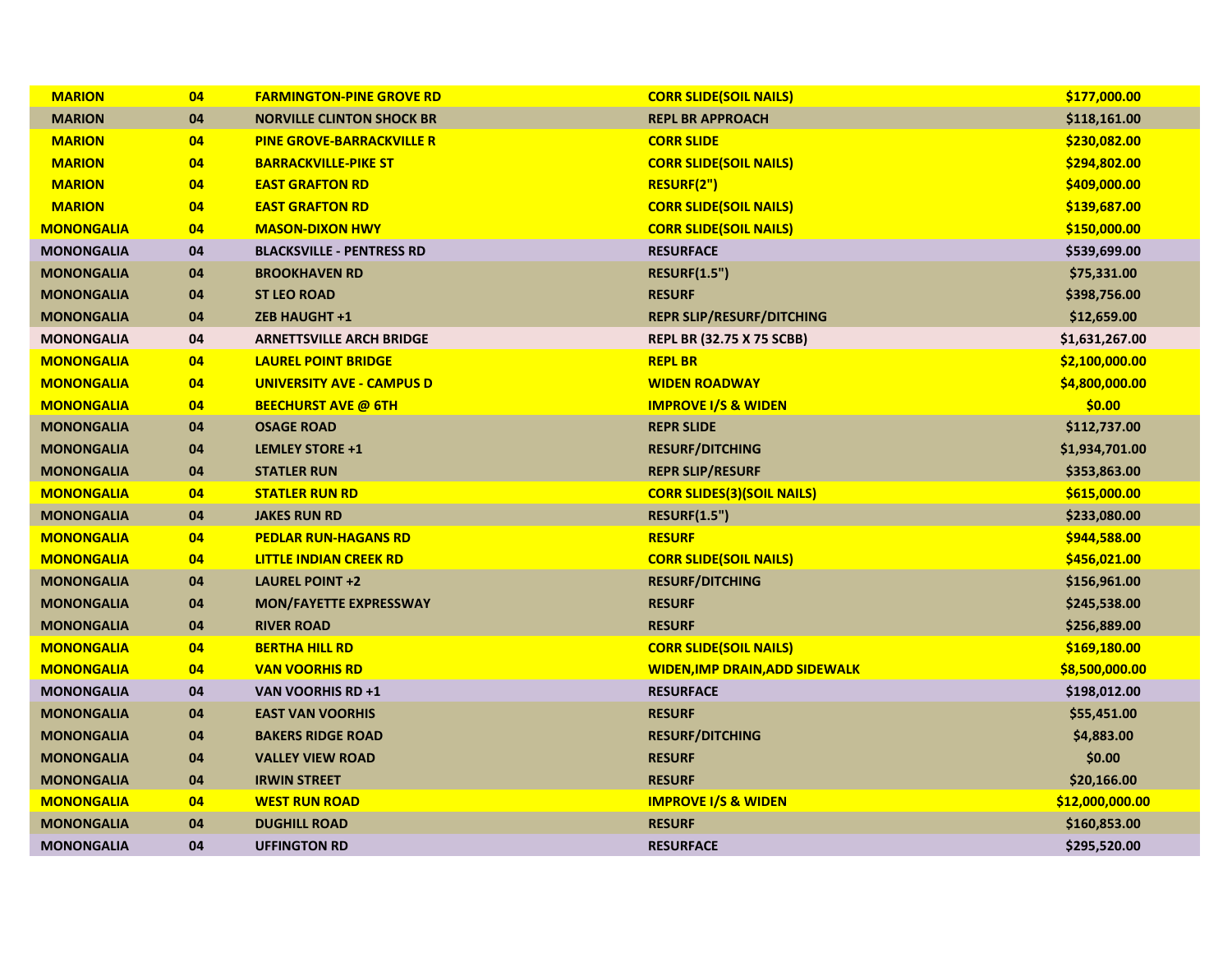| MARION | 04 | FARMINGTON-PINE GROVE RD | CORR SLIDE(SOIL NAILS) | $177,000.00 |
|---|---|---|---|---|
| MARION | 04 | NORVILLE CLINTON SHOCK BR | REPL BR APPROACH | $118,161.00 |
| MARION | 04 | PINE GROVE-BARRACKVILLE R | CORR SLIDE | $230,082.00 |
| MARION | 04 | BARRACKVILLE-PIKE ST | CORR SLIDE(SOIL NAILS) | $294,802.00 |
| MARION | 04 | EAST GRAFTON RD | RESURF(2") | $409,000.00 |
| MARION | 04 | EAST GRAFTON RD | CORR SLIDE(SOIL NAILS) | $139,687.00 |
| MONONGALIA | 04 | MASON-DIXON HWY | CORR SLIDE(SOIL NAILS) | $150,000.00 |
| MONONGALIA | 04 | BLACKSVILLE - PENTRESS RD | RESURFACE | $539,699.00 |
| MONONGALIA | 04 | BROOKHAVEN RD | RESURF(1.5") | $75,331.00 |
| MONONGALIA | 04 | ST LEO ROAD | RESURF | $398,756.00 |
| MONONGALIA | 04 | ZEB HAUGHT +1 | REPR SLIP/RESURF/DITCHING | $12,659.00 |
| MONONGALIA | 04 | ARNETTSVILLE ARCH BRIDGE | REPL BR (32.75 X 75 SCBB) | $1,631,267.00 |
| MONONGALIA | 04 | LAUREL POINT BRIDGE | REPL BR | $2,100,000.00 |
| MONONGALIA | 04 | UNIVERSITY AVE - CAMPUS D | WIDEN ROADWAY | $4,800,000.00 |
| MONONGALIA | 04 | BEECHURST AVE @ 6TH | IMPROVE I/S & WIDEN | $0.00 |
| MONONGALIA | 04 | OSAGE ROAD | REPR SLIDE | $112,737.00 |
| MONONGALIA | 04 | LEMLEY STORE +1 | RESURF/DITCHING | $1,934,701.00 |
| MONONGALIA | 04 | STATLER RUN | REPR SLIP/RESURF | $353,863.00 |
| MONONGALIA | 04 | STATLER RUN RD | CORR SLIDES(3)(SOIL NAILS) | $615,000.00 |
| MONONGALIA | 04 | JAKES RUN RD | RESURF(1.5") | $233,080.00 |
| MONONGALIA | 04 | PEDLAR RUN-HAGANS RD | RESURF | $944,588.00 |
| MONONGALIA | 04 | LITTLE INDIAN CREEK RD | CORR SLIDE(SOIL NAILS) | $456,021.00 |
| MONONGALIA | 04 | LAUREL POINT +2 | RESURF/DITCHING | $156,961.00 |
| MONONGALIA | 04 | MON/FAYETTE EXPRESSWAY | RESURF | $245,538.00 |
| MONONGALIA | 04 | RIVER ROAD | RESURF | $256,889.00 |
| MONONGALIA | 04 | BERTHA HILL RD | CORR SLIDE(SOIL NAILS) | $169,180.00 |
| MONONGALIA | 04 | VAN VOORHIS RD | WIDEN,IMP DRAIN,ADD SIDEWALK | $8,500,000.00 |
| MONONGALIA | 04 | VAN VOORHIS RD +1 | RESURFACE | $198,012.00 |
| MONONGALIA | 04 | EAST VAN VOORHIS | RESURF | $55,451.00 |
| MONONGALIA | 04 | BAKERS RIDGE ROAD | RESURF/DITCHING | $4,883.00 |
| MONONGALIA | 04 | VALLEY VIEW ROAD | RESURF | $0.00 |
| MONONGALIA | 04 | IRWIN STREET | RESURF | $20,166.00 |
| MONONGALIA | 04 | WEST RUN ROAD | IMPROVE I/S & WIDEN | $12,000,000.00 |
| MONONGALIA | 04 | DUGHILL ROAD | RESURF | $160,853.00 |
| MONONGALIA | 04 | UFFINGTON RD | RESURFACE | $295,520.00 |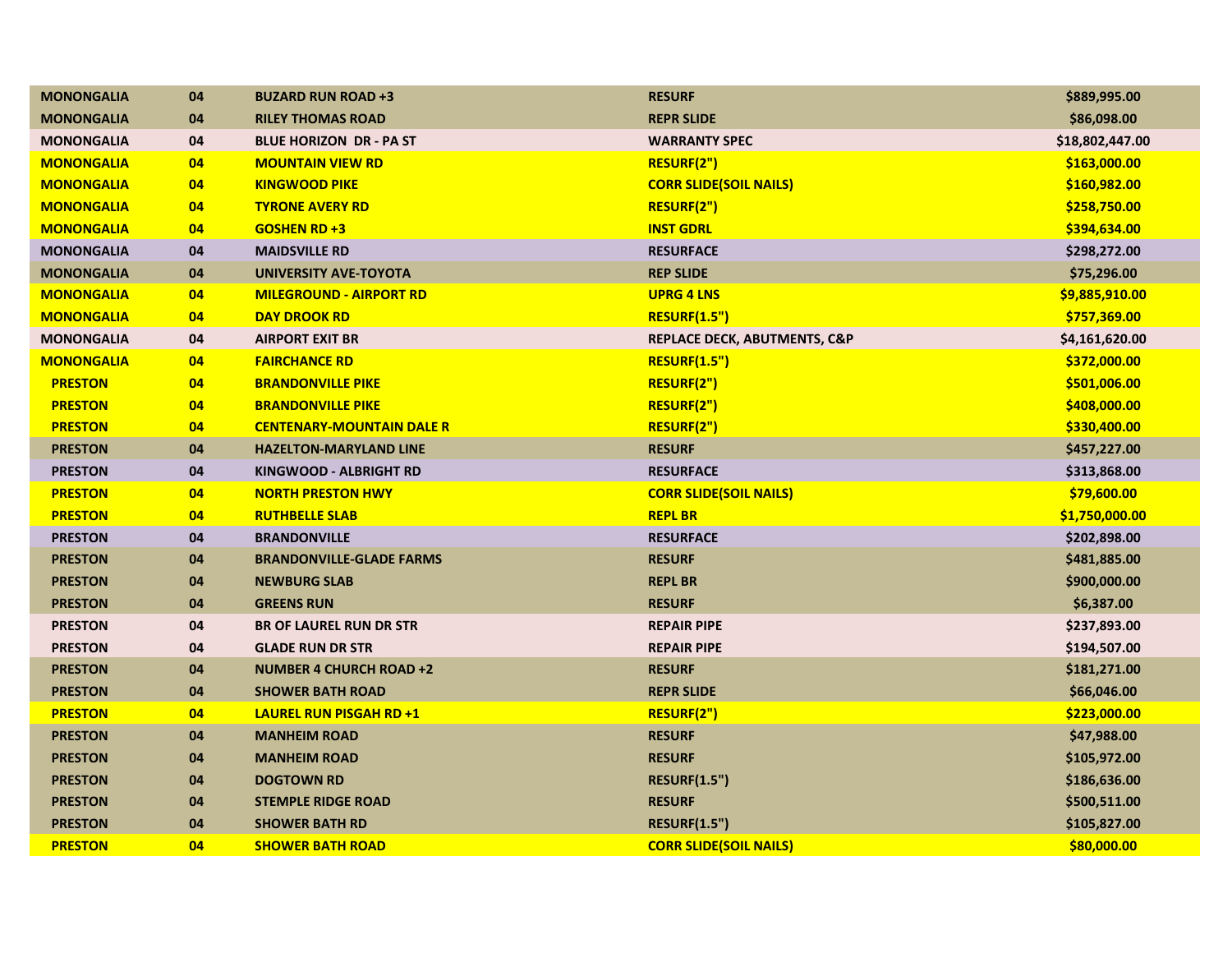| MONONGALIA | 04 | BUZARD RUN ROAD +3 | RESURF | $889,995.00 |
|---|---|---|---|---|
| MONONGALIA | 04 | RILEY THOMAS ROAD | REPR SLIDE | $86,098.00 |
| MONONGALIA | 04 | BLUE HORIZON DR - PA ST | WARRANTY SPEC | $18,802,447.00 |
| MONONGALIA | 04 | MOUNTAIN VIEW RD | RESURF(2") | $163,000.00 |
| MONONGALIA | 04 | KINGWOOD PIKE | CORR SLIDE(SOIL NAILS) | $160,982.00 |
| MONONGALIA | 04 | TYRONE AVERY RD | RESURF(2") | $258,750.00 |
| MONONGALIA | 04 | GOSHEN RD +3 | INST GDRL | $394,634.00 |
| MONONGALIA | 04 | MAIDSVILLE RD | RESURFACE | $298,272.00 |
| MONONGALIA | 04 | UNIVERSITY AVE-TOYOTA | REP SLIDE | $75,296.00 |
| MONONGALIA | 04 | MILEGROUND - AIRPORT RD | UPRG 4 LNS | $9,885,910.00 |
| MONONGALIA | 04 | DAY DROOK RD | RESURF(1.5") | $757,369.00 |
| MONONGALIA | 04 | AIRPORT EXIT BR | REPLACE DECK, ABUTMENTS, C&P | $4,161,620.00 |
| MONONGALIA | 04 | FAIRCHANCE RD | RESURF(1.5") | $372,000.00 |
| PRESTON | 04 | BRANDONVILLE PIKE | RESURF(2") | $501,006.00 |
| PRESTON | 04 | BRANDONVILLE PIKE | RESURF(2") | $408,000.00 |
| PRESTON | 04 | CENTENARY-MOUNTAIN DALE R | RESURF(2") | $330,400.00 |
| PRESTON | 04 | HAZELTON-MARYLAND LINE | RESURF | $457,227.00 |
| PRESTON | 04 | KINGWOOD - ALBRIGHT RD | RESURFACE | $313,868.00 |
| PRESTON | 04 | NORTH PRESTON HWY | CORR SLIDE(SOIL NAILS) | $79,600.00 |
| PRESTON | 04 | RUTHBELLE SLAB | REPL BR | $1,750,000.00 |
| PRESTON | 04 | BRANDONVILLE | RESURFACE | $202,898.00 |
| PRESTON | 04 | BRANDONVILLE-GLADE FARMS | RESURF | $481,885.00 |
| PRESTON | 04 | NEWBURG SLAB | REPL BR | $900,000.00 |
| PRESTON | 04 | GREENS RUN | RESURF | $6,387.00 |
| PRESTON | 04 | BR OF LAUREL RUN DR STR | REPAIR PIPE | $237,893.00 |
| PRESTON | 04 | GLADE RUN DR STR | REPAIR PIPE | $194,507.00 |
| PRESTON | 04 | NUMBER 4 CHURCH ROAD +2 | RESURF | $181,271.00 |
| PRESTON | 04 | SHOWER BATH ROAD | REPR SLIDE | $66,046.00 |
| PRESTON | 04 | LAUREL RUN PISGAH RD +1 | RESURF(2") | $223,000.00 |
| PRESTON | 04 | MANHEIM ROAD | RESURF | $47,988.00 |
| PRESTON | 04 | MANHEIM ROAD | RESURF | $105,972.00 |
| PRESTON | 04 | DOGTOWN RD | RESURF(1.5") | $186,636.00 |
| PRESTON | 04 | STEMPLE RIDGE ROAD | RESURF | $500,511.00 |
| PRESTON | 04 | SHOWER BATH RD | RESURF(1.5") | $105,827.00 |
| PRESTON | 04 | SHOWER BATH ROAD | CORR SLIDE(SOIL NAILS) | $80,000.00 |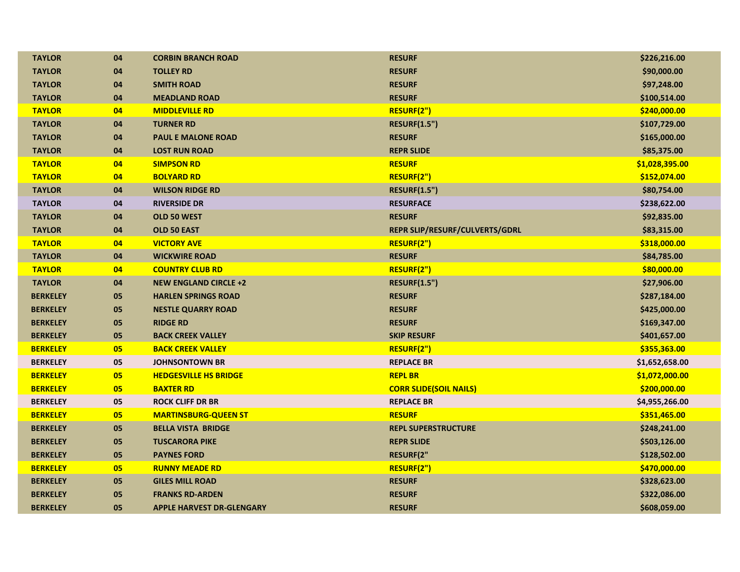| | | | | |
|---|---|---|---|---|
| TAYLOR | 04 | CORBIN BRANCH ROAD | RESURF | $226,216.00 |
| TAYLOR | 04 | TOLLEY RD | RESURF | $90,000.00 |
| TAYLOR | 04 | SMITH ROAD | RESURF | $97,248.00 |
| TAYLOR | 04 | MEADLAND ROAD | RESURF | $100,514.00 |
| TAYLOR | 04 | MIDDLEVILLE RD | RESURF(2") | $240,000.00 |
| TAYLOR | 04 | TURNER RD | RESURF(1.5") | $107,729.00 |
| TAYLOR | 04 | PAUL E MALONE ROAD | RESURF | $165,000.00 |
| TAYLOR | 04 | LOST RUN ROAD | REPR SLIDE | $85,375.00 |
| TAYLOR | 04 | SIMPSON RD | RESURF | $1,028,395.00 |
| TAYLOR | 04 | BOLYARD RD | RESURF(2") | $152,074.00 |
| TAYLOR | 04 | WILSON RIDGE RD | RESURF(1.5") | $80,754.00 |
| TAYLOR | 04 | RIVERSIDE DR | RESURFACE | $238,622.00 |
| TAYLOR | 04 | OLD 50 WEST | RESURF | $92,835.00 |
| TAYLOR | 04 | OLD 50 EAST | REPR SLIP/RESURF/CULVERTS/GDRL | $83,315.00 |
| TAYLOR | 04 | VICTORY AVE | RESURF(2") | $318,000.00 |
| TAYLOR | 04 | WICKWIRE ROAD | RESURF | $84,785.00 |
| TAYLOR | 04 | COUNTRY CLUB RD | RESURF(2") | $80,000.00 |
| TAYLOR | 04 | NEW ENGLAND CIRCLE +2 | RESURF(1.5") | $27,906.00 |
| BERKELEY | 05 | HARLEN SPRINGS ROAD | RESURF | $287,184.00 |
| BERKELEY | 05 | NESTLE QUARRY ROAD | RESURF | $425,000.00 |
| BERKELEY | 05 | RIDGE RD | RESURF | $169,347.00 |
| BERKELEY | 05 | BACK CREEK VALLEY | SKIP RESURF | $401,657.00 |
| BERKELEY | 05 | BACK CREEK VALLEY | RESURF(2") | $355,363.00 |
| BERKELEY | 05 | JOHNSONTOWN BR | REPLACE BR | $1,652,658.00 |
| BERKELEY | 05 | HEDGESVILLE HS BRIDGE | REPL BR | $1,072,000.00 |
| BERKELEY | 05 | BAXTER RD | CORR SLIDE(SOIL NAILS) | $200,000.00 |
| BERKELEY | 05 | ROCK CLIFF DR BR | REPLACE BR | $4,955,266.00 |
| BERKELEY | 05 | MARTINSBURG-QUEEN ST | RESURF | $351,465.00 |
| BERKELEY | 05 | BELLA VISTA BRIDGE | REPL SUPERSTRUCTURE | $248,241.00 |
| BERKELEY | 05 | TUSCARORA PIKE | REPR SLIDE | $503,126.00 |
| BERKELEY | 05 | PAYNES FORD | RESURF(2" | $128,502.00 |
| BERKELEY | 05 | RUNNY MEADE RD | RESURF(2") | $470,000.00 |
| BERKELEY | 05 | GILES MILL ROAD | RESURF | $328,623.00 |
| BERKELEY | 05 | FRANKS RD-ARDEN | RESURF | $322,086.00 |
| BERKELEY | 05 | APPLE HARVEST DR-GLENGARY | RESURF | $608,059.00 |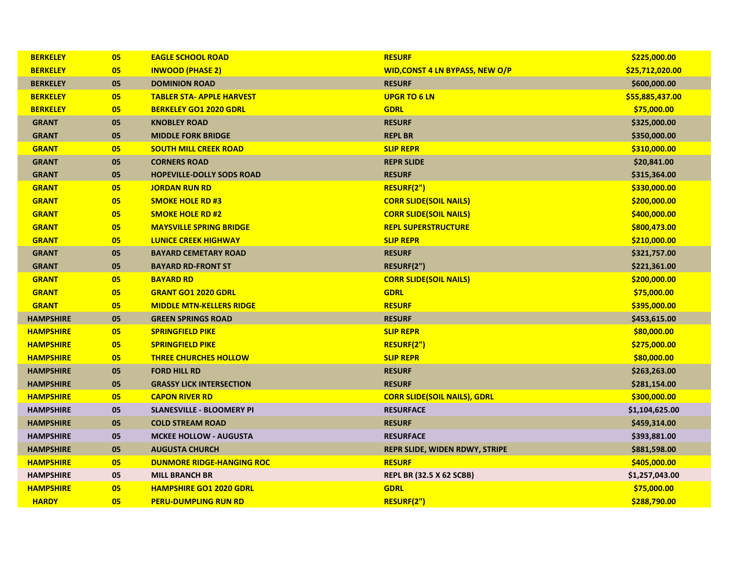| BERKELEY | 05 | EAGLE SCHOOL ROAD | RESURF | $225,000.00 |
|---|---|---|---|---|
| BERKELEY | 05 | INWOOD (PHASE 2) | WID,CONST 4 LN BYPASS, NEW O/P | $25,712,020.00 |
| BERKELEY | 05 | DOMINION ROAD | RESURF | $600,000.00 |
| BERKELEY | 05 | TABLER STA- APPLE HARVEST | UPGR TO 6 LN | $55,885,437.00 |
| BERKELEY | 05 | BERKELEY GO1 2020 GDRL | GDRL | $75,000.00 |
| GRANT | 05 | KNOBLEY ROAD | RESURF | $325,000.00 |
| GRANT | 05 | MIDDLE FORK BRIDGE | REPL BR | $350,000.00 |
| GRANT | 05 | SOUTH MILL CREEK ROAD | SLIP REPR | $310,000.00 |
| GRANT | 05 | CORNERS ROAD | REPR SLIDE | $20,841.00 |
| GRANT | 05 | HOPEVILLE-DOLLY SODS ROAD | RESURF | $315,364.00 |
| GRANT | 05 | JORDAN RUN RD | RESURF(2") | $330,000.00 |
| GRANT | 05 | SMOKE HOLE RD #3 | CORR SLIDE(SOIL NAILS) | $200,000.00 |
| GRANT | 05 | SMOKE HOLE RD #2 | CORR SLIDE(SOIL NAILS) | $400,000.00 |
| GRANT | 05 | MAYSVILLE SPRING BRIDGE | REPL SUPERSTRUCTURE | $800,473.00 |
| GRANT | 05 | LUNICE CREEK HIGHWAY | SLIP REPR | $210,000.00 |
| GRANT | 05 | BAYARD CEMETARY ROAD | RESURF | $321,757.00 |
| GRANT | 05 | BAYARD RD-FRONT ST | RESURF(2") | $221,361.00 |
| GRANT | 05 | BAYARD RD | CORR SLIDE(SOIL NAILS) | $200,000.00 |
| GRANT | 05 | GRANT GO1 2020 GDRL | GDRL | $75,000.00 |
| GRANT | 05 | MIDDLE MTN-KELLERS RIDGE | RESURF | $395,000.00 |
| HAMPSHIRE | 05 | GREEN SPRINGS ROAD | RESURF | $453,615.00 |
| HAMPSHIRE | 05 | SPRINGFIELD PIKE | SLIP REPR | $80,000.00 |
| HAMPSHIRE | 05 | SPRINGFIELD PIKE | RESURF(2") | $275,000.00 |
| HAMPSHIRE | 05 | THREE CHURCHES HOLLOW | SLIP REPR | $80,000.00 |
| HAMPSHIRE | 05 | FORD HILL RD | RESURF | $263,263.00 |
| HAMPSHIRE | 05 | GRASSY LICK INTERSECTION | RESURF | $281,154.00 |
| HAMPSHIRE | 05 | CAPON RIVER RD | CORR SLIDE(SOIL NAILS), GDRL | $300,000.00 |
| HAMPSHIRE | 05 | SLANESVILLE - BLOOMERY PI | RESURFACE | $1,104,625.00 |
| HAMPSHIRE | 05 | COLD STREAM ROAD | RESURF | $459,314.00 |
| HAMPSHIRE | 05 | MCKEE HOLLOW - AUGUSTA | RESURFACE | $393,881.00 |
| HAMPSHIRE | 05 | AUGUSTA CHURCH | REPR SLIDE, WIDEN RDWY, STRIPE | $881,598.00 |
| HAMPSHIRE | 05 | DUNMORE RIDGE-HANGING ROC | RESURF | $405,000.00 |
| HAMPSHIRE | 05 | MILL BRANCH BR | REPL BR (32.5 X 62 SCBB) | $1,257,043.00 |
| HAMPSHIRE | 05 | HAMPSHIRE GO1 2020 GDRL | GDRL | $75,000.00 |
| HARDY | 05 | PERU-DUMPLING RUN RD | RESURF(2") | $288,790.00 |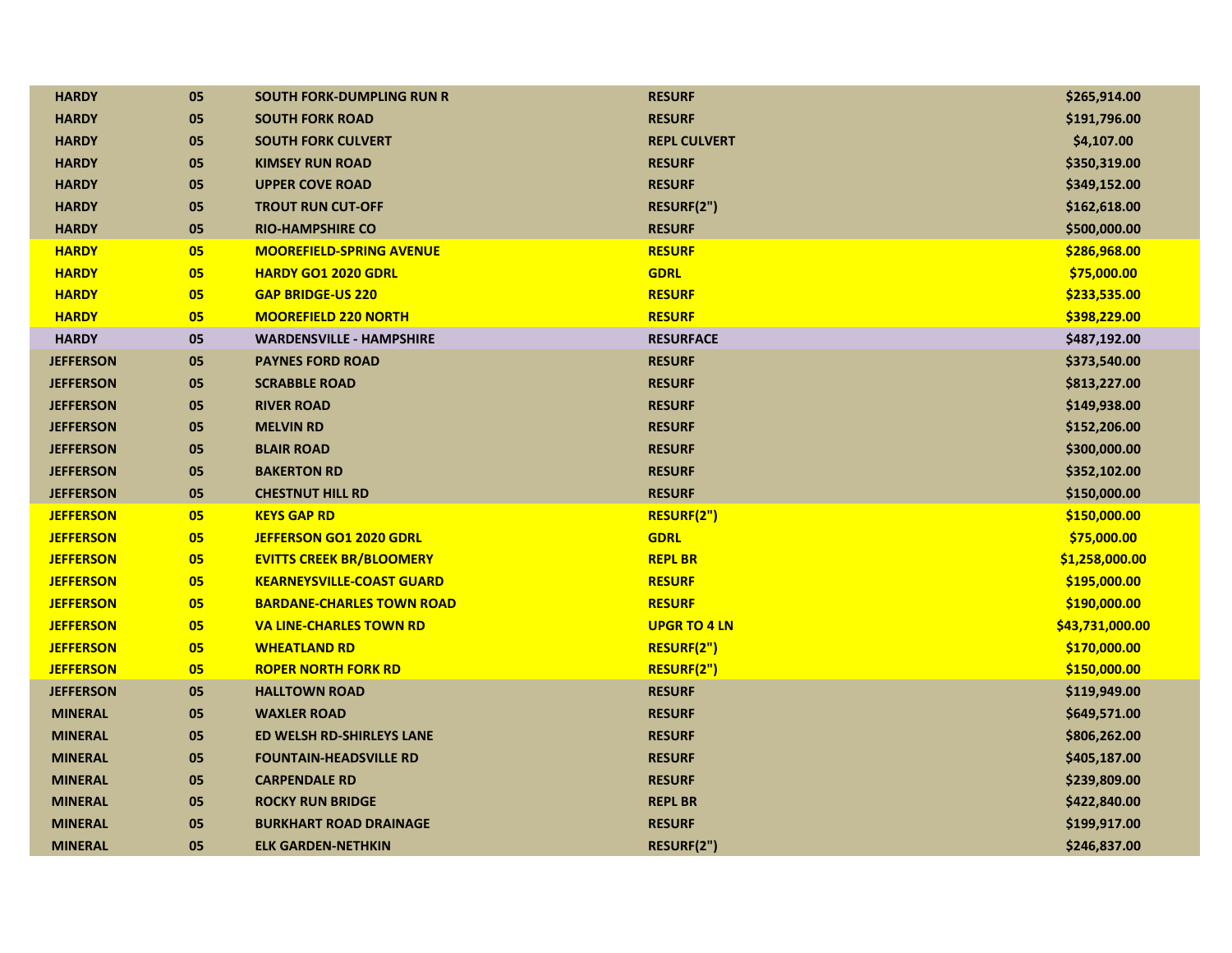| | | | | |
|---|---|---|---|---|
| **HARDY** | **05** | **SOUTH FORK-DUMPLING RUN R** | **RESURF** | **$265,914.00** |
| **HARDY** | **05** | **SOUTH FORK ROAD** | **RESURF** | **$191,796.00** |
| **HARDY** | **05** | **SOUTH FORK CULVERT** | **REPL CULVERT** | **$4,107.00** |
| **HARDY** | **05** | **KIMSEY RUN ROAD** | **RESURF** | **$350,319.00** |
| **HARDY** | **05** | **UPPER COVE ROAD** | **RESURF** | **$349,152.00** |
| **HARDY** | **05** | **TROUT RUN CUT-OFF** | **RESURF(2")** | **$162,618.00** |
| **HARDY** | **05** | **RIO-HAMPSHIRE CO** | **RESURF** | **$500,000.00** |
| **HARDY** | **05** | **MOOREFIELD-SPRING AVENUE** | **RESURF** | **$286,968.00** |
| **HARDY** | **05** | **HARDY GO1 2020 GDRL** | **GDRL** | **$75,000.00** |
| **HARDY** | **05** | **GAP BRIDGE-US 220** | **RESURF** | **$233,535.00** |
| **HARDY** | **05** | **MOOREFIELD 220 NORTH** | **RESURF** | **$398,229.00** |
| **HARDY** | **05** | **WARDENSVILLE - HAMPSHIRE** | **RESURFACE** | **$487,192.00** |
| **JEFFERSON** | **05** | **PAYNES FORD ROAD** | **RESURF** | **$373,540.00** |
| **JEFFERSON** | **05** | **SCRABBLE ROAD** | **RESURF** | **$813,227.00** |
| **JEFFERSON** | **05** | **RIVER ROAD** | **RESURF** | **$149,938.00** |
| **JEFFERSON** | **05** | **MELVIN RD** | **RESURF** | **$152,206.00** |
| **JEFFERSON** | **05** | **BLAIR ROAD** | **RESURF** | **$300,000.00** |
| **JEFFERSON** | **05** | **BAKERTON RD** | **RESURF** | **$352,102.00** |
| **JEFFERSON** | **05** | **CHESTNUT HILL RD** | **RESURF** | **$150,000.00** |
| **JEFFERSON** | **05** | **KEYS GAP RD** | **RESURF(2")** | **$150,000.00** |
| **JEFFERSON** | **05** | **JEFFERSON GO1 2020 GDRL** | **GDRL** | **$75,000.00** |
| **JEFFERSON** | **05** | **EVITTS CREEK BR/BLOOMERY** | **REPL BR** | **$1,258,000.00** |
| **JEFFERSON** | **05** | **KEARNEYSVILLE-COAST GUARD** | **RESURF** | **$195,000.00** |
| **JEFFERSON** | **05** | **BARDANE-CHARLES TOWN ROAD** | **RESURF** | **$190,000.00** |
| **JEFFERSON** | **05** | **VA LINE-CHARLES TOWN RD** | **UPGR TO 4 LN** | **$43,731,000.00** |
| **JEFFERSON** | **05** | **WHEATLAND RD** | **RESURF(2")** | **$170,000.00** |
| **JEFFERSON** | **05** | **ROPER NORTH FORK RD** | **RESURF(2")** | **$150,000.00** |
| **JEFFERSON** | **05** | **HALLTOWN ROAD** | **RESURF** | **$119,949.00** |
| **MINERAL** | **05** | **WAXLER ROAD** | **RESURF** | **$649,571.00** |
| **MINERAL** | **05** | **ED WELSH RD-SHIRLEYS LANE** | **RESURF** | **$806,262.00** |
| **MINERAL** | **05** | **FOUNTAIN-HEADSVILLE RD** | **RESURF** | **$405,187.00** |
| **MINERAL** | **05** | **CARPENDALE RD** | **RESURF** | **$239,809.00** |
| **MINERAL** | **05** | **ROCKY RUN BRIDGE** | **REPL BR** | **$422,840.00** |
| **MINERAL** | **05** | **BURKHART ROAD DRAINAGE** | **RESURF** | **$199,917.00** |
| **MINERAL** | **05** | **ELK GARDEN-NETHKIN** | **RESURF(2")** | **$246,837.00** |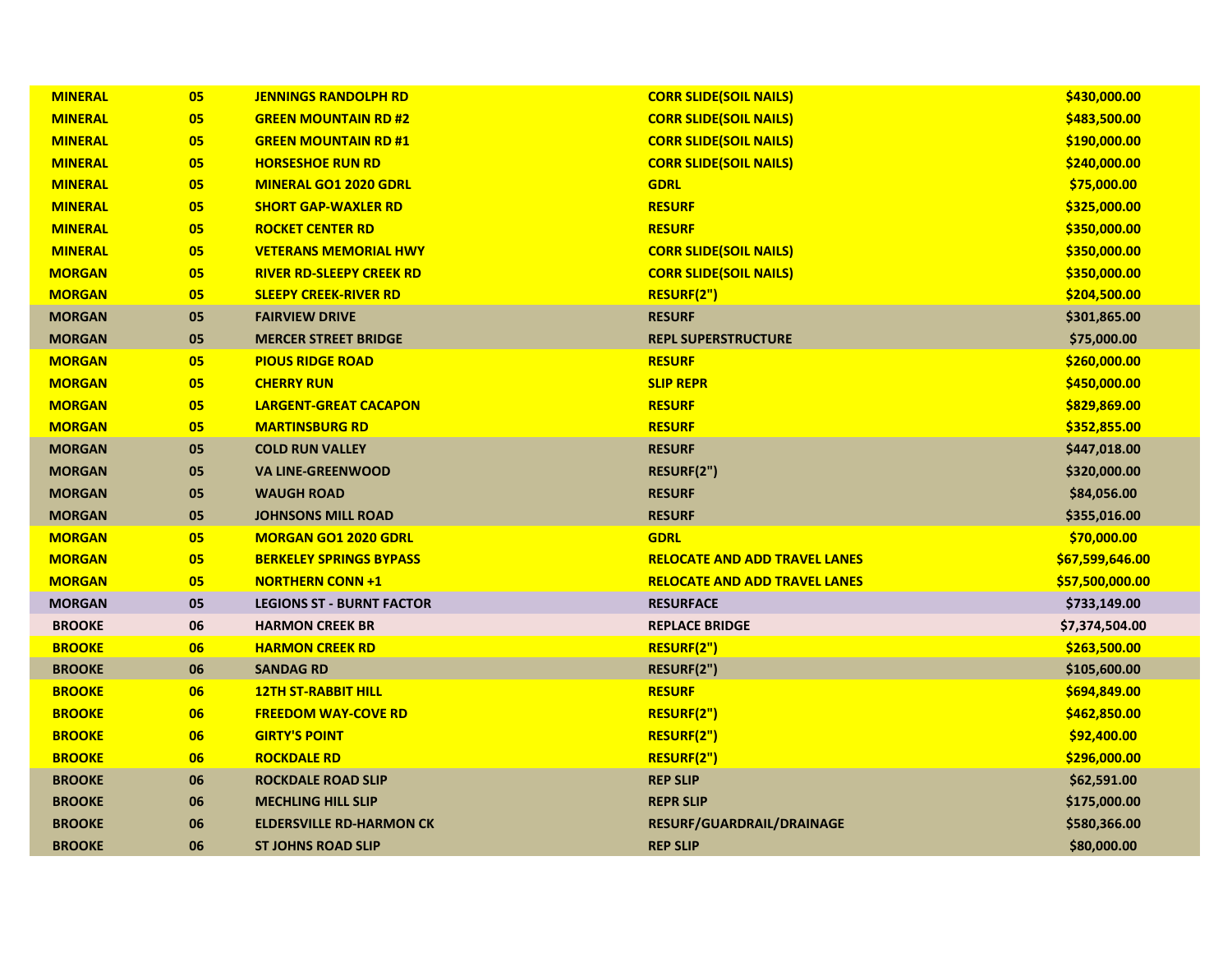| MINERAL | 05 | JENNINGS RANDOLPH RD | CORR SLIDE(SOIL NAILS) | $430,000.00 |
|---|---|---|---|---|
| MINERAL | 05 | GREEN MOUNTAIN RD #2 | CORR SLIDE(SOIL NAILS) | $483,500.00 |
| MINERAL | 05 | GREEN MOUNTAIN RD #1 | CORR SLIDE(SOIL NAILS) | $190,000.00 |
| MINERAL | 05 | HORSESHOE RUN RD | CORR SLIDE(SOIL NAILS) | $240,000.00 |
| MINERAL | 05 | MINERAL GO1 2020 GDRL | GDRL | $75,000.00 |
| MINERAL | 05 | SHORT GAP-WAXLER RD | RESURF | $325,000.00 |
| MINERAL | 05 | ROCKET CENTER RD | RESURF | $350,000.00 |
| MINERAL | 05 | VETERANS MEMORIAL HWY | CORR SLIDE(SOIL NAILS) | $350,000.00 |
| MORGAN | 05 | RIVER RD-SLEEPY CREEK RD | CORR SLIDE(SOIL NAILS) | $350,000.00 |
| MORGAN | 05 | SLEEPY CREEK-RIVER RD | RESURF(2") | $204,500.00 |
| MORGAN | 05 | FAIRVIEW DRIVE | RESURF | $301,865.00 |
| MORGAN | 05 | MERCER STREET BRIDGE | REPL SUPERSTRUCTURE | $75,000.00 |
| MORGAN | 05 | PIOUS RIDGE ROAD | RESURF | $260,000.00 |
| MORGAN | 05 | CHERRY RUN | SLIP REPR | $450,000.00 |
| MORGAN | 05 | LARGENT-GREAT CACAPON | RESURF | $829,869.00 |
| MORGAN | 05 | MARTINSBURG RD | RESURF | $352,855.00 |
| MORGAN | 05 | COLD RUN VALLEY | RESURF | $447,018.00 |
| MORGAN | 05 | VA LINE-GREENWOOD | RESURF(2") | $320,000.00 |
| MORGAN | 05 | WAUGH ROAD | RESURF | $84,056.00 |
| MORGAN | 05 | JOHNSONS MILL ROAD | RESURF | $355,016.00 |
| MORGAN | 05 | MORGAN GO1 2020 GDRL | GDRL | $70,000.00 |
| MORGAN | 05 | BERKELEY SPRINGS BYPASS | RELOCATE AND ADD TRAVEL LANES | $67,599,646.00 |
| MORGAN | 05 | NORTHERN CONN +1 | RELOCATE AND ADD TRAVEL LANES | $57,500,000.00 |
| MORGAN | 05 | LEGIONS ST - BURNT FACTOR | RESURFACE | $733,149.00 |
| BROOKE | 06 | HARMON CREEK BR | REPLACE BRIDGE | $7,374,504.00 |
| BROOKE | 06 | HARMON CREEK RD | RESURF(2") | $263,500.00 |
| BROOKE | 06 | SANDAG RD | RESURF(2") | $105,600.00 |
| BROOKE | 06 | 12TH ST-RABBIT HILL | RESURF | $694,849.00 |
| BROOKE | 06 | FREEDOM WAY-COVE RD | RESURF(2") | $462,850.00 |
| BROOKE | 06 | GIRTY'S POINT | RESURF(2") | $92,400.00 |
| BROOKE | 06 | ROCKDALE RD | RESURF(2") | $296,000.00 |
| BROOKE | 06 | ROCKDALE ROAD SLIP | REP SLIP | $62,591.00 |
| BROOKE | 06 | MECHLING HILL SLIP | REPR SLIP | $175,000.00 |
| BROOKE | 06 | ELDERSVILLE RD-HARMON CK | RESURF/GUARDRAIL/DRAINAGE | $580,366.00 |
| BROOKE | 06 | ST JOHNS ROAD SLIP | REP SLIP | $80,000.00 |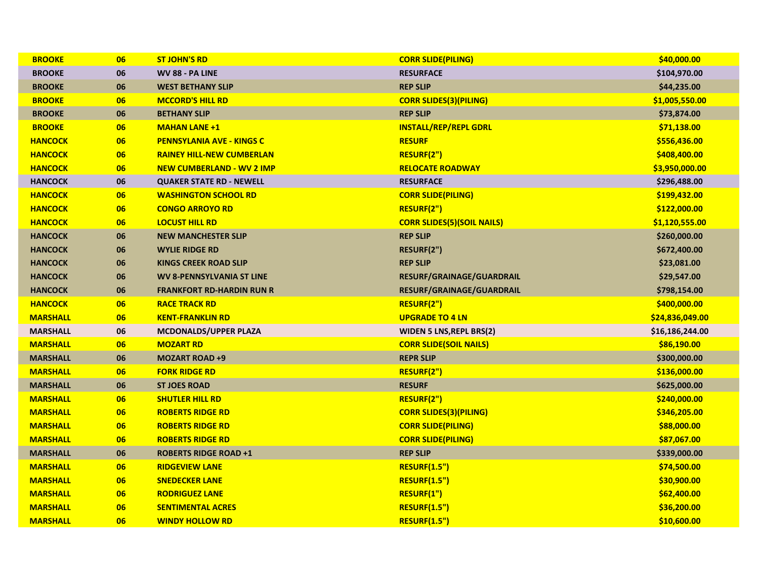| | | | | |
|---|---|---|---|---|
| BROOKE | 06 | ST JOHN'S RD | CORR SLIDE(PILING) | $40,000.00 |
| BROOKE | 06 | WV 88 - PA LINE | RESURFACE | $104,970.00 |
| BROOKE | 06 | WEST BETHANY SLIP | REP SLIP | $44,235.00 |
| BROOKE | 06 | MCCORD'S HILL RD | CORR SLIDES(3)(PILING) | $1,005,550.00 |
| BROOKE | 06 | BETHANY SLIP | REP SLIP | $73,874.00 |
| BROOKE | 06 | MAHAN LANE +1 | INSTALL/REP/REPL GDRL | $71,138.00 |
| HANCOCK | 06 | PENNSYLANIA AVE - KINGS C | RESURF | $556,436.00 |
| HANCOCK | 06 | RAINEY HILL-NEW CUMBERLAN | RESURF(2") | $408,400.00 |
| HANCOCK | 06 | NEW CUMBERLAND - WV 2 IMP | RELOCATE ROADWAY | $3,950,000.00 |
| HANCOCK | 06 | QUAKER STATE RD - NEWELL | RESURFACE | $296,488.00 |
| HANCOCK | 06 | WASHINGTON SCHOOL RD | CORR SLIDE(PILING) | $199,432.00 |
| HANCOCK | 06 | CONGO ARROYO RD | RESURF(2") | $122,000.00 |
| HANCOCK | 06 | LOCUST HILL RD | CORR SLIDES(5)(SOIL NAILS) | $1,120,555.00 |
| HANCOCK | 06 | NEW MANCHESTER SLIP | REP SLIP | $260,000.00 |
| HANCOCK | 06 | WYLIE RIDGE RD | RESURF(2") | $672,400.00 |
| HANCOCK | 06 | KINGS CREEK ROAD SLIP | REP SLIP | $23,081.00 |
| HANCOCK | 06 | WV 8-PENNSYLVANIA ST LINE | RESURF/GRAINAGE/GUARDRAIL | $29,547.00 |
| HANCOCK | 06 | FRANKFORT RD-HARDIN RUN R | RESURF/GRAINAGE/GUARDRAIL | $798,154.00 |
| HANCOCK | 06 | RACE TRACK RD | RESURF(2") | $400,000.00 |
| MARSHALL | 06 | KENT-FRANKLIN RD | UPGRADE TO 4 LN | $24,836,049.00 |
| MARSHALL | 06 | MCDONALDS/UPPER PLAZA | WIDEN 5 LNS,REPL BRS(2) | $16,186,244.00 |
| MARSHALL | 06 | MOZART RD | CORR SLIDE(SOIL NAILS) | $86,190.00 |
| MARSHALL | 06 | MOZART ROAD +9 | REPR SLIP | $300,000.00 |
| MARSHALL | 06 | FORK RIDGE RD | RESURF(2") | $136,000.00 |
| MARSHALL | 06 | ST JOES ROAD | RESURF | $625,000.00 |
| MARSHALL | 06 | SHUTLER HILL RD | RESURF(2") | $240,000.00 |
| MARSHALL | 06 | ROBERTS RIDGE RD | CORR SLIDES(3)(PILING) | $346,205.00 |
| MARSHALL | 06 | ROBERTS RIDGE RD | CORR SLIDE(PILING) | $88,000.00 |
| MARSHALL | 06 | ROBERTS RIDGE RD | CORR SLIDE(PILING) | $87,067.00 |
| MARSHALL | 06 | ROBERTS RIDGE ROAD +1 | REP SLIP | $339,000.00 |
| MARSHALL | 06 | RIDGEVIEW LANE | RESURF(1.5") | $74,500.00 |
| MARSHALL | 06 | SNEDECKER LANE | RESURF(1.5") | $30,900.00 |
| MARSHALL | 06 | RODRIGUEZ LANE | RESURF(1") | $62,400.00 |
| MARSHALL | 06 | SENTIMENTAL ACRES | RESURF(1.5") | $36,200.00 |
| MARSHALL | 06 | WINDY HOLLOW RD | RESURF(1.5") | $10,600.00 |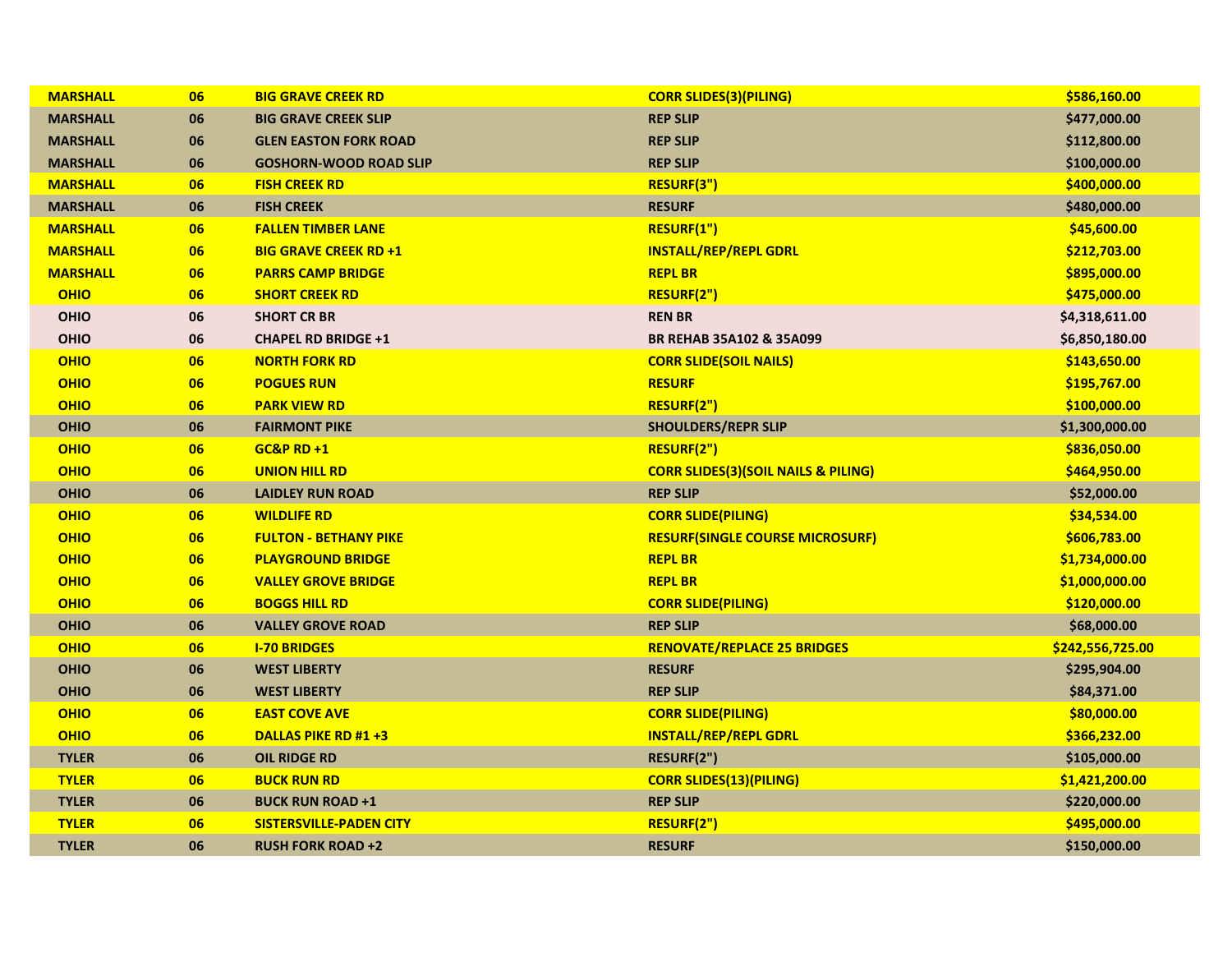| MARSHALL | 06 | BIG GRAVE CREEK RD | CORR SLIDES(3)(PILING) | $586,160.00 |
|---|---|---|---|---|
| MARSHALL | 06 | BIG GRAVE CREEK SLIP | REP SLIP | $477,000.00 |
| MARSHALL | 06 | GLEN EASTON FORK ROAD | REP SLIP | $112,800.00 |
| MARSHALL | 06 | GOSHORN-WOOD ROAD SLIP | REP SLIP | $100,000.00 |
| MARSHALL | 06 | FISH CREEK RD | RESURF(3") | $400,000.00 |
| MARSHALL | 06 | FISH CREEK | RESURF | $480,000.00 |
| MARSHALL | 06 | FALLEN TIMBER LANE | RESURF(1") | $45,600.00 |
| MARSHALL | 06 | BIG GRAVE CREEK RD +1 | INSTALL/REP/REPL GDRL | $212,703.00 |
| MARSHALL | 06 | PARRS CAMP BRIDGE | REPL BR | $895,000.00 |
| OHIO | 06 | SHORT CREEK RD | RESURF(2") | $475,000.00 |
| OHIO | 06 | SHORT CR BR | REN BR | $4,318,611.00 |
| OHIO | 06 | CHAPEL RD BRIDGE +1 | BR REHAB 35A102 & 35A099 | $6,850,180.00 |
| OHIO | 06 | NORTH FORK RD | CORR SLIDE(SOIL NAILS) | $143,650.00 |
| OHIO | 06 | POGUES RUN | RESURF | $195,767.00 |
| OHIO | 06 | PARK VIEW RD | RESURF(2") | $100,000.00 |
| OHIO | 06 | FAIRMONT PIKE | SHOULDERS/REPR SLIP | $1,300,000.00 |
| OHIO | 06 | GC&P RD +1 | RESURF(2") | $836,050.00 |
| OHIO | 06 | UNION HILL RD | CORR SLIDES(3)(SOIL NAILS & PILING) | $464,950.00 |
| OHIO | 06 | LAIDLEY RUN ROAD | REP SLIP | $52,000.00 |
| OHIO | 06 | WILDLIFE RD | CORR SLIDE(PILING) | $34,534.00 |
| OHIO | 06 | FULTON - BETHANY PIKE | RESURF(SINGLE COURSE MICROSURF) | $606,783.00 |
| OHIO | 06 | PLAYGROUND BRIDGE | REPL BR | $1,734,000.00 |
| OHIO | 06 | VALLEY GROVE BRIDGE | REPL BR | $1,000,000.00 |
| OHIO | 06 | BOGGS HILL RD | CORR SLIDE(PILING) | $120,000.00 |
| OHIO | 06 | VALLEY GROVE ROAD | REP SLIP | $68,000.00 |
| OHIO | 06 | I-70 BRIDGES | RENOVATE/REPLACE 25 BRIDGES | $242,556,725.00 |
| OHIO | 06 | WEST LIBERTY | RESURF | $295,904.00 |
| OHIO | 06 | WEST LIBERTY | REP SLIP | $84,371.00 |
| OHIO | 06 | EAST COVE AVE | CORR SLIDE(PILING) | $80,000.00 |
| OHIO | 06 | DALLAS PIKE RD #1 +3 | INSTALL/REP/REPL GDRL | $366,232.00 |
| TYLER | 06 | OIL RIDGE RD | RESURF(2") | $105,000.00 |
| TYLER | 06 | BUCK RUN RD | CORR SLIDES(13)(PILING) | $1,421,200.00 |
| TYLER | 06 | BUCK RUN ROAD +1 | REP SLIP | $220,000.00 |
| TYLER | 06 | SISTERSVILLE-PADEN CITY | RESURF(2") | $495,000.00 |
| TYLER | 06 | RUSH FORK ROAD +2 | RESURF | $150,000.00 |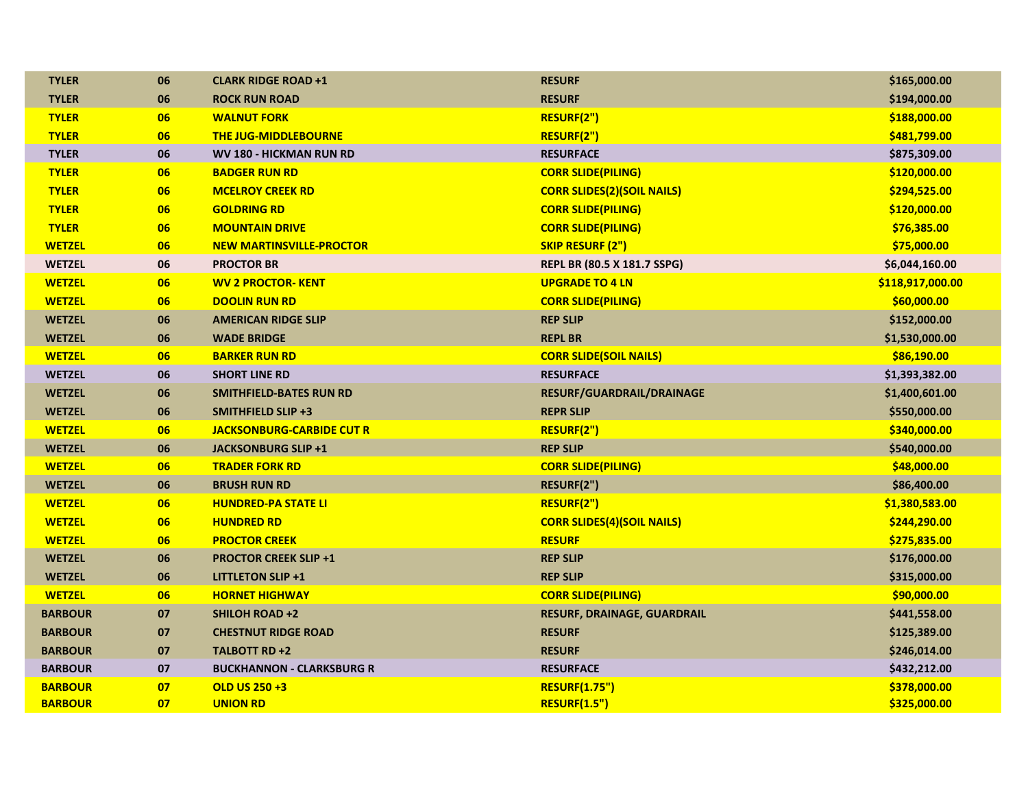| | | | | |
|---|---|---|---|---|
| TYLER | 06 | CLARK RIDGE ROAD +1 | RESURF | $165,000.00 |
| TYLER | 06 | ROCK RUN ROAD | RESURF | $194,000.00 |
| TYLER | 06 | WALNUT FORK | RESURF(2") | $188,000.00 |
| TYLER | 06 | THE JUG-MIDDLEBOURNE | RESURF(2") | $481,799.00 |
| TYLER | 06 | WV 180 - HICKMAN RUN RD | RESURFACE | $875,309.00 |
| TYLER | 06 | BADGER RUN RD | CORR SLIDE(PILING) | $120,000.00 |
| TYLER | 06 | MCELROY CREEK RD | CORR SLIDES(2)(SOIL NAILS) | $294,525.00 |
| TYLER | 06 | GOLDRING RD | CORR SLIDE(PILING) | $120,000.00 |
| TYLER | 06 | MOUNTAIN DRIVE | CORR SLIDE(PILING) | $76,385.00 |
| WETZEL | 06 | NEW MARTINSVILLE-PROCTOR | SKIP RESURF (2") | $75,000.00 |
| WETZEL | 06 | PROCTOR BR | REPL BR (80.5 X 181.7 SSPG) | $6,044,160.00 |
| WETZEL | 06 | WV 2 PROCTOR- KENT | UPGRADE TO 4 LN | $118,917,000.00 |
| WETZEL | 06 | DOOLIN RUN RD | CORR SLIDE(PILING) | $60,000.00 |
| WETZEL | 06 | AMERICAN RIDGE SLIP | REP SLIP | $152,000.00 |
| WETZEL | 06 | WADE BRIDGE | REPL BR | $1,530,000.00 |
| WETZEL | 06 | BARKER RUN RD | CORR SLIDE(SOIL NAILS) | $86,190.00 |
| WETZEL | 06 | SHORT LINE RD | RESURFACE | $1,393,382.00 |
| WETZEL | 06 | SMITHFIELD-BATES RUN RD | RESURF/GUARDRAIL/DRAINAGE | $1,400,601.00 |
| WETZEL | 06 | SMITHFIELD SLIP +3 | REPR SLIP | $550,000.00 |
| WETZEL | 06 | JACKSONBURG-CARBIDE CUT R | RESURF(2") | $340,000.00 |
| WETZEL | 06 | JACKSONBURG SLIP +1 | REP SLIP | $540,000.00 |
| WETZEL | 06 | TRADER FORK RD | CORR SLIDE(PILING) | $48,000.00 |
| WETZEL | 06 | BRUSH RUN RD | RESURF(2") | $86,400.00 |
| WETZEL | 06 | HUNDRED-PA STATE LI | RESURF(2") | $1,380,583.00 |
| WETZEL | 06 | HUNDRED RD | CORR SLIDES(4)(SOIL NAILS) | $244,290.00 |
| WETZEL | 06 | PROCTOR CREEK | RESURF | $275,835.00 |
| WETZEL | 06 | PROCTOR CREEK SLIP +1 | REP SLIP | $176,000.00 |
| WETZEL | 06 | LITTLETON SLIP +1 | REP SLIP | $315,000.00 |
| WETZEL | 06 | HORNET HIGHWAY | CORR SLIDE(PILING) | $90,000.00 |
| BARBOUR | 07 | SHILOH ROAD +2 | RESURF, DRAINAGE, GUARDRAIL | $441,558.00 |
| BARBOUR | 07 | CHESTNUT RIDGE ROAD | RESURF | $125,389.00 |
| BARBOUR | 07 | TALBOTT RD +2 | RESURF | $246,014.00 |
| BARBOUR | 07 | BUCKHANNON - CLARKSBURG R | RESURFACE | $432,212.00 |
| BARBOUR | 07 | OLD US 250 +3 | RESURF(1.75") | $378,000.00 |
| BARBOUR | 07 | UNION RD | RESURF(1.5") | $325,000.00 |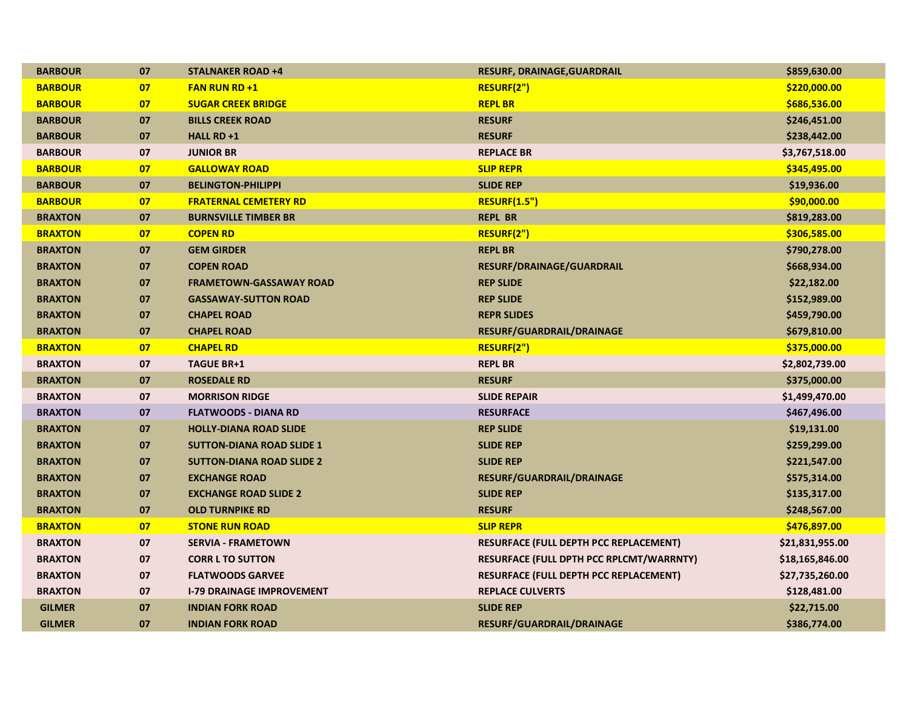| BARBOUR | 07 | STALNAKER ROAD +4 | RESURF, DRAINAGE,GUARDRAIL | $859,630.00 |
|---|---|---|---|---|
| BARBOUR | 07 | FAN RUN RD +1 | RESURF(2") | $220,000.00 |
| BARBOUR | 07 | SUGAR CREEK BRIDGE | REPL BR | $686,536.00 |
| BARBOUR | 07 | BILLS CREEK ROAD | RESURF | $246,451.00 |
| BARBOUR | 07 | HALL RD +1 | RESURF | $238,442.00 |
| BARBOUR | 07 | JUNIOR BR | REPLACE BR | $3,767,518.00 |
| BARBOUR | 07 | GALLOWAY ROAD | SLIP REPR | $345,495.00 |
| BARBOUR | 07 | BELINGTON-PHILIPPI | SLIDE REP | $19,936.00 |
| BARBOUR | 07 | FRATERNAL CEMETERY RD | RESURF(1.5") | $90,000.00 |
| BRAXTON | 07 | BURNSVILLE TIMBER BR | REPL BR | $819,283.00 |
| BRAXTON | 07 | COPEN RD | RESURF(2") | $306,585.00 |
| BRAXTON | 07 | GEM GIRDER | REPL BR | $790,278.00 |
| BRAXTON | 07 | COPEN ROAD | RESURF/DRAINAGE/GUARDRAIL | $668,934.00 |
| BRAXTON | 07 | FRAMETOWN-GASSAWAY ROAD | REP SLIDE | $22,182.00 |
| BRAXTON | 07 | GASSAWAY-SUTTON ROAD | REP SLIDE | $152,989.00 |
| BRAXTON | 07 | CHAPEL ROAD | REPR SLIDES | $459,790.00 |
| BRAXTON | 07 | CHAPEL ROAD | RESURF/GUARDRAIL/DRAINAGE | $679,810.00 |
| BRAXTON | 07 | CHAPEL RD | RESURF(2") | $375,000.00 |
| BRAXTON | 07 | TAGUE BR+1 | REPL BR | $2,802,739.00 |
| BRAXTON | 07 | ROSEDALE RD | RESURF | $375,000.00 |
| BRAXTON | 07 | MORRISON RIDGE | SLIDE REPAIR | $1,499,470.00 |
| BRAXTON | 07 | FLATWOODS - DIANA RD | RESURFACE | $467,496.00 |
| BRAXTON | 07 | HOLLY-DIANA ROAD SLIDE | REP SLIDE | $19,131.00 |
| BRAXTON | 07 | SUTTON-DIANA ROAD SLIDE 1 | SLIDE REP | $259,299.00 |
| BRAXTON | 07 | SUTTON-DIANA ROAD SLIDE 2 | SLIDE REP | $221,547.00 |
| BRAXTON | 07 | EXCHANGE ROAD | RESURF/GUARDRAIL/DRAINAGE | $575,314.00 |
| BRAXTON | 07 | EXCHANGE ROAD SLIDE 2 | SLIDE REP | $135,317.00 |
| BRAXTON | 07 | OLD TURNPIKE RD | RESURF | $248,567.00 |
| BRAXTON | 07 | STONE RUN ROAD | SLIP REPR | $476,897.00 |
| BRAXTON | 07 | SERVIA - FRAMETOWN | RESURFACE (FULL DEPTH PCC REPLACEMENT) | $21,831,955.00 |
| BRAXTON | 07 | CORR L TO SUTTON | RESURFACE (FULL DPTH PCC RPLCMT/WARRNTY) | $18,165,846.00 |
| BRAXTON | 07 | FLATWOODS GARVEE | RESURFACE (FULL DEPTH PCC REPLACEMENT) | $27,735,260.00 |
| BRAXTON | 07 | I-79 DRAINAGE IMPROVEMENT | REPLACE CULVERTS | $128,481.00 |
| GILMER | 07 | INDIAN FORK ROAD | SLIDE REP | $22,715.00 |
| GILMER | 07 | INDIAN FORK ROAD | RESURF/GUARDRAIL/DRAINAGE | $386,774.00 |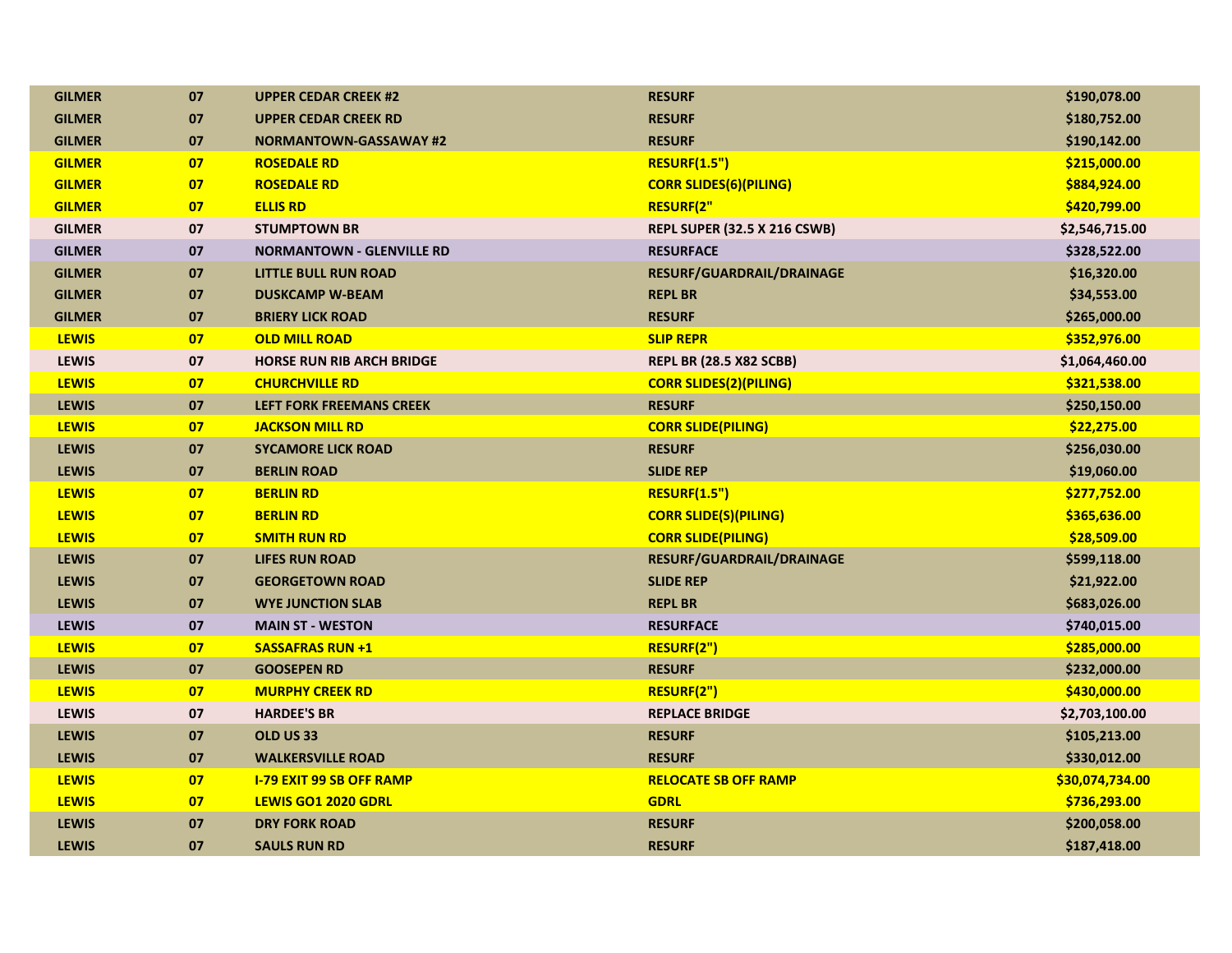| | | | | |
|---|---|---|---|---|
| GILMER | 07 | UPPER CEDAR CREEK #2 | RESURF | $190,078.00 |
| GILMER | 07 | UPPER CEDAR CREEK RD | RESURF | $180,752.00 |
| GILMER | 07 | NORMANTOWN-GASSAWAY #2 | RESURF | $190,142.00 |
| GILMER | 07 | ROSEDALE RD | RESURF(1.5") | $215,000.00 |
| GILMER | 07 | ROSEDALE RD | CORR SLIDES(6)(PILING) | $884,924.00 |
| GILMER | 07 | ELLIS RD | RESURF(2" | $420,799.00 |
| GILMER | 07 | STUMPTOWN BR | REPL SUPER (32.5 X 216 CSWB) | $2,546,715.00 |
| GILMER | 07 | NORMANTOWN - GLENVILLE RD | RESURFACE | $328,522.00 |
| GILMER | 07 | LITTLE BULL RUN ROAD | RESURF/GUARDRAIL/DRAINAGE | $16,320.00 |
| GILMER | 07 | DUSKCAMP W-BEAM | REPL BR | $34,553.00 |
| GILMER | 07 | BRIERY LICK ROAD | RESURF | $265,000.00 |
| LEWIS | 07 | OLD MILL ROAD | SLIP REPR | $352,976.00 |
| LEWIS | 07 | HORSE RUN RIB ARCH BRIDGE | REPL BR (28.5 X82 SCBB) | $1,064,460.00 |
| LEWIS | 07 | CHURCHVILLE RD | CORR SLIDES(2)(PILING) | $321,538.00 |
| LEWIS | 07 | LEFT FORK FREEMANS CREEK | RESURF | $250,150.00 |
| LEWIS | 07 | JACKSON MILL RD | CORR SLIDE(PILING) | $22,275.00 |
| LEWIS | 07 | SYCAMORE LICK ROAD | RESURF | $256,030.00 |
| LEWIS | 07 | BERLIN ROAD | SLIDE REP | $19,060.00 |
| LEWIS | 07 | BERLIN RD | RESURF(1.5") | $277,752.00 |
| LEWIS | 07 | BERLIN RD | CORR SLIDE(S)(PILING) | $365,636.00 |
| LEWIS | 07 | SMITH RUN RD | CORR SLIDE(PILING) | $28,509.00 |
| LEWIS | 07 | LIFES RUN ROAD | RESURF/GUARDRAIL/DRAINAGE | $599,118.00 |
| LEWIS | 07 | GEORGETOWN ROAD | SLIDE REP | $21,922.00 |
| LEWIS | 07 | WYE JUNCTION SLAB | REPL BR | $683,026.00 |
| LEWIS | 07 | MAIN ST - WESTON | RESURFACE | $740,015.00 |
| LEWIS | 07 | SASSAFRAS RUN +1 | RESURF(2") | $285,000.00 |
| LEWIS | 07 | GOOSEPEN RD | RESURF | $232,000.00 |
| LEWIS | 07 | MURPHY CREEK RD | RESURF(2") | $430,000.00 |
| LEWIS | 07 | HARDEE'S BR | REPLACE BRIDGE | $2,703,100.00 |
| LEWIS | 07 | OLD US 33 | RESURF | $105,213.00 |
| LEWIS | 07 | WALKERSVILLE ROAD | RESURF | $330,012.00 |
| LEWIS | 07 | I-79 EXIT 99 SB OFF RAMP | RELOCATE SB OFF RAMP | $30,074,734.00 |
| LEWIS | 07 | LEWIS GO1 2020 GDRL | GDRL | $736,293.00 |
| LEWIS | 07 | DRY FORK ROAD | RESURF | $200,058.00 |
| LEWIS | 07 | SAULS RUN RD | RESURF | $187,418.00 |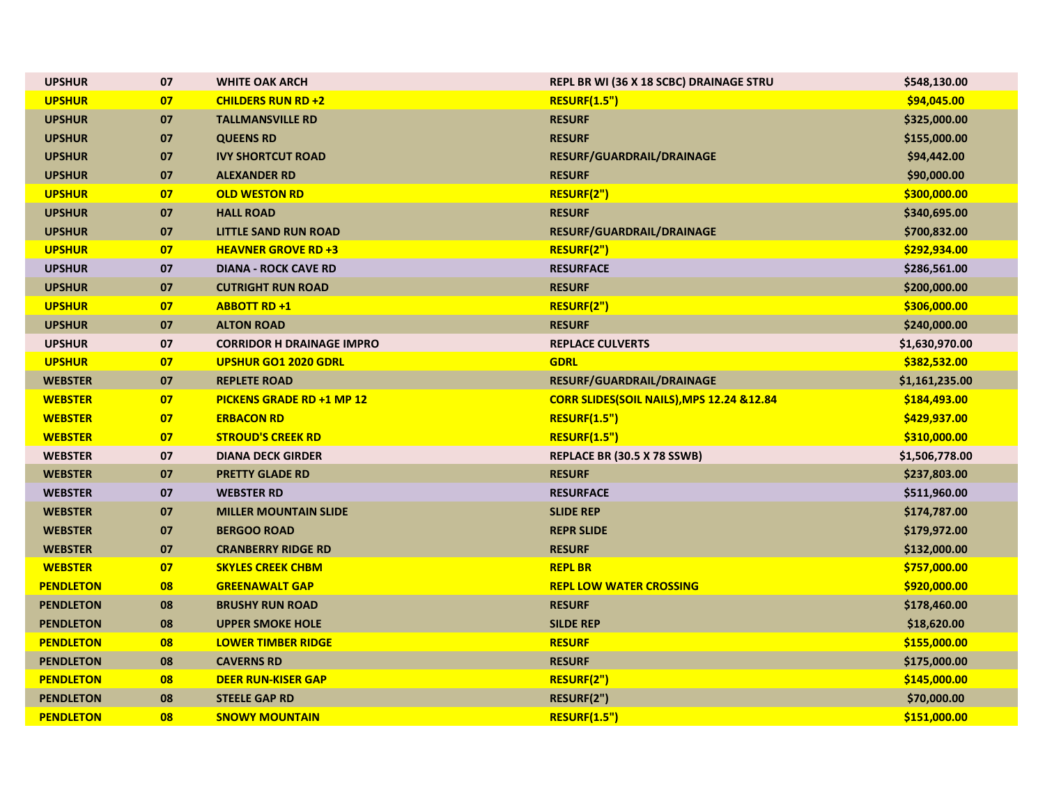| UPSHUR | 07 | WHITE OAK ARCH | REPL BR WI (36 X 18 SCBC) DRAINAGE STRU | $548,130.00 |
|---|---|---|---|---|
| UPSHUR | 07 | CHILDERS RUN RD +2 | RESURF(1.5") | $94,045.00 |
| UPSHUR | 07 | TALLMANSVILLE RD | RESURF | $325,000.00 |
| UPSHUR | 07 | QUEENS RD | RESURF | $155,000.00 |
| UPSHUR | 07 | IVY SHORTCUT ROAD | RESURF/GUARDRAIL/DRAINAGE | $94,442.00 |
| UPSHUR | 07 | ALEXANDER RD | RESURF | $90,000.00 |
| UPSHUR | 07 | OLD WESTON RD | RESURF(2") | $300,000.00 |
| UPSHUR | 07 | HALL ROAD | RESURF | $340,695.00 |
| UPSHUR | 07 | LITTLE SAND RUN ROAD | RESURF/GUARDRAIL/DRAINAGE | $700,832.00 |
| UPSHUR | 07 | HEAVNER GROVE RD +3 | RESURF(2") | $292,934.00 |
| UPSHUR | 07 | DIANA - ROCK CAVE RD | RESURFACE | $286,561.00 |
| UPSHUR | 07 | CUTRIGHT RUN ROAD | RESURF | $200,000.00 |
| UPSHUR | 07 | ABBOTT RD +1 | RESURF(2") | $306,000.00 |
| UPSHUR | 07 | ALTON ROAD | RESURF | $240,000.00 |
| UPSHUR | 07 | CORRIDOR H DRAINAGE IMPRO | REPLACE CULVERTS | $1,630,970.00 |
| UPSHUR | 07 | UPSHUR GO1 2020 GDRL | GDRL | $382,532.00 |
| WEBSTER | 07 | REPLETE ROAD | RESURF/GUARDRAIL/DRAINAGE | $1,161,235.00 |
| WEBSTER | 07 | PICKENS GRADE RD +1 MP 12 | CORR SLIDES(SOIL NAILS),MPS 12.24 &12.84 | $184,493.00 |
| WEBSTER | 07 | ERBACON RD | RESURF(1.5") | $429,937.00 |
| WEBSTER | 07 | STROUD'S CREEK RD | RESURF(1.5") | $310,000.00 |
| WEBSTER | 07 | DIANA DECK GIRDER | REPLACE BR (30.5 X 78 SSWB) | $1,506,778.00 |
| WEBSTER | 07 | PRETTY GLADE RD | RESURF | $237,803.00 |
| WEBSTER | 07 | WEBSTER RD | RESURFACE | $511,960.00 |
| WEBSTER | 07 | MILLER MOUNTAIN SLIDE | SLIDE REP | $174,787.00 |
| WEBSTER | 07 | BERGOO ROAD | REPR SLIDE | $179,972.00 |
| WEBSTER | 07 | CRANBERRY RIDGE RD | RESURF | $132,000.00 |
| WEBSTER | 07 | SKYLES CREEK CHBM | REPL BR | $757,000.00 |
| PENDLETON | 08 | GREENAWALT GAP | REPL LOW WATER CROSSING | $920,000.00 |
| PENDLETON | 08 | BRUSHY RUN ROAD | RESURF | $178,460.00 |
| PENDLETON | 08 | UPPER SMOKE HOLE | SILDE REP | $18,620.00 |
| PENDLETON | 08 | LOWER TIMBER RIDGE | RESURF | $155,000.00 |
| PENDLETON | 08 | CAVERNS RD | RESURF | $175,000.00 |
| PENDLETON | 08 | DEER RUN-KISER GAP | RESURF(2") | $145,000.00 |
| PENDLETON | 08 | STEELE GAP RD | RESURF(2") | $70,000.00 |
| PENDLETON | 08 | SNOWY MOUNTAIN | RESURF(1.5") | $151,000.00 |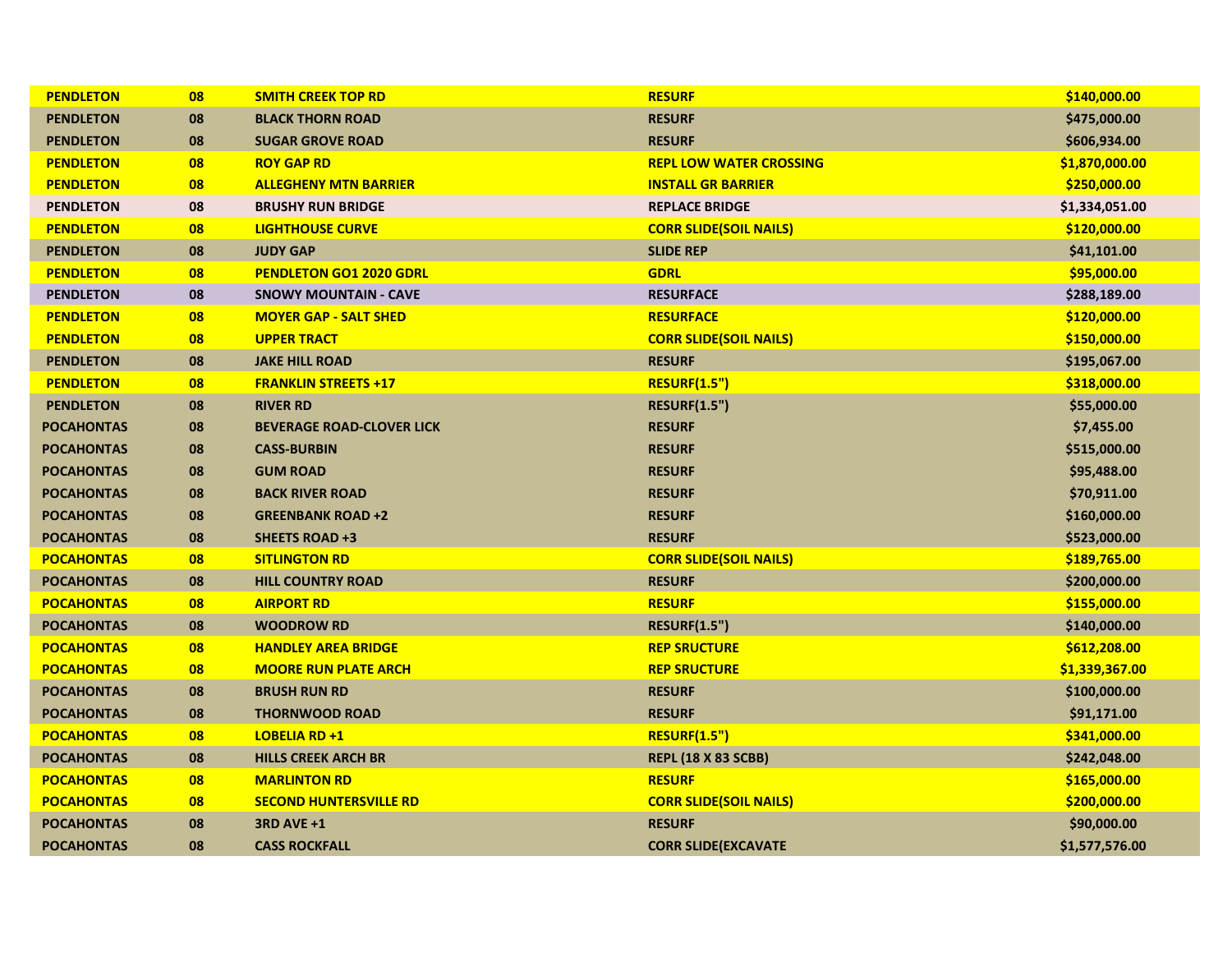| | | | | |
|---|---|---|---|---|
| PENDLETON | 08 | SMITH CREEK TOP RD | RESURF | $140,000.00 |
| PENDLETON | 08 | BLACK THORN ROAD | RESURF | $475,000.00 |
| PENDLETON | 08 | SUGAR GROVE ROAD | RESURF | $606,934.00 |
| PENDLETON | 08 | ROY GAP RD | REPL LOW WATER CROSSING | $1,870,000.00 |
| PENDLETON | 08 | ALLEGHENY MTN BARRIER | INSTALL GR BARRIER | $250,000.00 |
| PENDLETON | 08 | BRUSHY RUN BRIDGE | REPLACE BRIDGE | $1,334,051.00 |
| PENDLETON | 08 | LIGHTHOUSE CURVE | CORR SLIDE(SOIL NAILS) | $120,000.00 |
| PENDLETON | 08 | JUDY GAP | SLIDE REP | $41,101.00 |
| PENDLETON | 08 | PENDLETON GO1 2020 GDRL | GDRL | $95,000.00 |
| PENDLETON | 08 | SNOWY MOUNTAIN - CAVE | RESURFACE | $288,189.00 |
| PENDLETON | 08 | MOYER GAP - SALT SHED | RESURFACE | $120,000.00 |
| PENDLETON | 08 | UPPER TRACT | CORR SLIDE(SOIL NAILS) | $150,000.00 |
| PENDLETON | 08 | JAKE HILL ROAD | RESURF | $195,067.00 |
| PENDLETON | 08 | FRANKLIN STREETS +17 | RESURF(1.5") | $318,000.00 |
| PENDLETON | 08 | RIVER RD | RESURF(1.5") | $55,000.00 |
| POCAHONTAS | 08 | BEVERAGE ROAD-CLOVER LICK | RESURF | $7,455.00 |
| POCAHONTAS | 08 | CASS-BURBIN | RESURF | $515,000.00 |
| POCAHONTAS | 08 | GUM ROAD | RESURF | $95,488.00 |
| POCAHONTAS | 08 | BACK RIVER ROAD | RESURF | $70,911.00 |
| POCAHONTAS | 08 | GREENBANK ROAD +2 | RESURF | $160,000.00 |
| POCAHONTAS | 08 | SHEETS ROAD +3 | RESURF | $523,000.00 |
| POCAHONTAS | 08 | SITLINGTON RD | CORR SLIDE(SOIL NAILS) | $189,765.00 |
| POCAHONTAS | 08 | HILL COUNTRY ROAD | RESURF | $200,000.00 |
| POCAHONTAS | 08 | AIRPORT RD | RESURF | $155,000.00 |
| POCAHONTAS | 08 | WOODROW RD | RESURF(1.5") | $140,000.00 |
| POCAHONTAS | 08 | HANDLEY AREA BRIDGE | REP SRUCTURE | $612,208.00 |
| POCAHONTAS | 08 | MOORE RUN PLATE ARCH | REP SRUCTURE | $1,339,367.00 |
| POCAHONTAS | 08 | BRUSH RUN RD | RESURF | $100,000.00 |
| POCAHONTAS | 08 | THORNWOOD ROAD | RESURF | $91,171.00 |
| POCAHONTAS | 08 | LOBELIA RD +1 | RESURF(1.5") | $341,000.00 |
| POCAHONTAS | 08 | HILLS CREEK ARCH BR | REPL (18 X 83 SCBB) | $242,048.00 |
| POCAHONTAS | 08 | MARLINTON RD | RESURF | $165,000.00 |
| POCAHONTAS | 08 | SECOND HUNTERSVILLE RD | CORR SLIDE(SOIL NAILS) | $200,000.00 |
| POCAHONTAS | 08 | 3RD AVE +1 | RESURF | $90,000.00 |
| POCAHONTAS | 08 | CASS ROCKFALL | CORR SLIDE(EXCAVATE | $1,577,576.00 |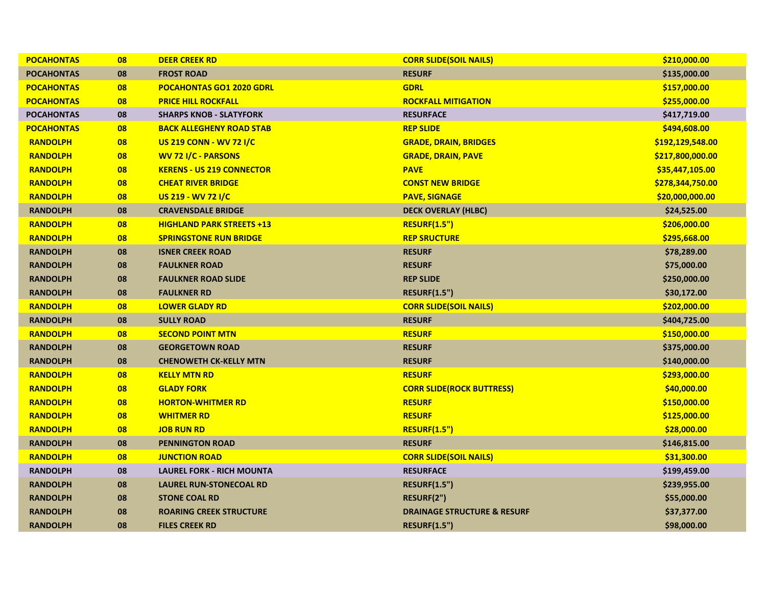| | | | | |
|---|---|---|---|---|
| **POCAHONTAS** | **08** | **DEER CREEK RD** | **CORR SLIDE(SOIL NAILS)** | **$210,000.00** |
| **POCAHONTAS** | **08** | **FROST ROAD** | **RESURF** | **$135,000.00** |
| **POCAHONTAS** | **08** | **POCAHONTAS GO1 2020 GDRL** | **GDRL** | **$157,000.00** |
| **POCAHONTAS** | **08** | **PRICE HILL ROCKFALL** | **ROCKFALL MITIGATION** | **$255,000.00** |
| **POCAHONTAS** | **08** | **SHARPS KNOB - SLATYFORK** | **RESURFACE** | **$417,719.00** |
| **POCAHONTAS** | **08** | **BACK ALLEGHENY ROAD STAB** | **REP SLIDE** | **$494,608.00** |
| **RANDOLPH** | **08** | **US 219 CONN - WV 72 I/C** | **GRADE, DRAIN, BRIDGES** | **$192,129,548.00** |
| **RANDOLPH** | **08** | **WV 72 I/C - PARSONS** | **GRADE, DRAIN, PAVE** | **$217,800,000.00** |
| **RANDOLPH** | **08** | **KERENS - US 219 CONNECTOR** | **PAVE** | **$35,447,105.00** |
| **RANDOLPH** | **08** | **CHEAT RIVER BRIDGE** | **CONST NEW BRIDGE** | **$278,344,750.00** |
| **RANDOLPH** | **08** | **US 219 - WV 72 I/C** | **PAVE, SIGNAGE** | **$20,000,000.00** |
| **RANDOLPH** | **08** | **CRAVENSDALE BRIDGE** | **DECK OVERLAY (HLBC)** | **$24,525.00** |
| **RANDOLPH** | **08** | **HIGHLAND PARK STREETS +13** | **RESURF(1.5")** | **$206,000.00** |
| **RANDOLPH** | **08** | **SPRINGSTONE RUN BRIDGE** | **REP SRUCTURE** | **$295,668.00** |
| **RANDOLPH** | **08** | **ISNER CREEK ROAD** | **RESURF** | **$78,289.00** |
| **RANDOLPH** | **08** | **FAULKNER ROAD** | **RESURF** | **$75,000.00** |
| **RANDOLPH** | **08** | **FAULKNER ROAD SLIDE** | **REP SLIDE** | **$250,000.00** |
| **RANDOLPH** | **08** | **FAULKNER RD** | **RESURF(1.5")** | **$30,172.00** |
| **RANDOLPH** | **08** | **LOWER GLADY RD** | **CORR SLIDE(SOIL NAILS)** | **$202,000.00** |
| **RANDOLPH** | **08** | **SULLY ROAD** | **RESURF** | **$404,725.00** |
| **RANDOLPH** | **08** | **SECOND POINT MTN** | **RESURF** | **$150,000.00** |
| **RANDOLPH** | **08** | **GEORGETOWN ROAD** | **RESURF** | **$375,000.00** |
| **RANDOLPH** | **08** | **CHENOWETH CK-KELLY MTN** | **RESURF** | **$140,000.00** |
| **RANDOLPH** | **08** | **KELLY MTN RD** | **RESURF** | **$293,000.00** |
| **RANDOLPH** | **08** | **GLADY FORK** | **CORR SLIDE(ROCK BUTTRESS)** | **$40,000.00** |
| **RANDOLPH** | **08** | **HORTON-WHITMER RD** | **RESURF** | **$150,000.00** |
| **RANDOLPH** | **08** | **WHITMER RD** | **RESURF** | **$125,000.00** |
| **RANDOLPH** | **08** | **JOB RUN RD** | **RESURF(1.5")** | **$28,000.00** |
| **RANDOLPH** | **08** | **PENNINGTON ROAD** | **RESURF** | **$146,815.00** |
| **RANDOLPH** | **08** | **JUNCTION ROAD** | **CORR SLIDE(SOIL NAILS)** | **$31,300.00** |
| **RANDOLPH** | **08** | **LAUREL FORK - RICH MOUNTA** | **RESURFACE** | **$199,459.00** |
| **RANDOLPH** | **08** | **LAUREL RUN-STONECOAL RD** | **RESURF(1.5")** | **$239,955.00** |
| **RANDOLPH** | **08** | **STONE COAL RD** | **RESURF(2")** | **$55,000.00** |
| **RANDOLPH** | **08** | **ROARING CREEK STRUCTURE** | **DRAINAGE STRUCTURE & RESURF** | **$37,377.00** |
| **RANDOLPH** | **08** | **FILES CREEK RD** | **RESURF(1.5")** | **$98,000.00** |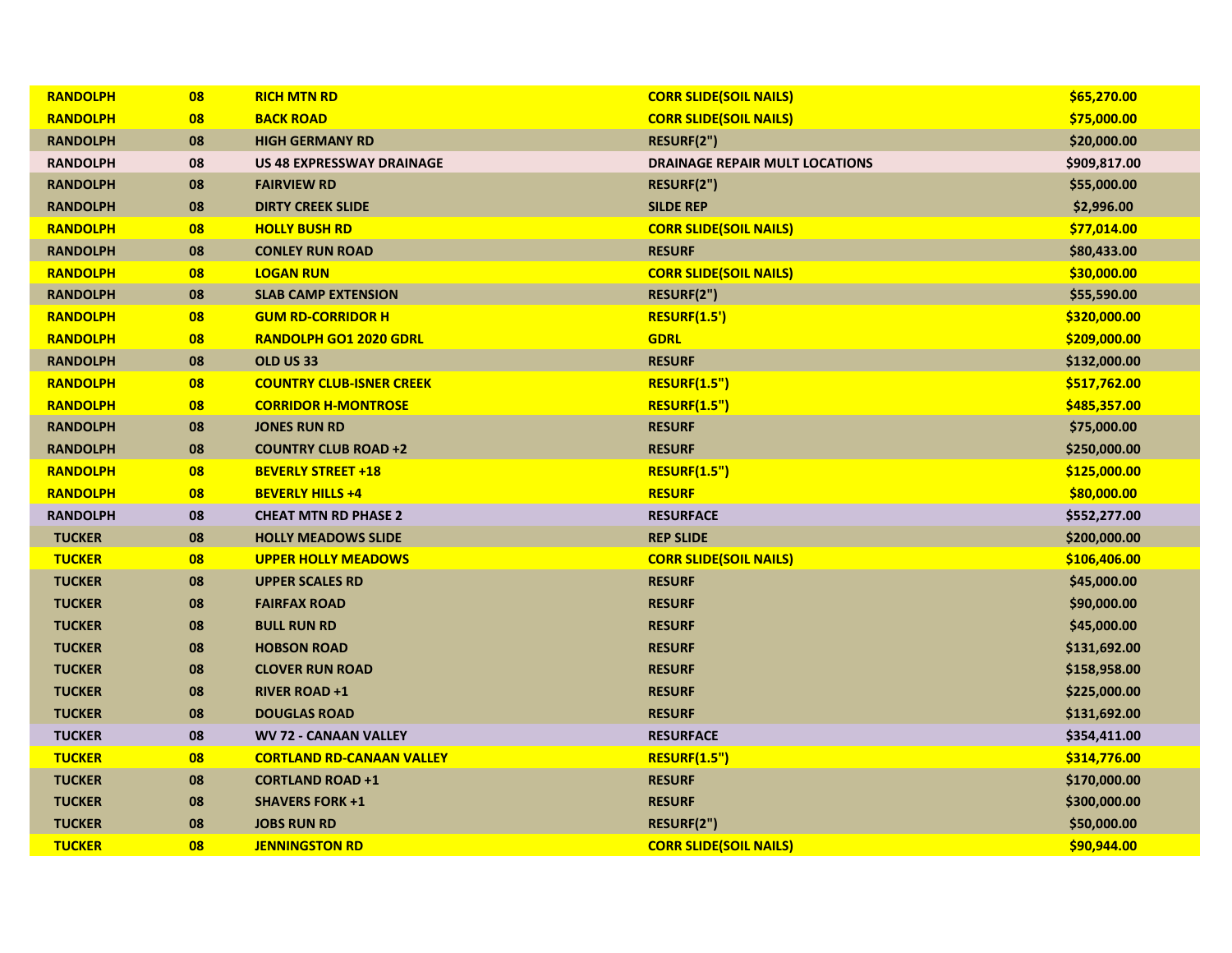| | | | | |
|---|---|---|---|---|
| **RANDOLPH** | **08** | **RICH MTN RD** | **CORR SLIDE(SOIL NAILS)** | **$65,270.00** |
| **RANDOLPH** | **08** | **BACK ROAD** | **CORR SLIDE(SOIL NAILS)** | **$75,000.00** |
| **RANDOLPH** | **08** | **HIGH GERMANY RD** | **RESURF(2")** | **$20,000.00** |
| **RANDOLPH** | **08** | **US 48 EXPRESSWAY DRAINAGE** | **DRAINAGE REPAIR MULT LOCATIONS** | **$909,817.00** |
| **RANDOLPH** | **08** | **FAIRVIEW RD** | **RESURF(2")** | **$55,000.00** |
| **RANDOLPH** | **08** | **DIRTY CREEK SLIDE** | **SILDE REP** | **$2,996.00** |
| **RANDOLPH** | **08** | **HOLLY BUSH RD** | **CORR SLIDE(SOIL NAILS)** | **$77,014.00** |
| **RANDOLPH** | **08** | **CONLEY RUN ROAD** | **RESURF** | **$80,433.00** |
| **RANDOLPH** | **08** | **LOGAN RUN** | **CORR SLIDE(SOIL NAILS)** | **$30,000.00** |
| **RANDOLPH** | **08** | **SLAB CAMP EXTENSION** | **RESURF(2")** | **$55,590.00** |
| **RANDOLPH** | **08** | **GUM RD-CORRIDOR H** | **RESURF(1.5')** | **$320,000.00** |
| **RANDOLPH** | **08** | **RANDOLPH GO1 2020 GDRL** | **GDRL** | **$209,000.00** |
| **RANDOLPH** | **08** | **OLD US 33** | **RESURF** | **$132,000.00** |
| **RANDOLPH** | **08** | **COUNTRY CLUB-ISNER CREEK** | **RESURF(1.5")** | **$517,762.00** |
| **RANDOLPH** | **08** | **CORRIDOR H-MONTROSE** | **RESURF(1.5")** | **$485,357.00** |
| **RANDOLPH** | **08** | **JONES RUN RD** | **RESURF** | **$75,000.00** |
| **RANDOLPH** | **08** | **COUNTRY CLUB ROAD +2** | **RESURF** | **$250,000.00** |
| **RANDOLPH** | **08** | **BEVERLY STREET +18** | **RESURF(1.5")** | **$125,000.00** |
| **RANDOLPH** | **08** | **BEVERLY HILLS +4** | **RESURF** | **$80,000.00** |
| **RANDOLPH** | **08** | **CHEAT MTN RD PHASE 2** | **RESURFACE** | **$552,277.00** |
| **TUCKER** | **08** | **HOLLY MEADOWS SLIDE** | **REP SLIDE** | **$200,000.00** |
| **TUCKER** | **08** | **UPPER HOLLY MEADOWS** | **CORR SLIDE(SOIL NAILS)** | **$106,406.00** |
| **TUCKER** | **08** | **UPPER SCALES RD** | **RESURF** | **$45,000.00** |
| **TUCKER** | **08** | **FAIRFAX ROAD** | **RESURF** | **$90,000.00** |
| **TUCKER** | **08** | **BULL RUN RD** | **RESURF** | **$45,000.00** |
| **TUCKER** | **08** | **HOBSON ROAD** | **RESURF** | **$131,692.00** |
| **TUCKER** | **08** | **CLOVER RUN ROAD** | **RESURF** | **$158,958.00** |
| **TUCKER** | **08** | **RIVER ROAD +1** | **RESURF** | **$225,000.00** |
| **TUCKER** | **08** | **DOUGLAS ROAD** | **RESURF** | **$131,692.00** |
| **TUCKER** | **08** | **WV 72 - CANAAN VALLEY** | **RESURFACE** | **$354,411.00** |
| **TUCKER** | **08** | **CORTLAND RD-CANAAN VALLEY** | **RESURF(1.5")** | **$314,776.00** |
| **TUCKER** | **08** | **CORTLAND ROAD +1** | **RESURF** | **$170,000.00** |
| **TUCKER** | **08** | **SHAVERS FORK +1** | **RESURF** | **$300,000.00** |
| **TUCKER** | **08** | **JOBS RUN RD** | **RESURF(2")** | **$50,000.00** |
| **TUCKER** | **08** | **JENNINGSTON RD** | **CORR SLIDE(SOIL NAILS)** | **$90,944.00** |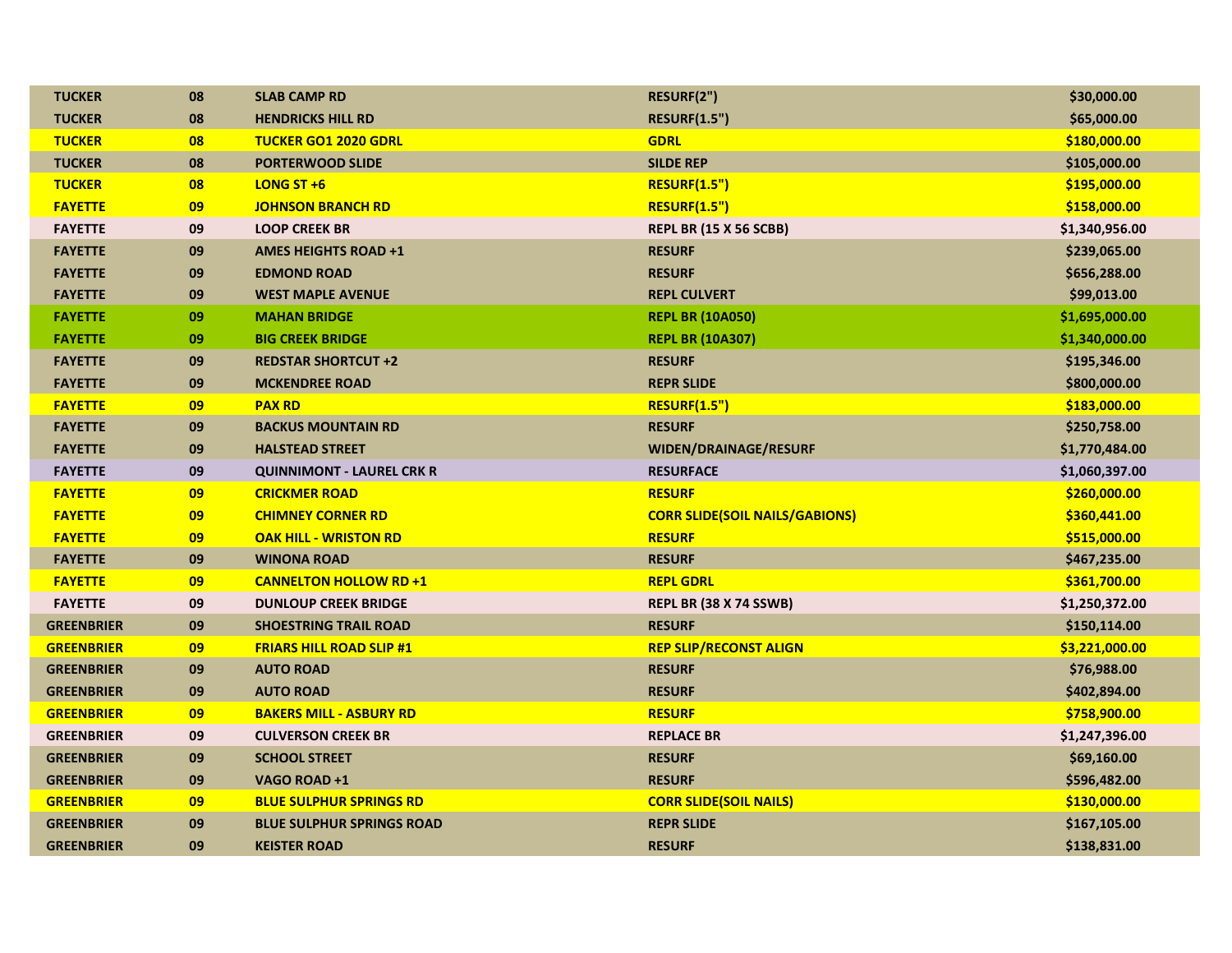| TUCKER | 08 | SLAB CAMP RD | RESURF(2") | $30,000.00 |
|---|---|---|---|---|
| TUCKER | 08 | HENDRICKS HILL RD | RESURF(1.5") | $65,000.00 |
| TUCKER | 08 | TUCKER GO1 2020 GDRL | GDRL | $180,000.00 |
| TUCKER | 08 | PORTERWOOD SLIDE | SILDE REP | $105,000.00 |
| TUCKER | 08 | LONG ST +6 | RESURF(1.5") | $195,000.00 |
| FAYETTE | 09 | JOHNSON BRANCH RD | RESURF(1.5") | $158,000.00 |
| FAYETTE | 09 | LOOP CREEK BR | REPL BR (15 X 56 SCBB) | $1,340,956.00 |
| FAYETTE | 09 | AMES HEIGHTS ROAD +1 | RESURF | $239,065.00 |
| FAYETTE | 09 | EDMOND ROAD | RESURF | $656,288.00 |
| FAYETTE | 09 | WEST MAPLE AVENUE | REPL CULVERT | $99,013.00 |
| FAYETTE | 09 | MAHAN BRIDGE | REPL BR (10A050) | $1,695,000.00 |
| FAYETTE | 09 | BIG CREEK BRIDGE | REPL BR (10A307) | $1,340,000.00 |
| FAYETTE | 09 | REDSTAR SHORTCUT +2 | RESURF | $195,346.00 |
| FAYETTE | 09 | MCKENDREE ROAD | REPR SLIDE | $800,000.00 |
| FAYETTE | 09 | PAX RD | RESURF(1.5") | $183,000.00 |
| FAYETTE | 09 | BACKUS MOUNTAIN RD | RESURF | $250,758.00 |
| FAYETTE | 09 | HALSTEAD STREET | WIDEN/DRAINAGE/RESURF | $1,770,484.00 |
| FAYETTE | 09 | QUINNIMONT - LAUREL CRK R | RESURFACE | $1,060,397.00 |
| FAYETTE | 09 | CRICKMER ROAD | RESURF | $260,000.00 |
| FAYETTE | 09 | CHIMNEY CORNER RD | CORR SLIDE(SOIL NAILS/GABIONS) | $360,441.00 |
| FAYETTE | 09 | OAK HILL - WRISTON RD | RESURF | $515,000.00 |
| FAYETTE | 09 | WINONA ROAD | RESURF | $467,235.00 |
| FAYETTE | 09 | CANNELTON HOLLOW RD +1 | REPL GDRL | $361,700.00 |
| FAYETTE | 09 | DUNLOUP CREEK BRIDGE | REPL BR (38 X 74 SSWB) | $1,250,372.00 |
| GREENBRIER | 09 | SHOESTRING TRAIL ROAD | RESURF | $150,114.00 |
| GREENBRIER | 09 | FRIARS HILL ROAD SLIP #1 | REP SLIP/RECONST ALIGN | $3,221,000.00 |
| GREENBRIER | 09 | AUTO ROAD | RESURF | $76,988.00 |
| GREENBRIER | 09 | AUTO ROAD | RESURF | $402,894.00 |
| GREENBRIER | 09 | BAKERS MILL - ASBURY RD | RESURF | $758,900.00 |
| GREENBRIER | 09 | CULVERSON CREEK BR | REPLACE BR | $1,247,396.00 |
| GREENBRIER | 09 | SCHOOL STREET | RESURF | $69,160.00 |
| GREENBRIER | 09 | VAGO ROAD +1 | RESURF | $596,482.00 |
| GREENBRIER | 09 | BLUE SULPHUR SPRINGS RD | CORR SLIDE(SOIL NAILS) | $130,000.00 |
| GREENBRIER | 09 | BLUE SULPHUR SPRINGS ROAD | REPR SLIDE | $167,105.00 |
| GREENBRIER | 09 | KEISTER ROAD | RESURF | $138,831.00 |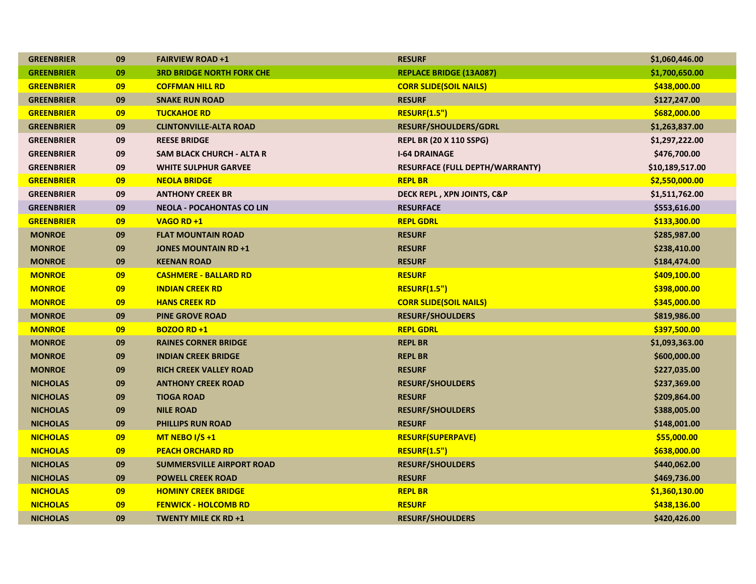| GREENBRIER | 09 | FAIRVIEW ROAD +1 | RESURF | $1,060,446.00 |
|---|---|---|---|---|
| GREENBRIER | 09 | 3RD BRIDGE NORTH FORK CHE | REPLACE BRIDGE (13A087) | $1,700,650.00 |
| GREENBRIER | 09 | COFFMAN HILL RD | CORR SLIDE(SOIL NAILS) | $438,000.00 |
| GREENBRIER | 09 | SNAKE RUN ROAD | RESURF | $127,247.00 |
| GREENBRIER | 09 | TUCKAHOE RD | RESURF(1.5") | $682,000.00 |
| GREENBRIER | 09 | CLINTONVILLE-ALTA ROAD | RESURF/SHOULDERS/GDRL | $1,263,837.00 |
| GREENBRIER | 09 | REESE BRIDGE | REPL BR (20 X 110 SSPG) | $1,297,222.00 |
| GREENBRIER | 09 | SAM BLACK CHURCH - ALTA R | I-64 DRAINAGE | $476,700.00 |
| GREENBRIER | 09 | WHITE SULPHUR GARVEE | RESURFACE (FULL DEPTH/WARRANTY) | $10,189,517.00 |
| GREENBRIER | 09 | NEOLA BRIDGE | REPL BR | $2,550,000.00 |
| GREENBRIER | 09 | ANTHONY CREEK BR | DECK REPL , XPN JOINTS, C&P | $1,511,762.00 |
| GREENBRIER | 09 | NEOLA - POCAHONTAS CO LIN | RESURFACE | $553,616.00 |
| GREENBRIER | 09 | VAGO RD +1 | REPL GDRL | $133,300.00 |
| MONROE | 09 | FLAT MOUNTAIN ROAD | RESURF | $285,987.00 |
| MONROE | 09 | JONES MOUNTAIN RD +1 | RESURF | $238,410.00 |
| MONROE | 09 | KEENAN ROAD | RESURF | $184,474.00 |
| MONROE | 09 | CASHMERE - BALLARD RD | RESURF | $409,100.00 |
| MONROE | 09 | INDIAN CREEK RD | RESURF(1.5") | $398,000.00 |
| MONROE | 09 | HANS CREEK RD | CORR SLIDE(SOIL NAILS) | $345,000.00 |
| MONROE | 09 | PINE GROVE ROAD | RESURF/SHOULDERS | $819,986.00 |
| MONROE | 09 | BOZOO RD +1 | REPL GDRL | $397,500.00 |
| MONROE | 09 | RAINES CORNER BRIDGE | REPL BR | $1,093,363.00 |
| MONROE | 09 | INDIAN CREEK BRIDGE | REPL BR | $600,000.00 |
| MONROE | 09 | RICH CREEK VALLEY ROAD | RESURF | $227,035.00 |
| NICHOLAS | 09 | ANTHONY CREEK ROAD | RESURF/SHOULDERS | $237,369.00 |
| NICHOLAS | 09 | TIOGA ROAD | RESURF | $209,864.00 |
| NICHOLAS | 09 | NILE ROAD | RESURF/SHOULDERS | $388,005.00 |
| NICHOLAS | 09 | PHILLIPS RUN ROAD | RESURF | $148,001.00 |
| NICHOLAS | 09 | MT NEBO I/S +1 | RESURF(SUPERPAVE) | $55,000.00 |
| NICHOLAS | 09 | PEACH ORCHARD RD | RESURF(1.5") | $638,000.00 |
| NICHOLAS | 09 | SUMMERSVILLE AIRPORT ROAD | RESURF/SHOULDERS | $440,062.00 |
| NICHOLAS | 09 | POWELL CREEK ROAD | RESURF | $469,736.00 |
| NICHOLAS | 09 | HOMINY CREEK BRIDGE | REPL BR | $1,360,130.00 |
| NICHOLAS | 09 | FENWICK - HOLCOMB RD | RESURF | $438,136.00 |
| NICHOLAS | 09 | TWENTY MILE CK RD +1 | RESURF/SHOULDERS | $420,426.00 |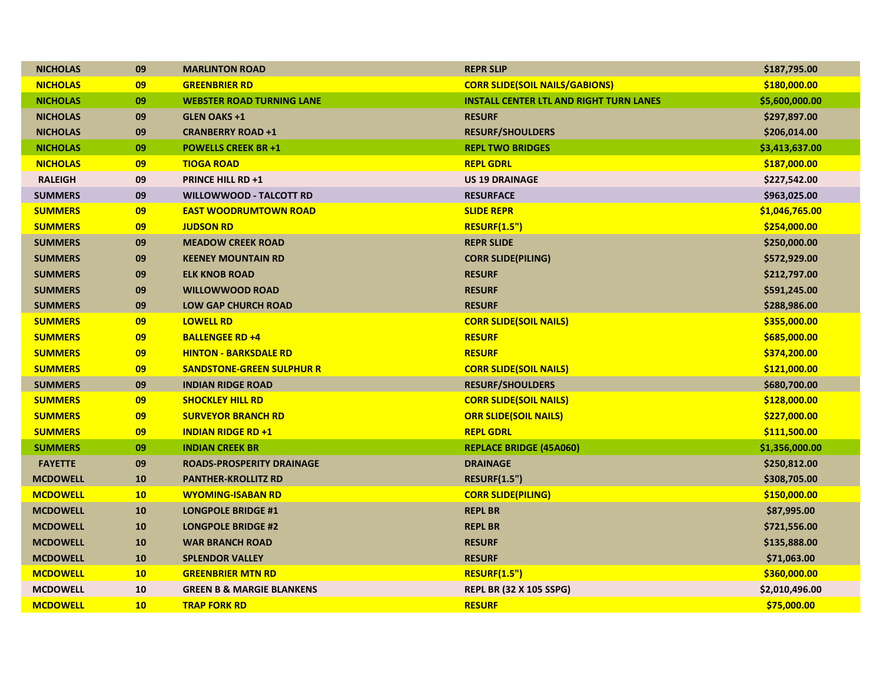| NICHOLAS | 09 | MARLINTON ROAD | REPR SLIP | $187,795.00 |
|---|---|---|---|---|
| NICHOLAS | 09 | GREENBRIER RD | CORR SLIDE(SOIL NAILS/GABIONS) | $180,000.00 |
| NICHOLAS | 09 | WEBSTER ROAD TURNING LANE | INSTALL CENTER LTL AND RIGHT TURN LANES | $5,600,000.00 |
| NICHOLAS | 09 | GLEN OAKS +1 | RESURF | $297,897.00 |
| NICHOLAS | 09 | CRANBERRY ROAD +1 | RESURF/SHOULDERS | $206,014.00 |
| NICHOLAS | 09 | POWELLS CREEK BR +1 | REPL TWO BRIDGES | $3,413,637.00 |
| NICHOLAS | 09 | TIOGA ROAD | REPL GDRL | $187,000.00 |
| RALEIGH | 09 | PRINCE HILL RD +1 | US 19 DRAINAGE | $227,542.00 |
| SUMMERS | 09 | WILLOWWOOD - TALCOTT RD | RESURFACE | $963,025.00 |
| SUMMERS | 09 | EAST WOODRUMTOWN ROAD | SLIDE REPR | $1,046,765.00 |
| SUMMERS | 09 | JUDSON RD | RESURF(1.5") | $254,000.00 |
| SUMMERS | 09 | MEADOW CREEK ROAD | REPR SLIDE | $250,000.00 |
| SUMMERS | 09 | KEENEY MOUNTAIN RD | CORR SLIDE(PILING) | $572,929.00 |
| SUMMERS | 09 | ELK KNOB ROAD | RESURF | $212,797.00 |
| SUMMERS | 09 | WILLOWWOOD ROAD | RESURF | $591,245.00 |
| SUMMERS | 09 | LOW GAP CHURCH ROAD | RESURF | $288,986.00 |
| SUMMERS | 09 | LOWELL RD | CORR SLIDE(SOIL NAILS) | $355,000.00 |
| SUMMERS | 09 | BALLENGEE RD +4 | RESURF | $685,000.00 |
| SUMMERS | 09 | HINTON - BARKSDALE RD | RESURF | $374,200.00 |
| SUMMERS | 09 | SANDSTONE-GREEN SULPHUR R | CORR SLIDE(SOIL NAILS) | $121,000.00 |
| SUMMERS | 09 | INDIAN RIDGE ROAD | RESURF/SHOULDERS | $680,700.00 |
| SUMMERS | 09 | SHOCKLEY HILL RD | CORR SLIDE(SOIL NAILS) | $128,000.00 |
| SUMMERS | 09 | SURVEYOR BRANCH RD | ORR SLIDE(SOIL NAILS) | $227,000.00 |
| SUMMERS | 09 | INDIAN RIDGE RD +1 | REPL GDRL | $111,500.00 |
| SUMMERS | 09 | INDIAN CREEK BR | REPLACE BRIDGE (45A060) | $1,356,000.00 |
| FAYETTE | 09 | ROADS-PROSPERITY DRAINAGE | DRAINAGE | $250,812.00 |
| MCDOWELL | 10 | PANTHER-KROLLITZ RD | RESURF(1.5") | $308,705.00 |
| MCDOWELL | 10 | WYOMING-ISABAN RD | CORR SLIDE(PILING) | $150,000.00 |
| MCDOWELL | 10 | LONGPOLE BRIDGE #1 | REPL BR | $87,995.00 |
| MCDOWELL | 10 | LONGPOLE BRIDGE #2 | REPL BR | $721,556.00 |
| MCDOWELL | 10 | WAR BRANCH ROAD | RESURF | $135,888.00 |
| MCDOWELL | 10 | SPLENDOR VALLEY | RESURF | $71,063.00 |
| MCDOWELL | 10 | GREENBRIER MTN RD | RESURF(1.5") | $360,000.00 |
| MCDOWELL | 10 | GREEN B & MARGIE BLANKENS | REPL BR (32 X 105 SSPG) | $2,010,496.00 |
| MCDOWELL | 10 | TRAP FORK RD | RESURF | $75,000.00 |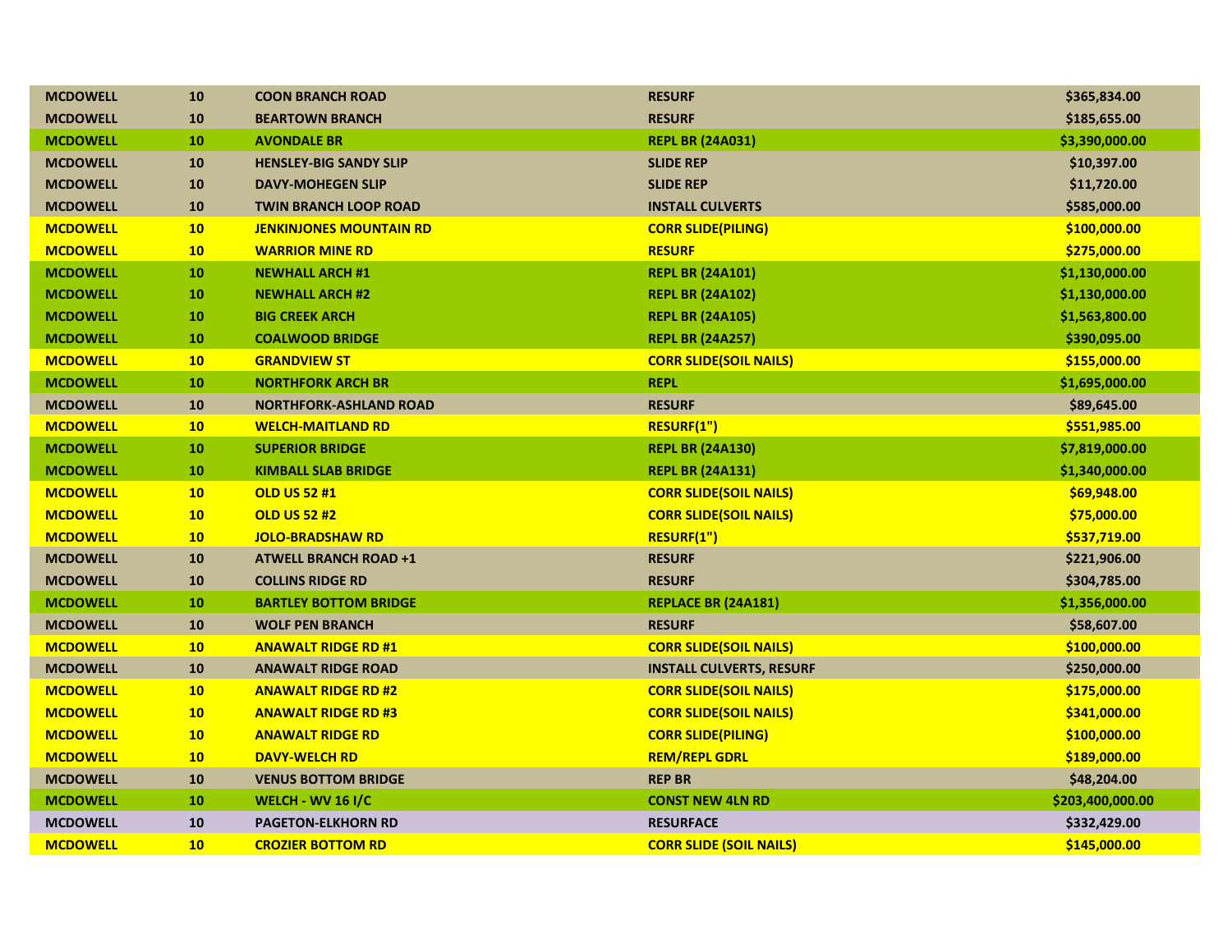| MCDOWELL | 10 | COON BRANCH ROAD | RESURF | $365,834.00 |
|---|---|---|---|---|
| MCDOWELL | 10 | BEARTOWN BRANCH | RESURF | $185,655.00 |
| MCDOWELL | 10 | AVONDALE BR | REPL BR (24A031) | $3,390,000.00 |
| MCDOWELL | 10 | HENSLEY-BIG SANDY SLIP | SLIDE REP | $10,397.00 |
| MCDOWELL | 10 | DAVY-MOHEGEN SLIP | SLIDE REP | $11,720.00 |
| MCDOWELL | 10 | TWIN BRANCH LOOP ROAD | INSTALL CULVERTS | $585,000.00 |
| MCDOWELL | 10 | JENKINJONES MOUNTAIN RD | CORR SLIDE(PILING) | $100,000.00 |
| MCDOWELL | 10 | WARRIOR MINE RD | RESURF | $275,000.00 |
| MCDOWELL | 10 | NEWHALL ARCH #1 | REPL BR (24A101) | $1,130,000.00 |
| MCDOWELL | 10 | NEWHALL ARCH #2 | REPL BR (24A102) | $1,130,000.00 |
| MCDOWELL | 10 | BIG CREEK ARCH | REPL BR (24A105) | $1,563,800.00 |
| MCDOWELL | 10 | COALWOOD BRIDGE | REPL BR (24A257) | $390,095.00 |
| MCDOWELL | 10 | GRANDVIEW ST | CORR SLIDE(SOIL NAILS) | $155,000.00 |
| MCDOWELL | 10 | NORTHFORK ARCH BR | REPL | $1,695,000.00 |
| MCDOWELL | 10 | NORTHFORK-ASHLAND ROAD | RESURF | $89,645.00 |
| MCDOWELL | 10 | WELCH-MAITLAND RD | RESURF(1") | $551,985.00 |
| MCDOWELL | 10 | SUPERIOR BRIDGE | REPL BR (24A130) | $7,819,000.00 |
| MCDOWELL | 10 | KIMBALL SLAB BRIDGE | REPL BR (24A131) | $1,340,000.00 |
| MCDOWELL | 10 | OLD US 52 #1 | CORR SLIDE(SOIL NAILS) | $69,948.00 |
| MCDOWELL | 10 | OLD US 52 #2 | CORR SLIDE(SOIL NAILS) | $75,000.00 |
| MCDOWELL | 10 | JOLO-BRADSHAW RD | RESURF(1") | $537,719.00 |
| MCDOWELL | 10 | ATWELL BRANCH ROAD +1 | RESURF | $221,906.00 |
| MCDOWELL | 10 | COLLINS RIDGE RD | RESURF | $304,785.00 |
| MCDOWELL | 10 | BARTLEY BOTTOM BRIDGE | REPLACE BR (24A181) | $1,356,000.00 |
| MCDOWELL | 10 | WOLF PEN BRANCH | RESURF | $58,607.00 |
| MCDOWELL | 10 | ANAWALT RIDGE RD #1 | CORR SLIDE(SOIL NAILS) | $100,000.00 |
| MCDOWELL | 10 | ANAWALT RIDGE ROAD | INSTALL CULVERTS, RESURF | $250,000.00 |
| MCDOWELL | 10 | ANAWALT RIDGE RD #2 | CORR SLIDE(SOIL NAILS) | $175,000.00 |
| MCDOWELL | 10 | ANAWALT RIDGE RD #3 | CORR SLIDE(SOIL NAILS) | $341,000.00 |
| MCDOWELL | 10 | ANAWALT RIDGE RD | CORR SLIDE(PILING) | $100,000.00 |
| MCDOWELL | 10 | DAVY-WELCH RD | REM/REPL GDRL | $189,000.00 |
| MCDOWELL | 10 | VENUS BOTTOM BRIDGE | REP BR | $48,204.00 |
| MCDOWELL | 10 | WELCH - WV 16 I/C | CONST NEW 4LN RD | $203,400,000.00 |
| MCDOWELL | 10 | PAGETON-ELKHORN RD | RESURFACE | $332,429.00 |
| MCDOWELL | 10 | CROZIER BOTTOM RD | CORR SLIDE (SOIL NAILS) | $145,000.00 |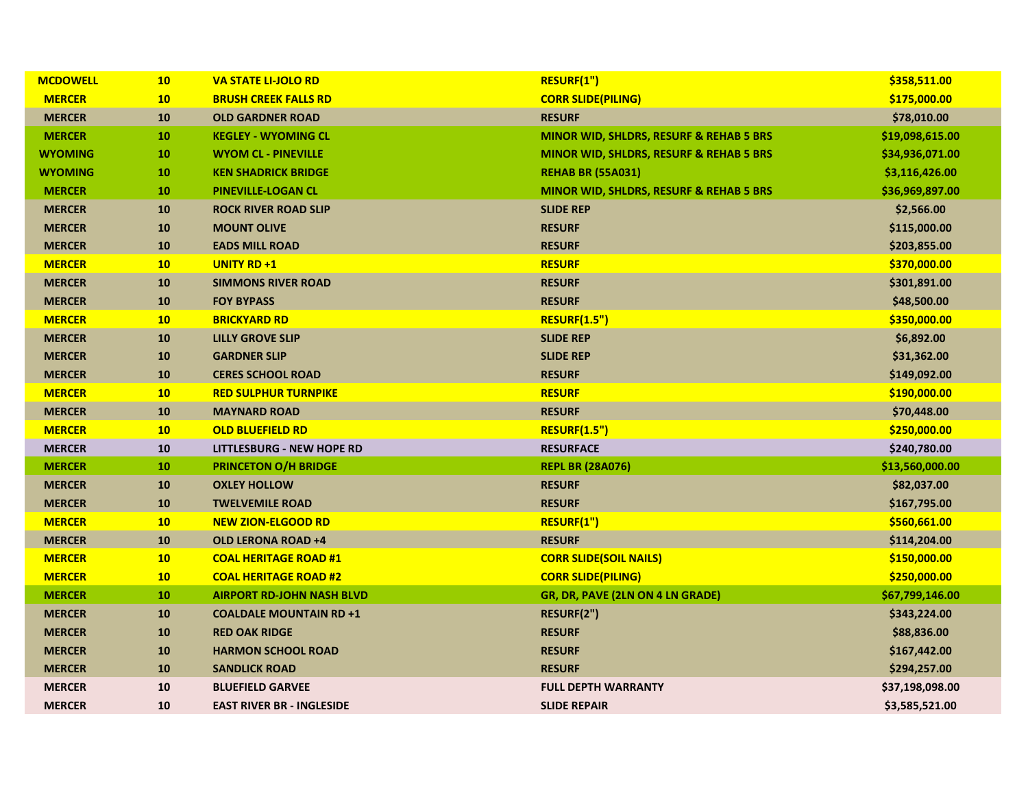| MCDOWELL | 10 | VA STATE LI-JOLO RD | RESURF(1") | $358,511.00 |
|---|---|---|---|---|
| MERCER | 10 | BRUSH CREEK FALLS RD | CORR SLIDE(PILING) | $175,000.00 |
| MERCER | 10 | OLD GARDNER ROAD | RESURF | $78,010.00 |
| MERCER | 10 | KEGLEY - WYOMING CL | MINOR WID, SHLDRS, RESURF & REHAB 5 BRS | $19,098,615.00 |
| WYOMING | 10 | WYOM CL - PINEVILLE | MINOR WID, SHLDRS, RESURF & REHAB 5 BRS | $34,936,071.00 |
| WYOMING | 10 | KEN SHADRICK BRIDGE | REHAB BR (55A031) | $3,116,426.00 |
| MERCER | 10 | PINEVILLE-LOGAN CL | MINOR WID, SHLDRS, RESURF & REHAB 5 BRS | $36,969,897.00 |
| MERCER | 10 | ROCK RIVER ROAD SLIP | SLIDE REP | $2,566.00 |
| MERCER | 10 | MOUNT OLIVE | RESURF | $115,000.00 |
| MERCER | 10 | EADS MILL ROAD | RESURF | $203,855.00 |
| MERCER | 10 | UNITY RD +1 | RESURF | $370,000.00 |
| MERCER | 10 | SIMMONS RIVER ROAD | RESURF | $301,891.00 |
| MERCER | 10 | FOY BYPASS | RESURF | $48,500.00 |
| MERCER | 10 | BRICKYARD RD | RESURF(1.5") | $350,000.00 |
| MERCER | 10 | LILLY GROVE SLIP | SLIDE REP | $6,892.00 |
| MERCER | 10 | GARDNER SLIP | SLIDE REP | $31,362.00 |
| MERCER | 10 | CERES SCHOOL ROAD | RESURF | $149,092.00 |
| MERCER | 10 | RED SULPHUR TURNPIKE | RESURF | $190,000.00 |
| MERCER | 10 | MAYNARD ROAD | RESURF | $70,448.00 |
| MERCER | 10 | OLD BLUEFIELD RD | RESURF(1.5") | $250,000.00 |
| MERCER | 10 | LITTLESBURG - NEW HOPE RD | RESURFACE | $240,780.00 |
| MERCER | 10 | PRINCETON O/H BRIDGE | REPL BR (28A076) | $13,560,000.00 |
| MERCER | 10 | OXLEY HOLLOW | RESURF | $82,037.00 |
| MERCER | 10 | TWELVEMILE ROAD | RESURF | $167,795.00 |
| MERCER | 10 | NEW ZION-ELGOOD RD | RESURF(1") | $560,661.00 |
| MERCER | 10 | OLD LERONA ROAD +4 | RESURF | $114,204.00 |
| MERCER | 10 | COAL HERITAGE ROAD #1 | CORR SLIDE(SOIL NAILS) | $150,000.00 |
| MERCER | 10 | COAL HERITAGE ROAD #2 | CORR SLIDE(PILING) | $250,000.00 |
| MERCER | 10 | AIRPORT RD-JOHN NASH BLVD | GR, DR, PAVE (2LN ON 4 LN GRADE) | $67,799,146.00 |
| MERCER | 10 | COALDALE MOUNTAIN RD +1 | RESURF(2") | $343,224.00 |
| MERCER | 10 | RED OAK RIDGE | RESURF | $88,836.00 |
| MERCER | 10 | HARMON SCHOOL ROAD | RESURF | $167,442.00 |
| MERCER | 10 | SANDLICK ROAD | RESURF | $294,257.00 |
| MERCER | 10 | BLUEFIELD GARVEE | FULL DEPTH WARRANTY | $37,198,098.00 |
| MERCER | 10 | EAST RIVER BR - INGLESIDE | SLIDE REPAIR | $3,585,521.00 |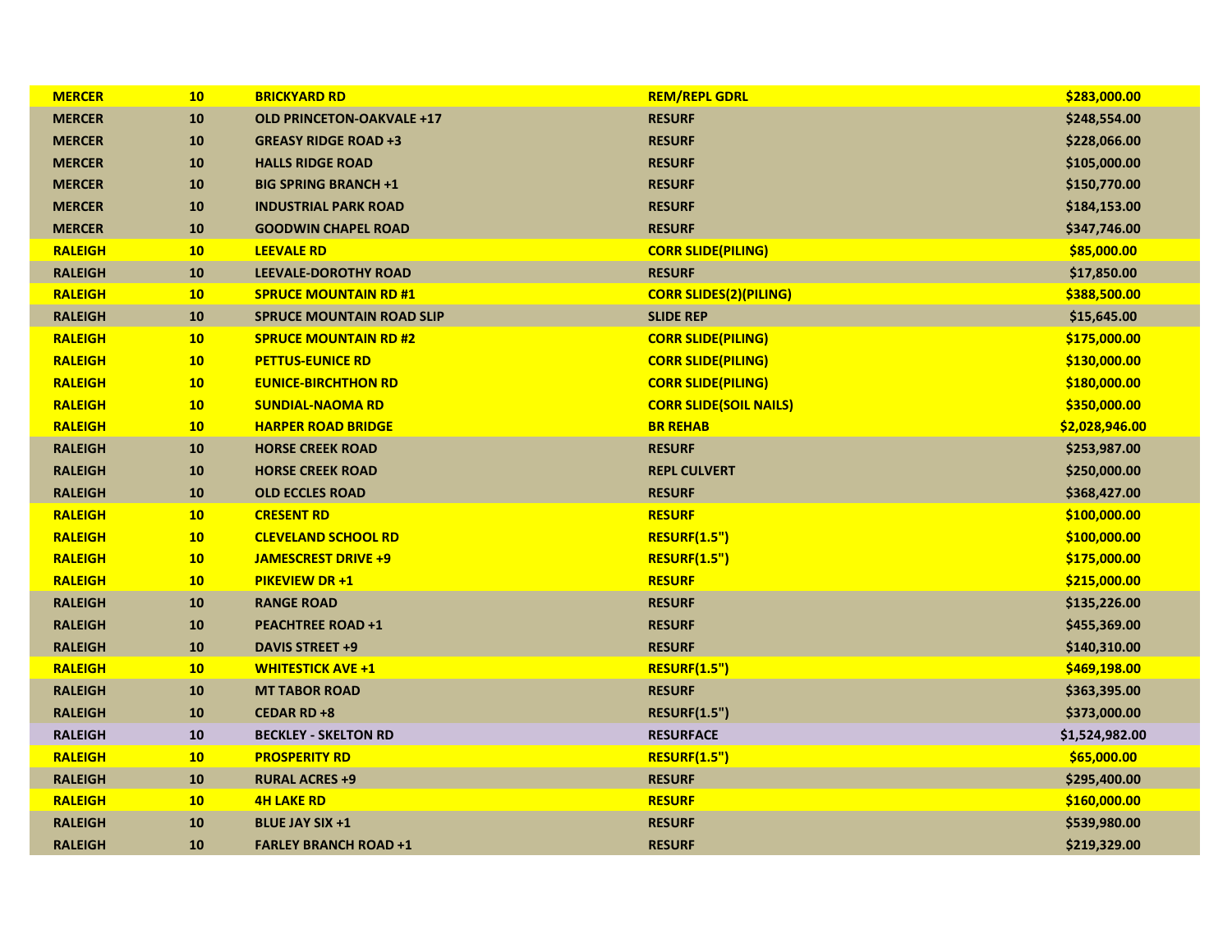| | | | | |
|---|---|---|---|---|
| **MERCER** | **10** | **BRICKYARD RD** | **REM/REPL GDRL** | **$283,000.00** |
| **MERCER** | **10** | **OLD PRINCETON-OAKVALE +17** | **RESURF** | **$248,554.00** |
| **MERCER** | **10** | **GREASY RIDGE ROAD +3** | **RESURF** | **$228,066.00** |
| **MERCER** | **10** | **HALLS RIDGE ROAD** | **RESURF** | **$105,000.00** |
| **MERCER** | **10** | **BIG SPRING BRANCH +1** | **RESURF** | **$150,770.00** |
| **MERCER** | **10** | **INDUSTRIAL PARK ROAD** | **RESURF** | **$184,153.00** |
| **MERCER** | **10** | **GOODWIN CHAPEL ROAD** | **RESURF** | **$347,746.00** |
| **RALEIGH** | **10** | **LEEVALE RD** | **CORR SLIDE(PILING)** | **$85,000.00** |
| **RALEIGH** | **10** | **LEEVALE-DOROTHY ROAD** | **RESURF** | **$17,850.00** |
| **RALEIGH** | **10** | **SPRUCE MOUNTAIN RD #1** | **CORR SLIDES(2)(PILING)** | **$388,500.00** |
| **RALEIGH** | **10** | **SPRUCE MOUNTAIN ROAD SLIP** | **SLIDE REP** | **$15,645.00** |
| **RALEIGH** | **10** | **SPRUCE MOUNTAIN RD #2** | **CORR SLIDE(PILING)** | **$175,000.00** |
| **RALEIGH** | **10** | **PETTUS-EUNICE RD** | **CORR SLIDE(PILING)** | **$130,000.00** |
| **RALEIGH** | **10** | **EUNICE-BIRCHTHON RD** | **CORR SLIDE(PILING)** | **$180,000.00** |
| **RALEIGH** | **10** | **SUNDIAL-NAOMA RD** | **CORR SLIDE(SOIL NAILS)** | **$350,000.00** |
| **RALEIGH** | **10** | **HARPER ROAD BRIDGE** | **BR REHAB** | **$2,028,946.00** |
| **RALEIGH** | **10** | **HORSE CREEK ROAD** | **RESURF** | **$253,987.00** |
| **RALEIGH** | **10** | **HORSE CREEK ROAD** | **REPL CULVERT** | **$250,000.00** |
| **RALEIGH** | **10** | **OLD ECCLES ROAD** | **RESURF** | **$368,427.00** |
| **RALEIGH** | **10** | **CRESENT RD** | **RESURF** | **$100,000.00** |
| **RALEIGH** | **10** | **CLEVELAND SCHOOL RD** | **RESURF(1.5")** | **$100,000.00** |
| **RALEIGH** | **10** | **JAMESCREST DRIVE +9** | **RESURF(1.5")** | **$175,000.00** |
| **RALEIGH** | **10** | **PIKEVIEW DR +1** | **RESURF** | **$215,000.00** |
| **RALEIGH** | **10** | **RANGE ROAD** | **RESURF** | **$135,226.00** |
| **RALEIGH** | **10** | **PEACHTREE ROAD +1** | **RESURF** | **$455,369.00** |
| **RALEIGH** | **10** | **DAVIS STREET +9** | **RESURF** | **$140,310.00** |
| **RALEIGH** | **10** | **WHITESTICK AVE +1** | **RESURF(1.5")** | **$469,198.00** |
| **RALEIGH** | **10** | **MT TABOR ROAD** | **RESURF** | **$363,395.00** |
| **RALEIGH** | **10** | **CEDAR RD +8** | **RESURF(1.5")** | **$373,000.00** |
| **RALEIGH** | **10** | **BECKLEY - SKELTON RD** | **RESURFACE** | **$1,524,982.00** |
| **RALEIGH** | **10** | **PROSPERITY RD** | **RESURF(1.5")** | **$65,000.00** |
| **RALEIGH** | **10** | **RURAL ACRES +9** | **RESURF** | **$295,400.00** |
| **RALEIGH** | **10** | **4H LAKE RD** | **RESURF** | **$160,000.00** |
| **RALEIGH** | **10** | **BLUE JAY SIX +1** | **RESURF** | **$539,980.00** |
| **RALEIGH** | **10** | **FARLEY BRANCH ROAD +1** | **RESURF** | **$219,329.00** |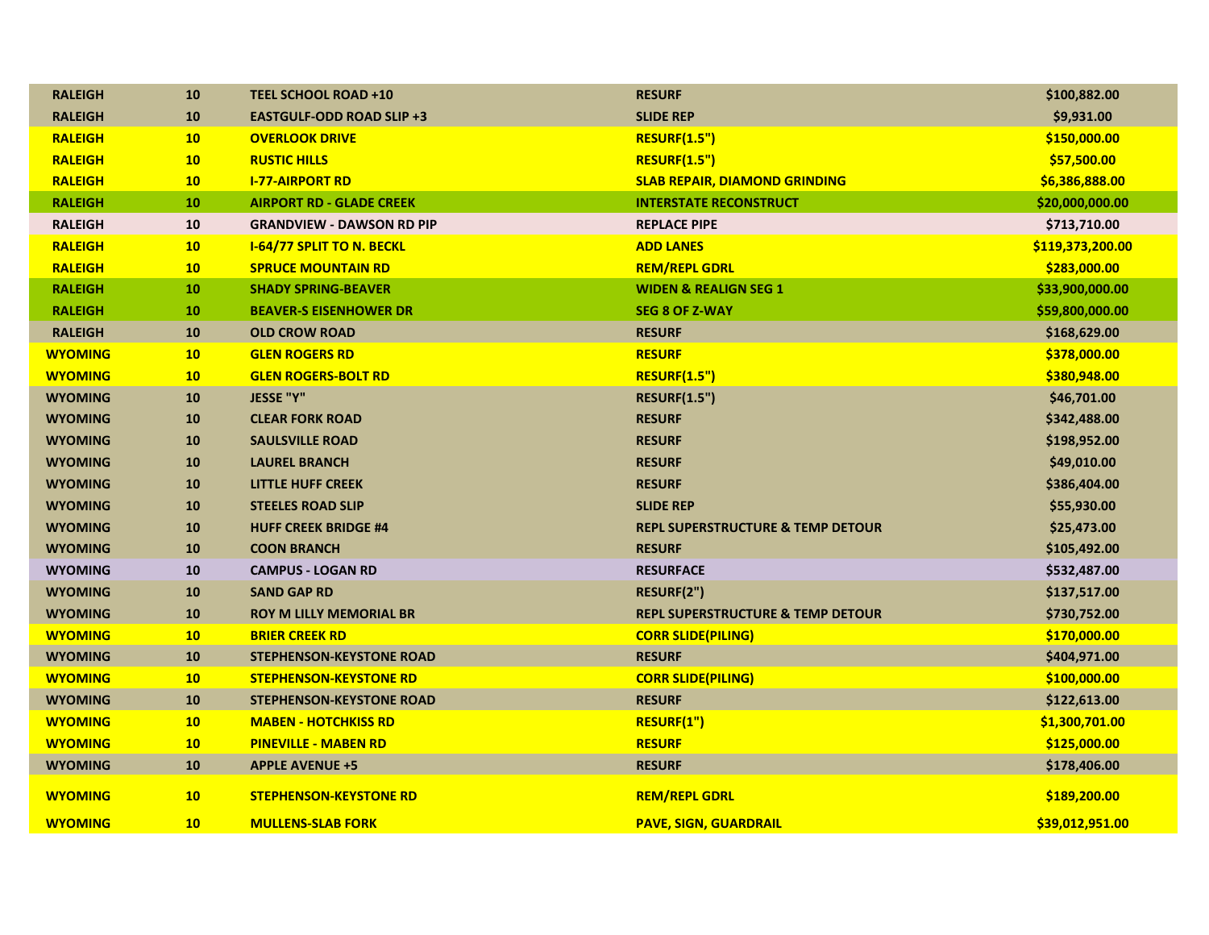| | | | | |
|---|---|---|---|---|
| RALEIGH | 10 | TEEL SCHOOL ROAD +10 | RESURF | $100,882.00 |
| RALEIGH | 10 | EASTGULF-ODD ROAD SLIP +3 | SLIDE REP | $9,931.00 |
| RALEIGH | 10 | OVERLOOK DRIVE | RESURF(1.5") | $150,000.00 |
| RALEIGH | 10 | RUSTIC HILLS | RESURF(1.5") | $57,500.00 |
| RALEIGH | 10 | I-77-AIRPORT RD | SLAB REPAIR, DIAMOND GRINDING | $6,386,888.00 |
| RALEIGH | 10 | AIRPORT RD - GLADE CREEK | INTERSTATE RECONSTRUCT | $20,000,000.00 |
| RALEIGH | 10 | GRANDVIEW - DAWSON RD PIP | REPLACE PIPE | $713,710.00 |
| RALEIGH | 10 | I-64/77 SPLIT TO N. BECKL | ADD LANES | $119,373,200.00 |
| RALEIGH | 10 | SPRUCE MOUNTAIN RD | REM/REPL GDRL | $283,000.00 |
| RALEIGH | 10 | SHADY SPRING-BEAVER | WIDEN & REALIGN SEG 1 | $33,900,000.00 |
| RALEIGH | 10 | BEAVER-S EISENHOWER DR | SEG 8 OF Z-WAY | $59,800,000.00 |
| RALEIGH | 10 | OLD CROW ROAD | RESURF | $168,629.00 |
| WYOMING | 10 | GLEN ROGERS RD | RESURF | $378,000.00 |
| WYOMING | 10 | GLEN ROGERS-BOLT RD | RESURF(1.5") | $380,948.00 |
| WYOMING | 10 | JESSE "Y" | RESURF(1.5") | $46,701.00 |
| WYOMING | 10 | CLEAR FORK ROAD | RESURF | $342,488.00 |
| WYOMING | 10 | SAULSVILLE ROAD | RESURF | $198,952.00 |
| WYOMING | 10 | LAUREL BRANCH | RESURF | $49,010.00 |
| WYOMING | 10 | LITTLE HUFF CREEK | RESURF | $386,404.00 |
| WYOMING | 10 | STEELES ROAD SLIP | SLIDE REP | $55,930.00 |
| WYOMING | 10 | HUFF CREEK BRIDGE #4 | REPL SUPERSTRUCTURE & TEMP DETOUR | $25,473.00 |
| WYOMING | 10 | COON BRANCH | RESURF | $105,492.00 |
| WYOMING | 10 | CAMPUS - LOGAN RD | RESURFACE | $532,487.00 |
| WYOMING | 10 | SAND GAP RD | RESURF(2") | $137,517.00 |
| WYOMING | 10 | ROY M LILLY MEMORIAL BR | REPL SUPERSTRUCTURE & TEMP DETOUR | $730,752.00 |
| WYOMING | 10 | BRIER CREEK RD | CORR SLIDE(PILING) | $170,000.00 |
| WYOMING | 10 | STEPHENSON-KEYSTONE ROAD | RESURF | $404,971.00 |
| WYOMING | 10 | STEPHENSON-KEYSTONE RD | CORR SLIDE(PILING) | $100,000.00 |
| WYOMING | 10 | STEPHENSON-KEYSTONE ROAD | RESURF | $122,613.00 |
| WYOMING | 10 | MABEN - HOTCHKISS RD | RESURF(1") | $1,300,701.00 |
| WYOMING | 10 | PINEVILLE - MABEN RD | RESURF | $125,000.00 |
| WYOMING | 10 | APPLE AVENUE +5 | RESURF | $178,406.00 |
| WYOMING | 10 | STEPHENSON-KEYSTONE RD | REM/REPL GDRL | $189,200.00 |
| WYOMING | 10 | MULLENS-SLAB FORK | PAVE, SIGN, GUARDRAIL | $39,012,951.00 |